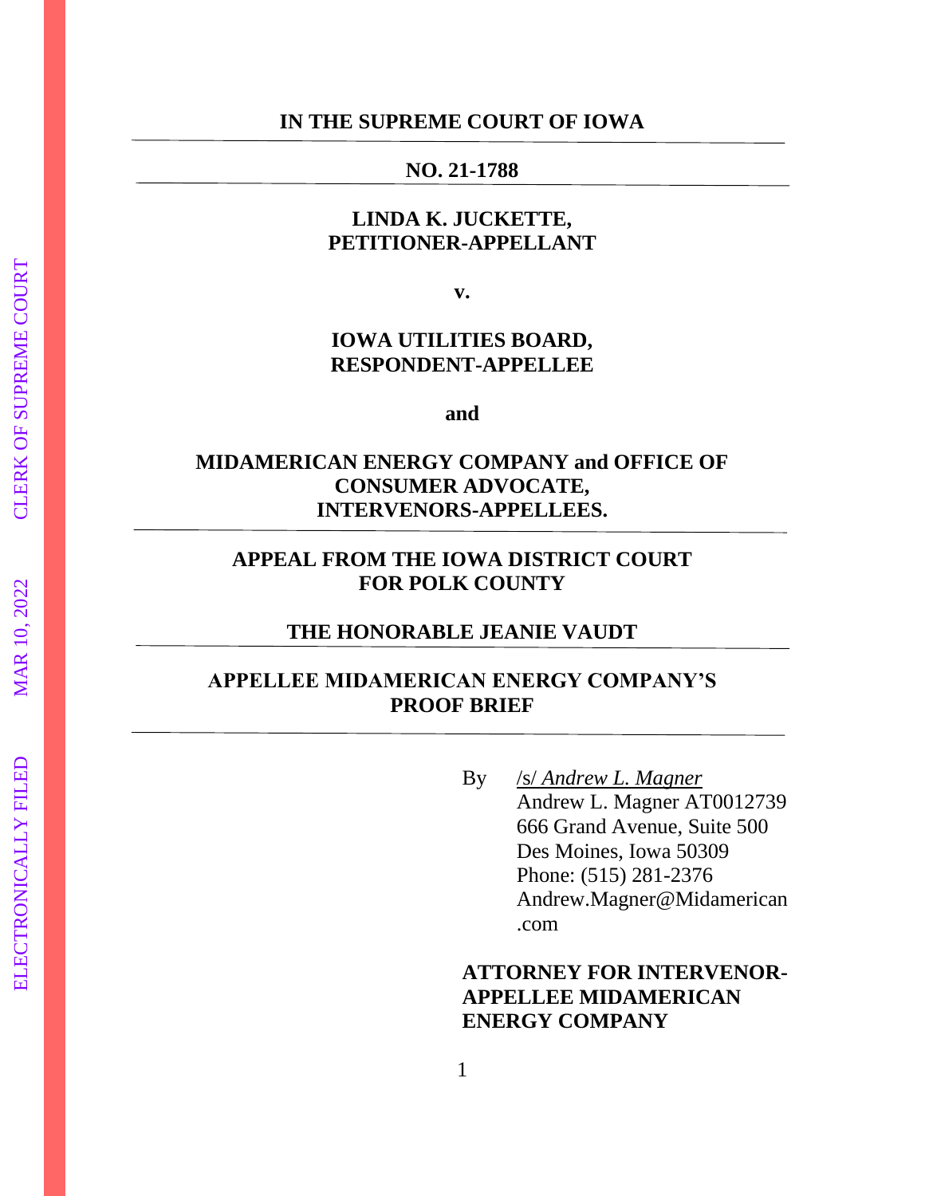**IN THE SUPREME COURT OF IOWA**

---

**NO. 21-1788**

---

**LINDA K. JUCKETTE,**
**PETITIONER-APPELLANT**

**v.**

**IOWA UTILITIES BOARD,**
**RESPONDENT-APPELLEE**

**and**

**MIDAMERICAN ENERGY COMPANY and OFFICE OF CONSUMER ADVOCATE,**
**INTERVENORS-APPELLEES.**

---

**APPEAL FROM THE IOWA DISTRICT COURT**
**FOR POLK COUNTY**

**THE HONORABLE JEANIE VAUDT**

---

**APPELLEE MIDAMERICAN ENERGY COMPANY'S**
**PROOF BRIEF**

---

By /s/ *Andrew L. Magner*
Andrew L. Magner AT0012739
666 Grand Avenue, Suite 500
Des Moines, Iowa 50309
Phone: (515) 281-2376
Andrew.Magner@Midamerican.com

**ATTORNEY FOR INTERVENOR-APPELLEE MIDAMERICAN ENERGY COMPANY**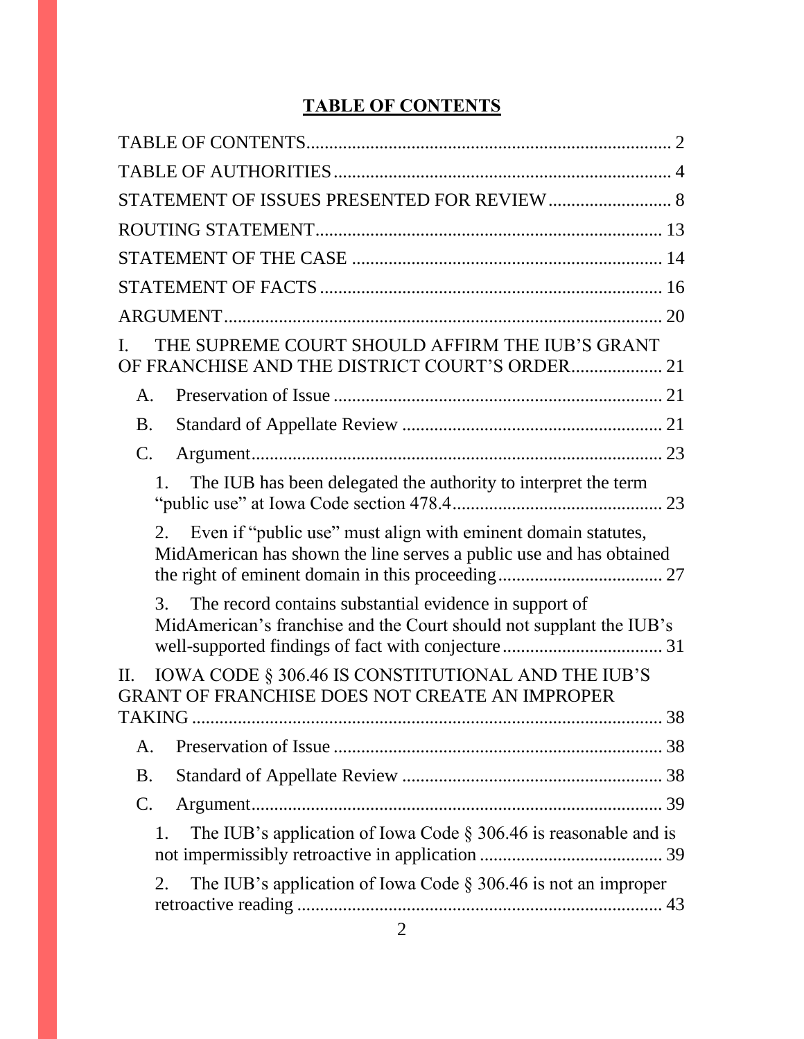# TABLE OF CONTENTS

TABLE OF CONTENTS .......... 2

TABLE OF AUTHORITIES .......... 4

STATEMENT OF ISSUES PRESENTED FOR REVIEW .......... 8

ROUTING STATEMENT .......... 13

STATEMENT OF THE CASE .......... 14

STATEMENT OF FACTS .......... 16

ARGUMENT .......... 20

I. THE SUPREME COURT SHOULD AFFIRM THE IUB'S GRANT OF FRANCHISE AND THE DISTRICT COURT'S ORDER .......... 21

- A. Preservation of Issue .......... 21
- B. Standard of Appellate Review .......... 21
- C. Argument .......... 23
  1. The IUB has been delegated the authority to interpret the term "public use" at Iowa Code section 478.4 .......... 23
  2. Even if "public use" must align with eminent domain statutes, MidAmerican has shown the line serves a public use and has obtained the right of eminent domain in this proceeding .......... 27
  3. The record contains substantial evidence in support of MidAmerican's franchise and the Court should not supplant the IUB's well-supported findings of fact with conjecture .......... 31

II. IOWA CODE § 306.46 IS CONSTITUTIONAL AND THE IUB'S GRANT OF FRANCHISE DOES NOT CREATE AN IMPROPER TAKING .......... 38

- A. Preservation of Issue .......... 38
- B. Standard of Appellate Review .......... 38
- C. Argument .......... 39
  1. The IUB's application of Iowa Code § 306.46 is reasonable and is not impermissibly retroactive in application .......... 39
  2. The IUB's application of Iowa Code § 306.46 is not an improper retroactive reading .......... 43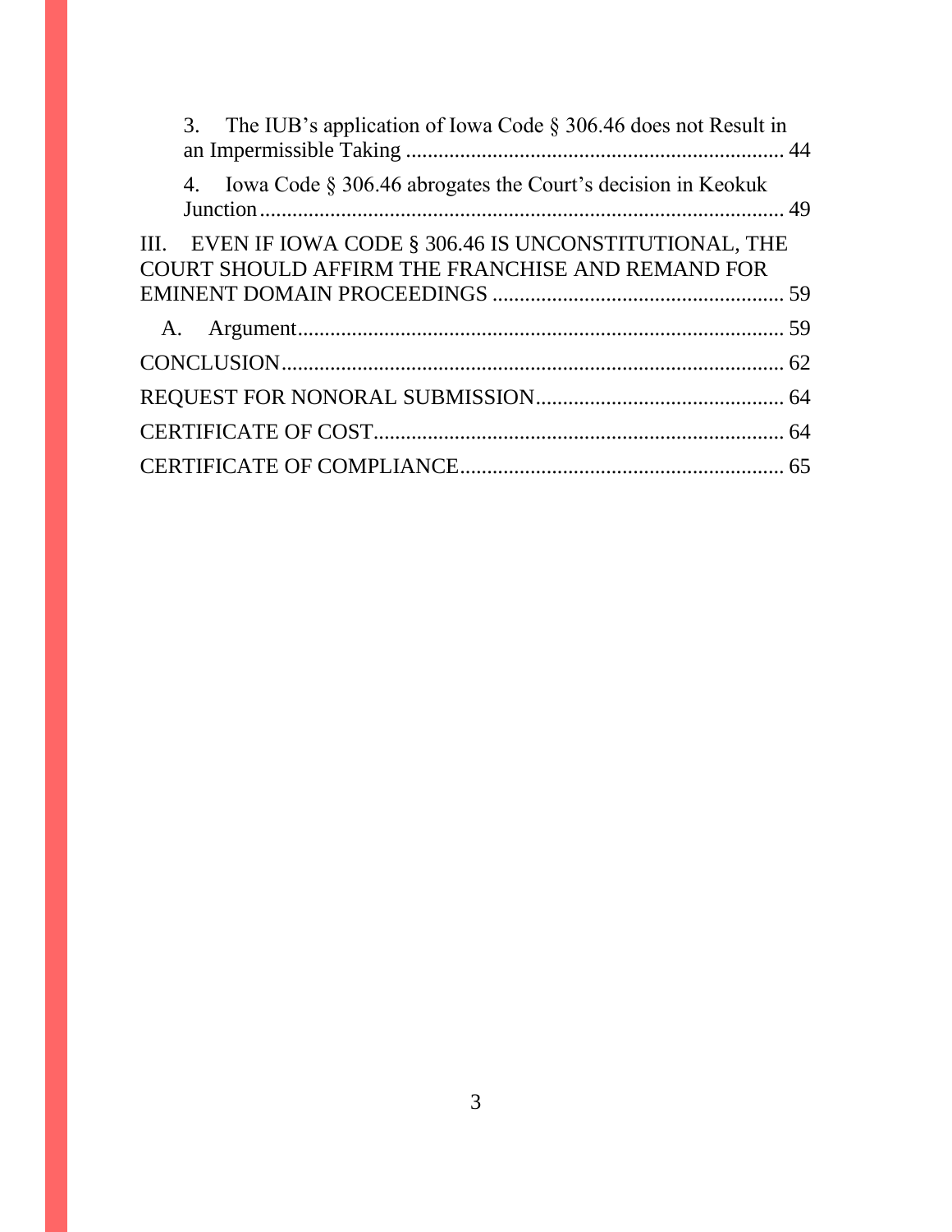3. The IUB's application of Iowa Code § 306.46 does not Result in an Impermissible Taking ..................................................................... 44

4. Iowa Code § 306.46 abrogates the Court's decision in Keokuk Junction ............................................................................................... 49

III. EVEN IF IOWA CODE § 306.46 IS UNCONSTITUTIONAL, THE COURT SHOULD AFFIRM THE FRANCHISE AND REMAND FOR EMINENT DOMAIN PROCEEDINGS ..................................................... 59

A. Argument ......................................................................................... 59

CONCLUSION ............................................................................................ 62

REQUEST FOR NONORAL SUBMISSION .............................................. 64

CERTIFICATE OF COST ........................................................................... 64

CERTIFICATE OF COMPLIANCE ............................................................ 65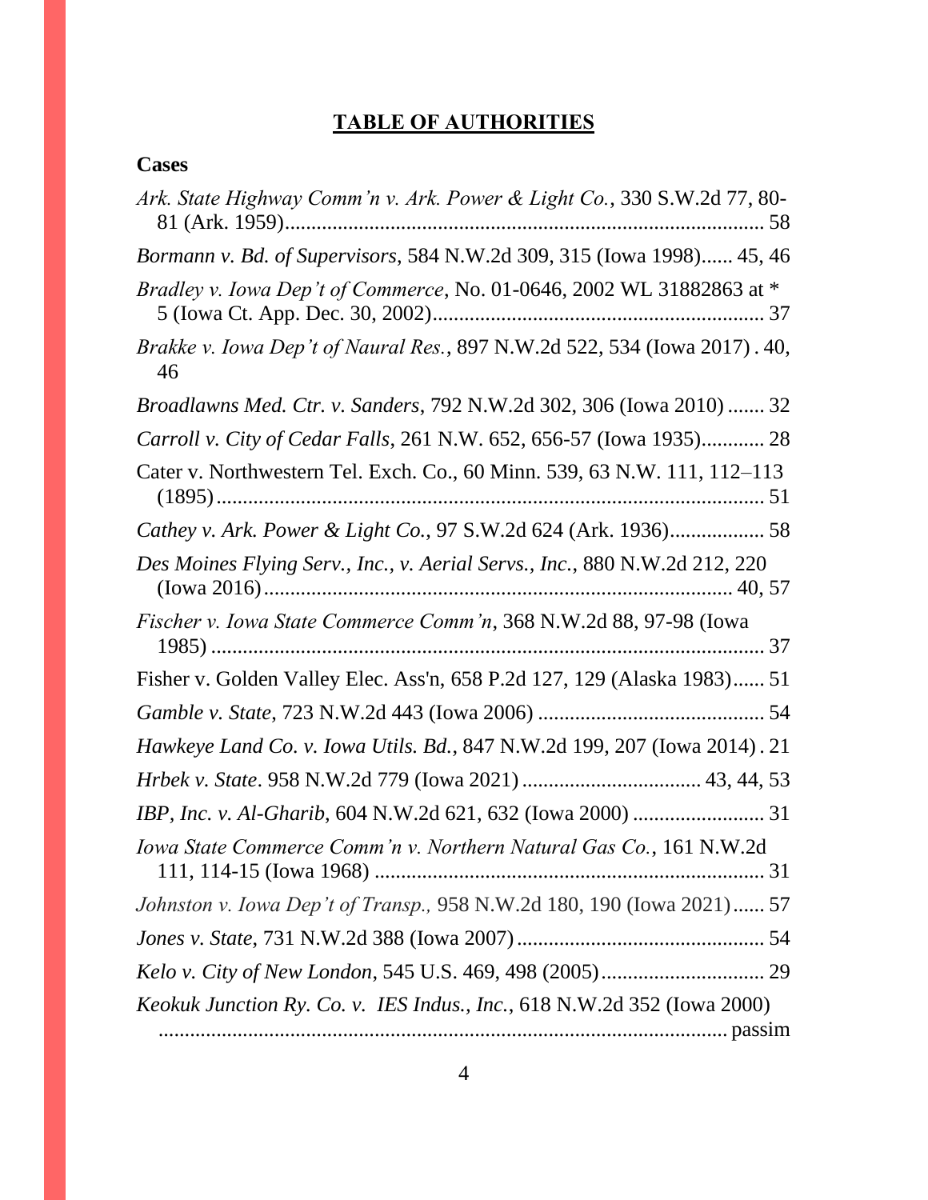## TABLE OF AUTHORITIES

**Cases**

*Ark. State Highway Comm'n v. Ark. Power & Light Co.*, 330 S.W.2d 77, 80-81 (Ark. 1959)........................................................................................ 58

*Bormann v. Bd. of Supervisors*, 584 N.W.2d 309, 315 (Iowa 1998)...... 45, 46

*Bradley v. Iowa Dep't of Commerce*, No. 01-0646, 2002 WL 31882863 at * 5 (Iowa Ct. App. Dec. 30, 2002)............................................................. 37

*Brakke v. Iowa Dep't of Naural Res.*, 897 N.W.2d 522, 534 (Iowa 2017) . 40, 46

*Broadlawns Med. Ctr. v. Sanders*, 792 N.W.2d 302, 306 (Iowa 2010) ....... 32

*Carroll v. City of Cedar Falls*, 261 N.W. 652, 656-57 (Iowa 1935)............ 28

Cater v. Northwestern Tel. Exch. Co., 60 Minn. 539, 63 N.W. 111, 112–113 (1895)........................................................................................................ 51

*Cathey v. Ark. Power & Light Co.*, 97 S.W.2d 624 (Ark. 1936).................. 58

*Des Moines Flying Serv., Inc., v. Aerial Servs., Inc.*, 880 N.W.2d 212, 220 (Iowa 2016)........................................................................................ 40, 57

*Fischer v. Iowa State Commerce Comm'n*, 368 N.W.2d 88, 97-98 (Iowa 1985) ........................................................................................................ 37

Fisher v. Golden Valley Elec. Ass'n, 658 P.2d 127, 129 (Alaska 1983)...... 51

*Gamble v. State*, 723 N.W.2d 443 (Iowa 2006) ........................................... 54

*Hawkeye Land Co. v. Iowa Utils. Bd.*, 847 N.W.2d 199, 207 (Iowa 2014) . 21

*Hrbek v. State*. 958 N.W.2d 779 (Iowa 2021) .................................. 43, 44, 53

*IBP, Inc. v. Al-Gharib*, 604 N.W.2d 621, 632 (Iowa 2000) ......................... 31

*Iowa State Commerce Comm'n v. Northern Natural Gas Co.*, 161 N.W.2d 111, 114-15 (Iowa 1968) ........................................................................ 31

*Johnston v. Iowa Dep't of Transp.,* 958 N.W.2d 180, 190 (Iowa 2021)...... 57

*Jones v. State*, 731 N.W.2d 388 (Iowa 2007)............................................... 54

*Kelo v. City of New London*, 545 U.S. 469, 498 (2005)............................... 29

*Keokuk Junction Ry. Co. v. IES Indus., Inc.*, 618 N.W.2d 352 (Iowa 2000) ............................................................................................................ passim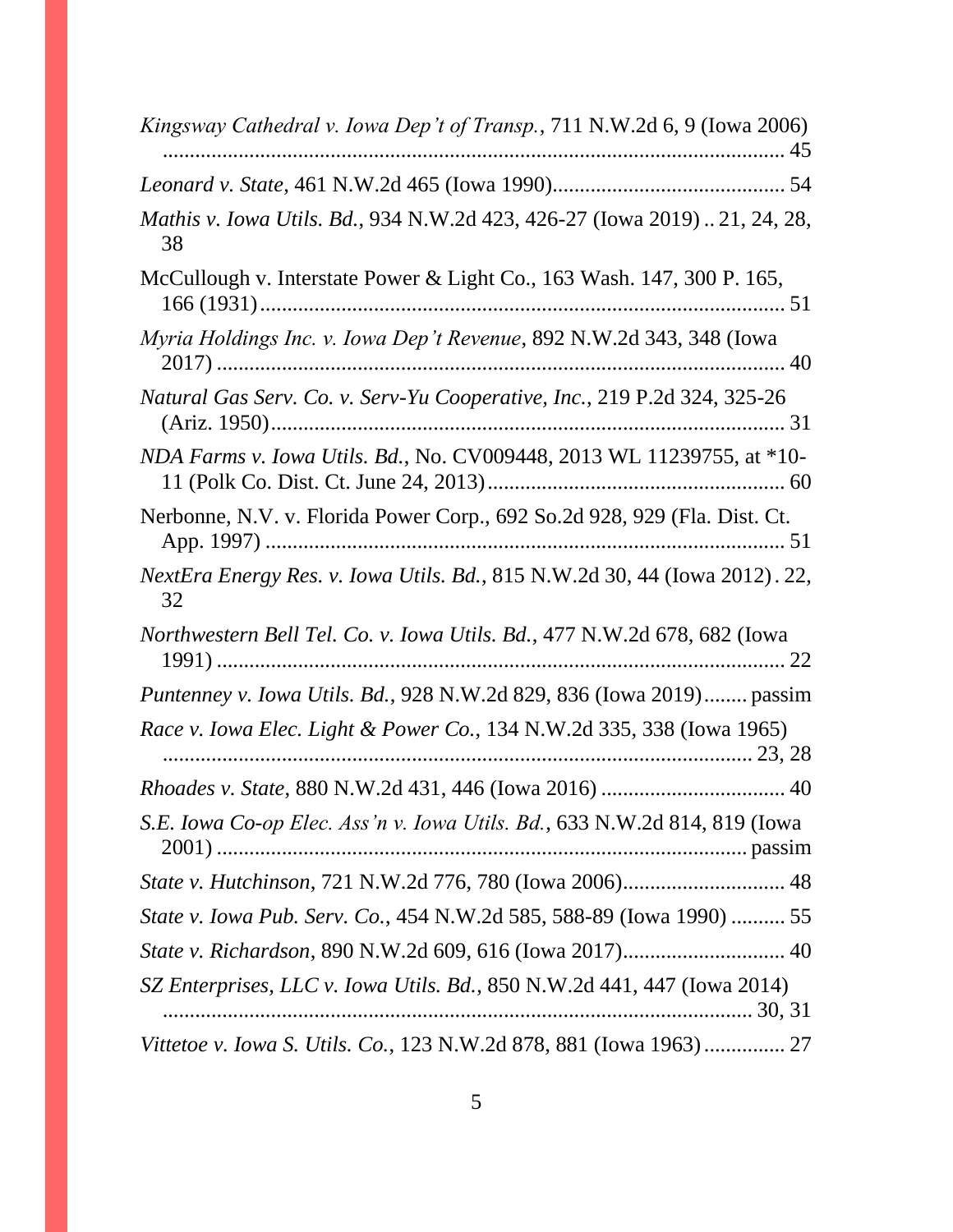*Kingsway Cathedral v. Iowa Dep't of Transp.*, 711 N.W.2d 6, 9 (Iowa 2006) ........................................................................................................ 45

*Leonard v. State*, 461 N.W.2d 465 (Iowa 1990)........................................... 54

*Mathis v. Iowa Utils. Bd.*, 934 N.W.2d 423, 426-27 (Iowa 2019) .. 21, 24, 28, 38

McCullough v. Interstate Power & Light Co., 163 Wash. 147, 300 P. 165, 166 (1931)................................................................................................ 51

*Myria Holdings Inc. v. Iowa Dep't Revenue*, 892 N.W.2d 343, 348 (Iowa 2017) ........................................................................................................ 40

*Natural Gas Serv. Co. v. Serv-Yu Cooperative, Inc.*, 219 P.2d 324, 325-26 (Ariz. 1950).............................................................................................. 31

*NDA Farms v. Iowa Utils. Bd.*, No. CV009448, 2013 WL 11239755, at *10-11 (Polk Co. Dist. Ct. June 24, 2013)...................................................... 60

Nerbonne, N.V. v. Florida Power Corp., 692 So.2d 928, 929 (Fla. Dist. Ct. App. 1997) ............................................................................................... 51

*NextEra Energy Res. v. Iowa Utils. Bd.*, 815 N.W.2d 30, 44 (Iowa 2012). 22, 32

*Northwestern Bell Tel. Co. v. Iowa Utils. Bd.*, 477 N.W.2d 678, 682 (Iowa 1991) ........................................................................................................ 22

*Puntenney v. Iowa Utils. Bd.*, 928 N.W.2d 829, 836 (Iowa 2019)........ passim

*Race v. Iowa Elec. Light & Power Co.*, 134 N.W.2d 335, 338 (Iowa 1965) ............................................................................................................ 23, 28

*Rhoades v. State*, 880 N.W.2d 431, 446 (Iowa 2016) .................................. 40

*S.E. Iowa Co-op Elec. Ass'n v. Iowa Utils. Bd.*, 633 N.W.2d 814, 819 (Iowa 2001) ................................................................................................ passim

*State v. Hutchinson*, 721 N.W.2d 776, 780 (Iowa 2006).............................. 48

*State v. Iowa Pub. Serv. Co.*, 454 N.W.2d 585, 588-89 (Iowa 1990) .......... 55

*State v. Richardson*, 890 N.W.2d 609, 616 (Iowa 2017).............................. 40

*SZ Enterprises, LLC v. Iowa Utils. Bd.*, 850 N.W.2d 441, 447 (Iowa 2014) ............................................................................................................ 30, 31

*Vittetoe v. Iowa S. Utils. Co.*, 123 N.W.2d 878, 881 (Iowa 1963)............... 27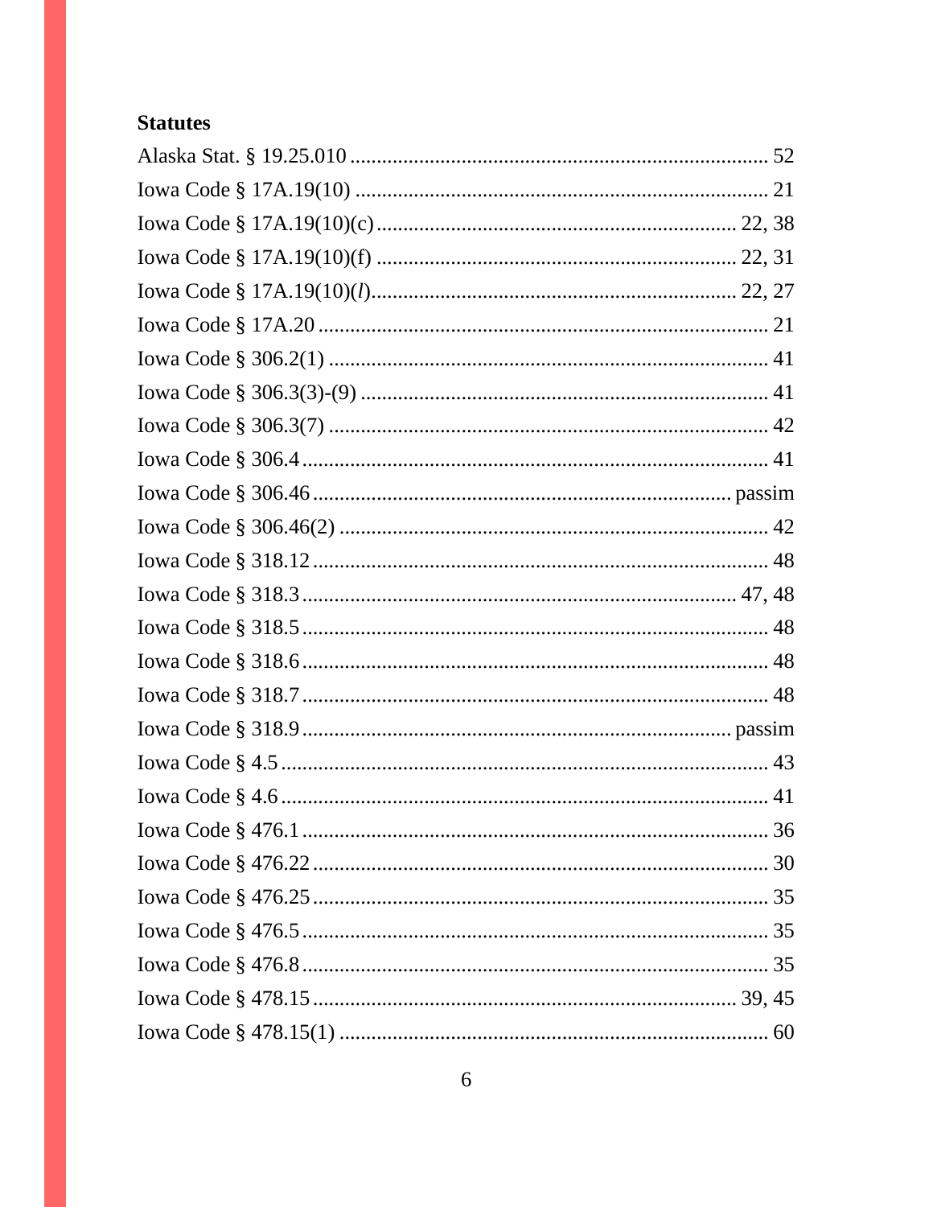**Statutes**

Alaska Stat. § 19.25.010 .......... 52
Iowa Code § 17A.19(10) .......... 21
Iowa Code § 17A.19(10)(c) .......... 22, 38
Iowa Code § 17A.19(10)(f) .......... 22, 31
Iowa Code § 17A.19(10)(*l*) .......... 22, 27
Iowa Code § 17A.20 .......... 21
Iowa Code § 306.2(1) .......... 41
Iowa Code § 306.3(3)-(9) .......... 41
Iowa Code § 306.3(7) .......... 42
Iowa Code § 306.4 .......... 41
Iowa Code § 306.46 .......... passim
Iowa Code § 306.46(2) .......... 42
Iowa Code § 318.12 .......... 48
Iowa Code § 318.3 .......... 47, 48
Iowa Code § 318.5 .......... 48
Iowa Code § 318.6 .......... 48
Iowa Code § 318.7 .......... 48
Iowa Code § 318.9 .......... passim
Iowa Code § 4.5 .......... 43
Iowa Code § 4.6 .......... 41
Iowa Code § 476.1 .......... 36
Iowa Code § 476.22 .......... 30
Iowa Code § 476.25 .......... 35
Iowa Code § 476.5 .......... 35
Iowa Code § 476.8 .......... 35
Iowa Code § 478.15 .......... 39, 45
Iowa Code § 478.15(1) .......... 60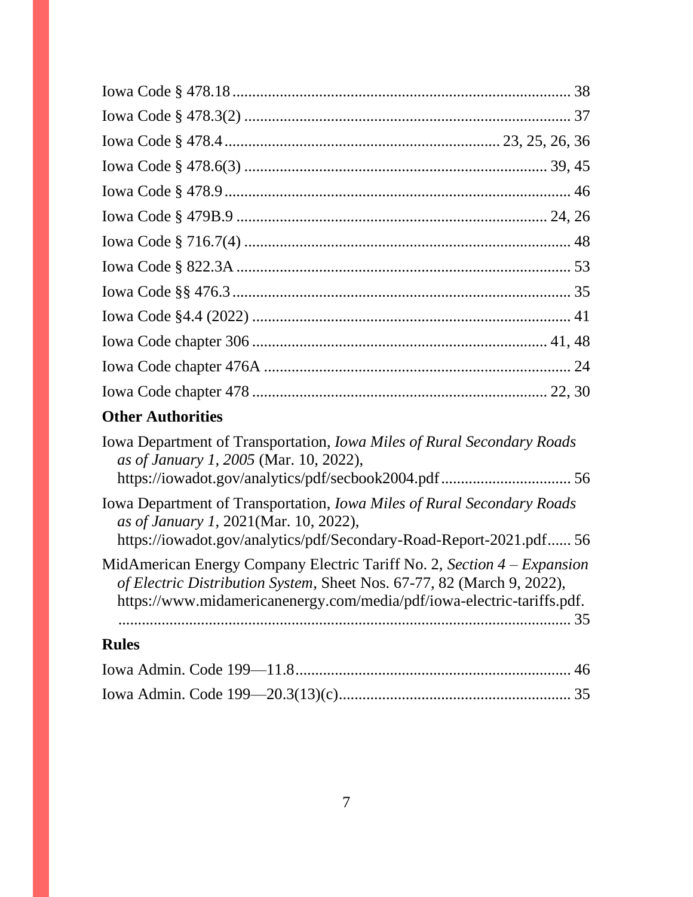Iowa Code § 478.18 ..................................................................................... 38

Iowa Code § 478.3(2) ................................................................................. 37

Iowa Code § 478.4 ................................................................... 23, 25, 26, 36

Iowa Code § 478.6(3) ........................................................................... 39, 45

Iowa Code § 478.9 ...................................................................................... 46

Iowa Code § 479B.9 ............................................................................. 24, 26

Iowa Code § 716.7(4) ................................................................................. 48

Iowa Code § 822.3A ................................................................................... 53

Iowa Code §§ 476.3 .................................................................................... 35

Iowa Code §4.4 (2022) ............................................................................... 41

Iowa Code chapter 306 ......................................................................... 41, 48

Iowa Code chapter 476A ............................................................................ 24

Iowa Code chapter 478 ......................................................................... 22, 30

## Other Authorities

Iowa Department of Transportation, *Iowa Miles of Rural Secondary Roads as of January 1, 2005* (Mar. 10, 2022), https://iowadot.gov/analytics/pdf/secbook2004.pdf ................................ 56

Iowa Department of Transportation, *Iowa Miles of Rural Secondary Roads as of January 1,* 2021(Mar. 10, 2022), https://iowadot.gov/analytics/pdf/Secondary-Road-Report-2021.pdf...... 56

MidAmerican Energy Company Electric Tariff No. 2, *Section 4 – Expansion of Electric Distribution System*, Sheet Nos. 67-77, 82 (March 9, 2022), https://www.midamericanenergy.com/media/pdf/iowa-electric-tariffs.pdf. .................................................................................................................. 35

## Rules

Iowa Admin. Code 199—11.8 ..................................................................... 46

Iowa Admin. Code 199—20.3(13)(c) .......................................................... 35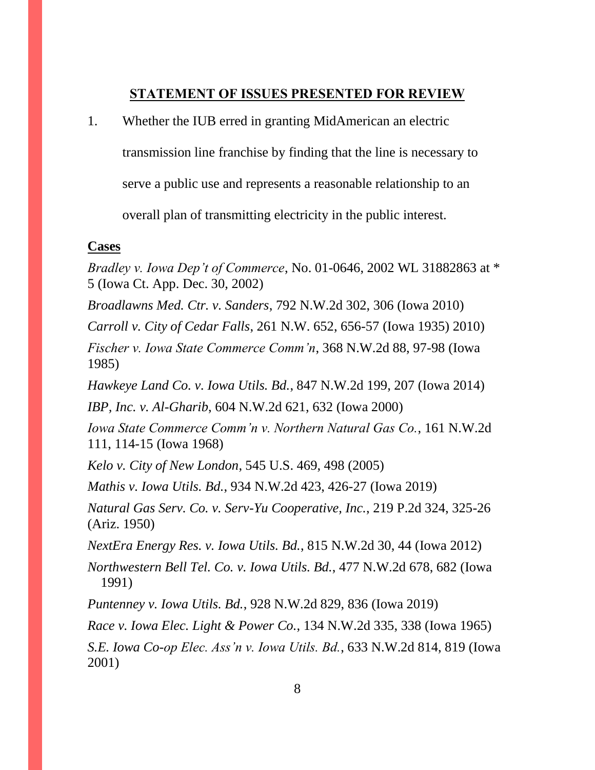## STATEMENT OF ISSUES PRESENTED FOR REVIEW

1. Whether the IUB erred in granting MidAmerican an electric transmission line franchise by finding that the line is necessary to serve a public use and represents a reasonable relationship to an overall plan of transmitting electricity in the public interest.

**Cases**

*Bradley v. Iowa Dep't of Commerce*, No. 01-0646, 2002 WL 31882863 at * 5 (Iowa Ct. App. Dec. 30, 2002)

*Broadlawns Med. Ctr. v. Sanders*, 792 N.W.2d 302, 306 (Iowa 2010)

*Carroll v. City of Cedar Falls*, 261 N.W. 652, 656-57 (Iowa 1935) 2010)

*Fischer v. Iowa State Commerce Comm'n*, 368 N.W.2d 88, 97-98 (Iowa 1985)

*Hawkeye Land Co. v. Iowa Utils. Bd.*, 847 N.W.2d 199, 207 (Iowa 2014)

*IBP, Inc. v. Al-Gharib*, 604 N.W.2d 621, 632 (Iowa 2000)

*Iowa State Commerce Comm'n v. Northern Natural Gas Co.*, 161 N.W.2d 111, 114-15 (Iowa 1968)

*Kelo v. City of New London*, 545 U.S. 469, 498 (2005)

*Mathis v. Iowa Utils. Bd.*, 934 N.W.2d 423, 426-27 (Iowa 2019)

*Natural Gas Serv. Co. v. Serv-Yu Cooperative, Inc.*, 219 P.2d 324, 325-26 (Ariz. 1950)

*NextEra Energy Res. v. Iowa Utils. Bd.*, 815 N.W.2d 30, 44 (Iowa 2012)

*Northwestern Bell Tel. Co. v. Iowa Utils. Bd.*, 477 N.W.2d 678, 682 (Iowa 1991)

*Puntenney v. Iowa Utils. Bd.*, 928 N.W.2d 829, 836 (Iowa 2019)

*Race v. Iowa Elec. Light & Power Co.*, 134 N.W.2d 335, 338 (Iowa 1965)

*S.E. Iowa Co-op Elec. Ass'n v. Iowa Utils. Bd.*, 633 N.W.2d 814, 819 (Iowa 2001)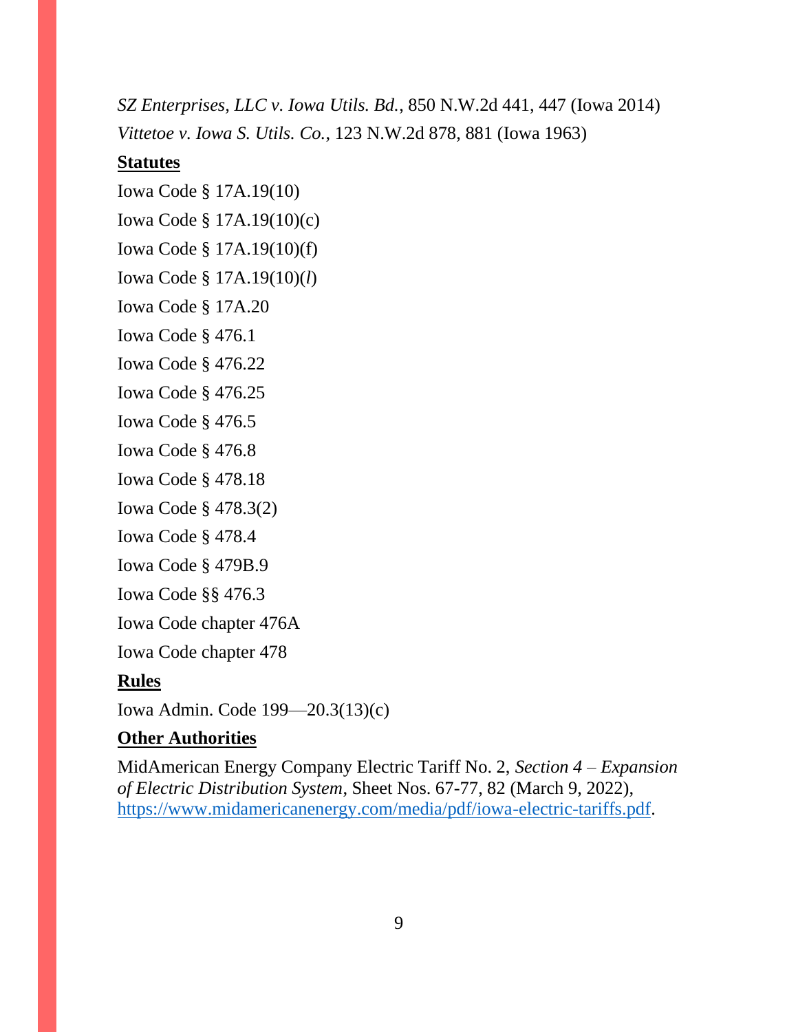*SZ Enterprises, LLC v. Iowa Utils. Bd.*, 850 N.W.2d 441, 447 (Iowa 2014)

*Vittetoe v. Iowa S. Utils. Co.*, 123 N.W.2d 878, 881 (Iowa 1963)

**Statutes**

Iowa Code § 17A.19(10)

Iowa Code § 17A.19(10)(c)

Iowa Code § 17A.19(10)(f)

Iowa Code § 17A.19(10)(*l*)

Iowa Code § 17A.20

Iowa Code § 476.1

Iowa Code § 476.22

Iowa Code § 476.25

Iowa Code § 476.5

Iowa Code § 476.8

Iowa Code § 478.18

Iowa Code § 478.3(2)

Iowa Code § 478.4

Iowa Code § 479B.9

Iowa Code §§ 476.3

Iowa Code chapter 476A

Iowa Code chapter 478

**Rules**

Iowa Admin. Code 199—20.3(13)(c)

**Other Authorities**

MidAmerican Energy Company Electric Tariff No. 2, *Section 4 – Expansion of Electric Distribution System*, Sheet Nos. 67-77, 82 (March 9, 2022), https://www.midamericanenergy.com/media/pdf/iowa-electric-tariffs.pdf.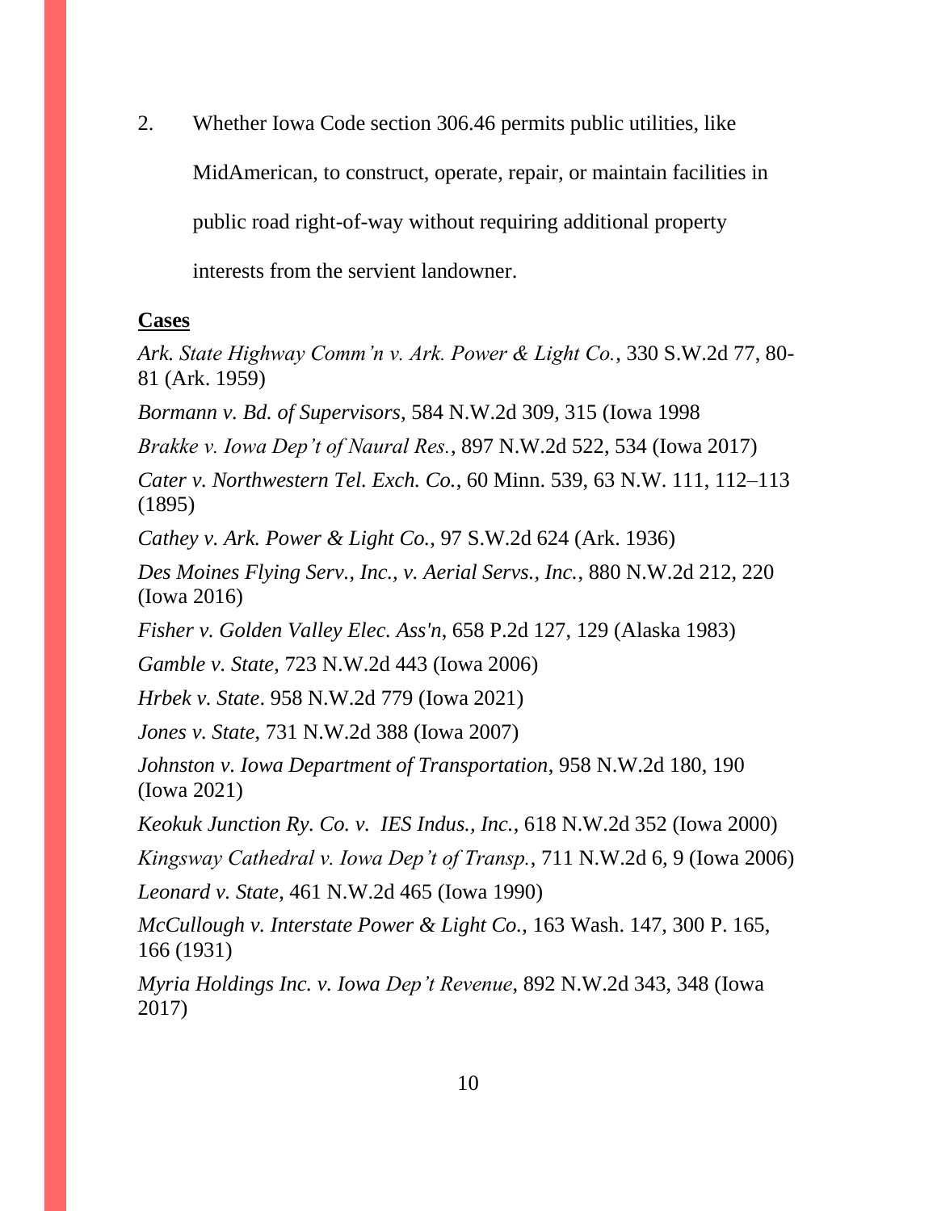2. Whether Iowa Code section 306.46 permits public utilities, like MidAmerican, to construct, operate, repair, or maintain facilities in public road right-of-way without requiring additional property interests from the servient landowner.

**Cases**

*Ark. State Highway Comm'n v. Ark. Power & Light Co.*, 330 S.W.2d 77, 80-81 (Ark. 1959)

*Bormann v. Bd. of Supervisors*, 584 N.W.2d 309, 315 (Iowa 1998

*Brakke v. Iowa Dep't of Naural Res.*, 897 N.W.2d 522, 534 (Iowa 2017)

*Cater v. Northwestern Tel. Exch. Co.*, 60 Minn. 539, 63 N.W. 111, 112–113 (1895)

*Cathey v. Ark. Power & Light Co.*, 97 S.W.2d 624 (Ark. 1936)

*Des Moines Flying Serv., Inc., v. Aerial Servs., Inc.*, 880 N.W.2d 212, 220 (Iowa 2016)

*Fisher v. Golden Valley Elec. Ass'n*, 658 P.2d 127, 129 (Alaska 1983)

*Gamble v. State*, 723 N.W.2d 443 (Iowa 2006)

*Hrbek v. State*. 958 N.W.2d 779 (Iowa 2021)

*Jones v. State*, 731 N.W.2d 388 (Iowa 2007)

*Johnston v. Iowa Department of Transportation*, 958 N.W.2d 180, 190 (Iowa 2021)

*Keokuk Junction Ry. Co. v. IES Indus., Inc.*, 618 N.W.2d 352 (Iowa 2000)

*Kingsway Cathedral v. Iowa Dep't of Transp.*, 711 N.W.2d 6, 9 (Iowa 2006)

*Leonard v. State*, 461 N.W.2d 465 (Iowa 1990)

*McCullough v. Interstate Power & Light Co.*, 163 Wash. 147, 300 P. 165, 166 (1931)

*Myria Holdings Inc. v. Iowa Dep't Revenue*, 892 N.W.2d 343, 348 (Iowa 2017)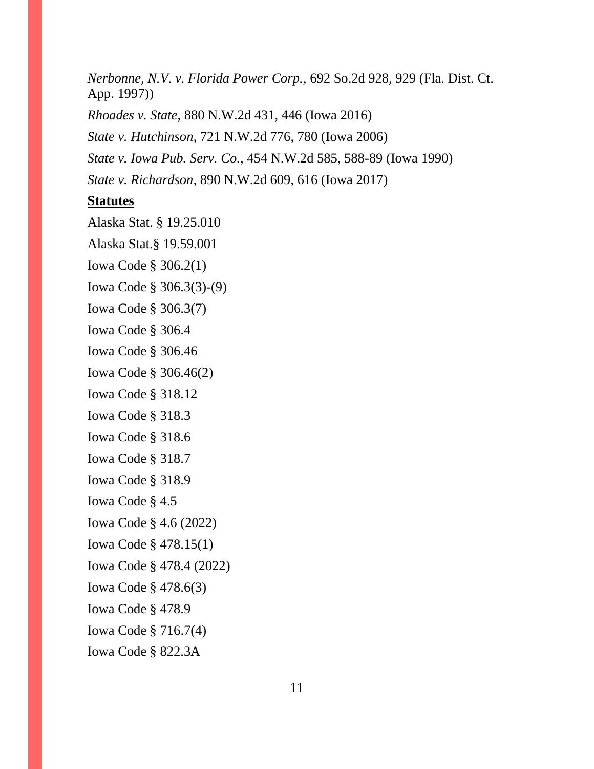*Nerbonne, N.V. v. Florida Power Corp.*, 692 So.2d 928, 929 (Fla. Dist. Ct. App. 1997))

*Rhoades v. State*, 880 N.W.2d 431, 446 (Iowa 2016)

*State v. Hutchinson*, 721 N.W.2d 776, 780 (Iowa 2006)

*State v. Iowa Pub. Serv. Co.*, 454 N.W.2d 585, 588-89 (Iowa 1990)

*State v. Richardson*, 890 N.W.2d 609, 616 (Iowa 2017)

**<u>Statutes</u>**

Alaska Stat. § 19.25.010

Alaska Stat.§ 19.59.001

Iowa Code § 306.2(1)

Iowa Code § 306.3(3)-(9)

Iowa Code § 306.3(7)

Iowa Code § 306.4

Iowa Code § 306.46

Iowa Code § 306.46(2)

Iowa Code § 318.12

Iowa Code § 318.3

Iowa Code § 318.6

Iowa Code § 318.7

Iowa Code § 318.9

Iowa Code § 4.5

Iowa Code § 4.6 (2022)

Iowa Code § 478.15(1)

Iowa Code § 478.4 (2022)

Iowa Code § 478.6(3)

Iowa Code § 478.9

Iowa Code § 716.7(4)

Iowa Code § 822.3A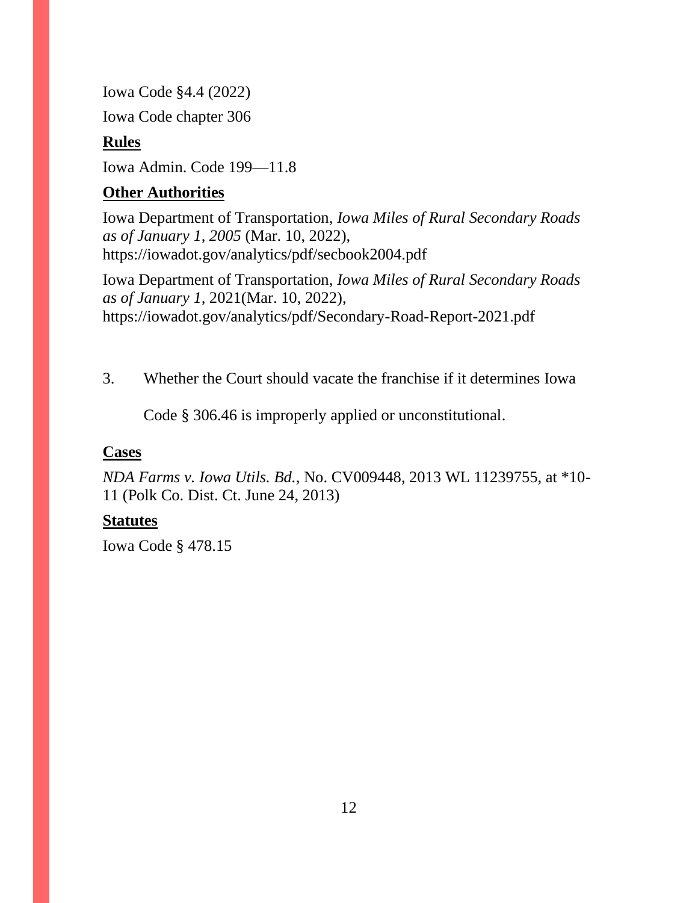Iowa Code §4.4 (2022)

Iowa Code chapter 306

**Rules**

Iowa Admin. Code 199—11.8

**Other Authorities**

Iowa Department of Transportation, *Iowa Miles of Rural Secondary Roads as of January 1, 2005* (Mar. 10, 2022), https://iowadot.gov/analytics/pdf/secbook2004.pdf

Iowa Department of Transportation, *Iowa Miles of Rural Secondary Roads as of January 1*, 2021(Mar. 10, 2022), https://iowadot.gov/analytics/pdf/Secondary-Road-Report-2021.pdf

3. Whether the Court should vacate the franchise if it determines Iowa Code § 306.46 is improperly applied or unconstitutional.

**Cases**

*NDA Farms v. Iowa Utils. Bd.*, No. CV009448, 2013 WL 11239755, at *10-11 (Polk Co. Dist. Ct. June 24, 2013)

**Statutes**

Iowa Code § 478.15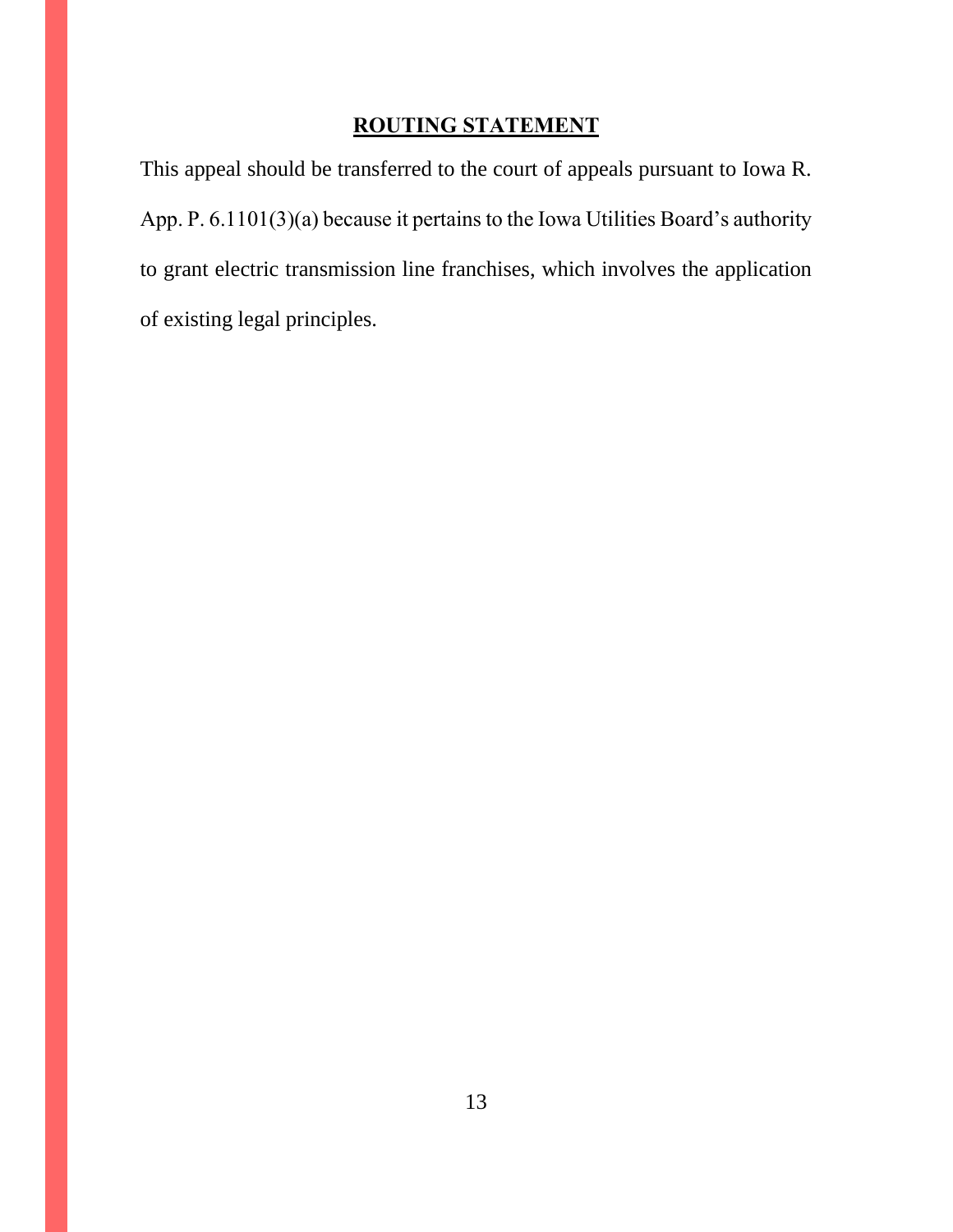## ROUTING STATEMENT

This appeal should be transferred to the court of appeals pursuant to Iowa R. App. P. 6.1101(3)(a) because it pertains to the Iowa Utilities Board's authority to grant electric transmission line franchises, which involves the application of existing legal principles.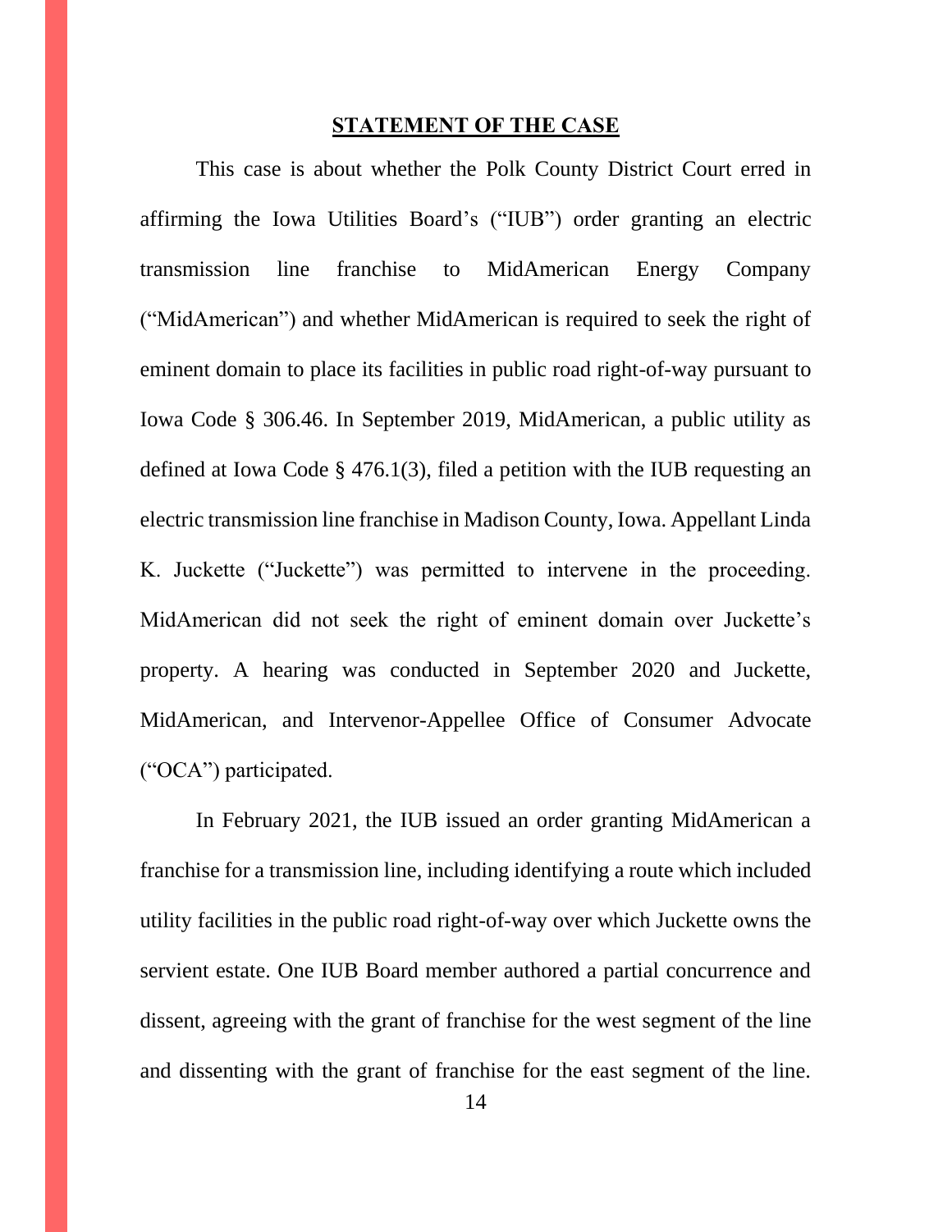## STATEMENT OF THE CASE

This case is about whether the Polk County District Court erred in affirming the Iowa Utilities Board's ("IUB") order granting an electric transmission line franchise to MidAmerican Energy Company ("MidAmerican") and whether MidAmerican is required to seek the right of eminent domain to place its facilities in public road right-of-way pursuant to Iowa Code § 306.46. In September 2019, MidAmerican, a public utility as defined at Iowa Code § 476.1(3), filed a petition with the IUB requesting an electric transmission line franchise in Madison County, Iowa. Appellant Linda K. Juckette ("Juckette") was permitted to intervene in the proceeding. MidAmerican did not seek the right of eminent domain over Juckette's property. A hearing was conducted in September 2020 and Juckette, MidAmerican, and Intervenor-Appellee Office of Consumer Advocate ("OCA") participated.

In February 2021, the IUB issued an order granting MidAmerican a franchise for a transmission line, including identifying a route which included utility facilities in the public road right-of-way over which Juckette owns the servient estate. One IUB Board member authored a partial concurrence and dissent, agreeing with the grant of franchise for the west segment of the line and dissenting with the grant of franchise for the east segment of the line.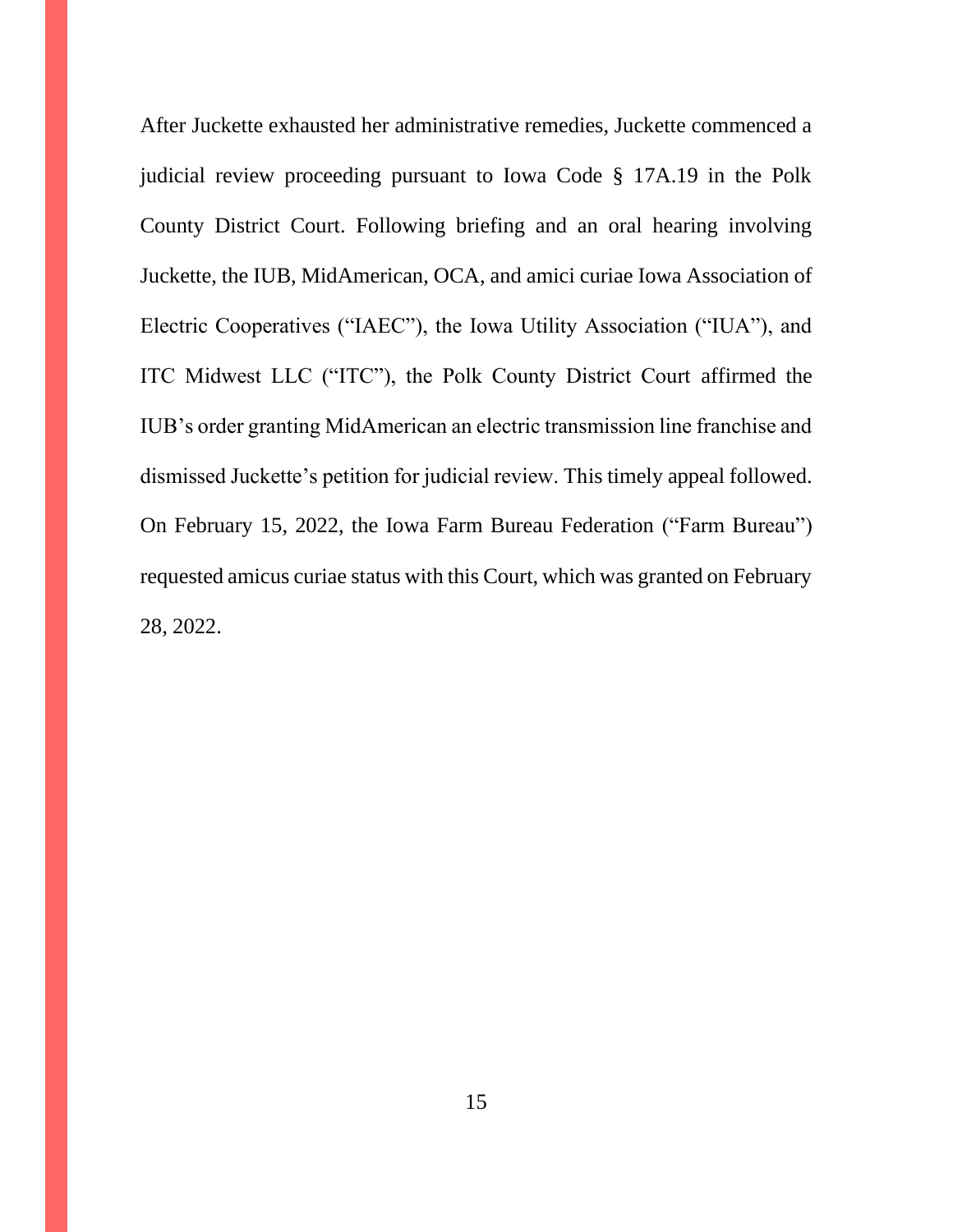After Juckette exhausted her administrative remedies, Juckette commenced a judicial review proceeding pursuant to Iowa Code § 17A.19 in the Polk County District Court. Following briefing and an oral hearing involving Juckette, the IUB, MidAmerican, OCA, and amici curiae Iowa Association of Electric Cooperatives ("IAEC"), the Iowa Utility Association ("IUA"), and ITC Midwest LLC ("ITC"), the Polk County District Court affirmed the IUB's order granting MidAmerican an electric transmission line franchise and dismissed Juckette's petition for judicial review. This timely appeal followed. On February 15, 2022, the Iowa Farm Bureau Federation ("Farm Bureau") requested amicus curiae status with this Court, which was granted on February 28, 2022.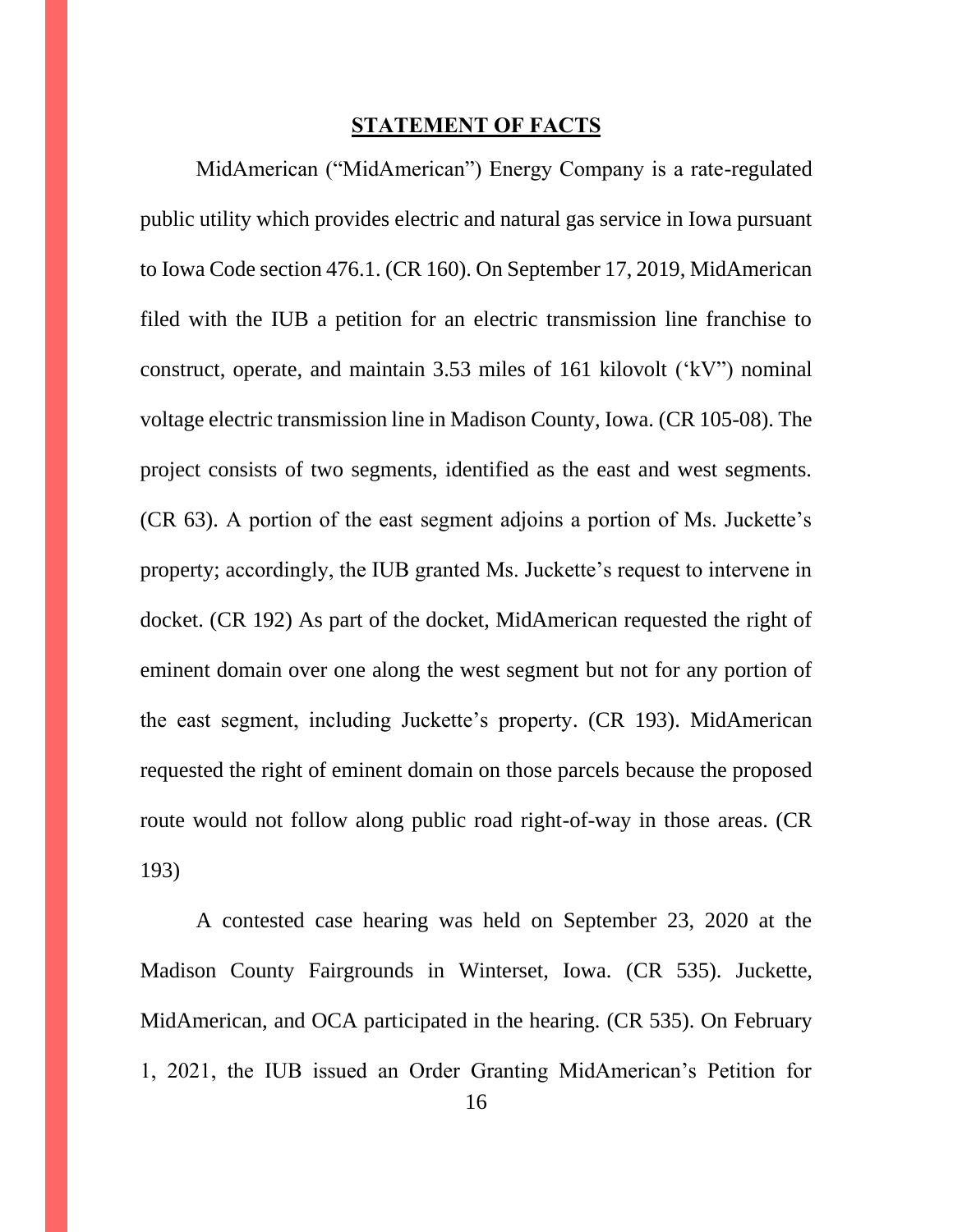## STATEMENT OF FACTS

MidAmerican ("MidAmerican") Energy Company is a rate-regulated public utility which provides electric and natural gas service in Iowa pursuant to Iowa Code section 476.1. (CR 160). On September 17, 2019, MidAmerican filed with the IUB a petition for an electric transmission line franchise to construct, operate, and maintain 3.53 miles of 161 kilovolt ('kV") nominal voltage electric transmission line in Madison County, Iowa. (CR 105-08). The project consists of two segments, identified as the east and west segments. (CR 63). A portion of the east segment adjoins a portion of Ms. Juckette's property; accordingly, the IUB granted Ms. Juckette's request to intervene in docket. (CR 192) As part of the docket, MidAmerican requested the right of eminent domain over one along the west segment but not for any portion of the east segment, including Juckette's property. (CR 193). MidAmerican requested the right of eminent domain on those parcels because the proposed route would not follow along public road right-of-way in those areas. (CR 193)

A contested case hearing was held on September 23, 2020 at the Madison County Fairgrounds in Winterset, Iowa. (CR 535). Juckette, MidAmerican, and OCA participated in the hearing. (CR 535). On February 1, 2021, the IUB issued an Order Granting MidAmerican's Petition for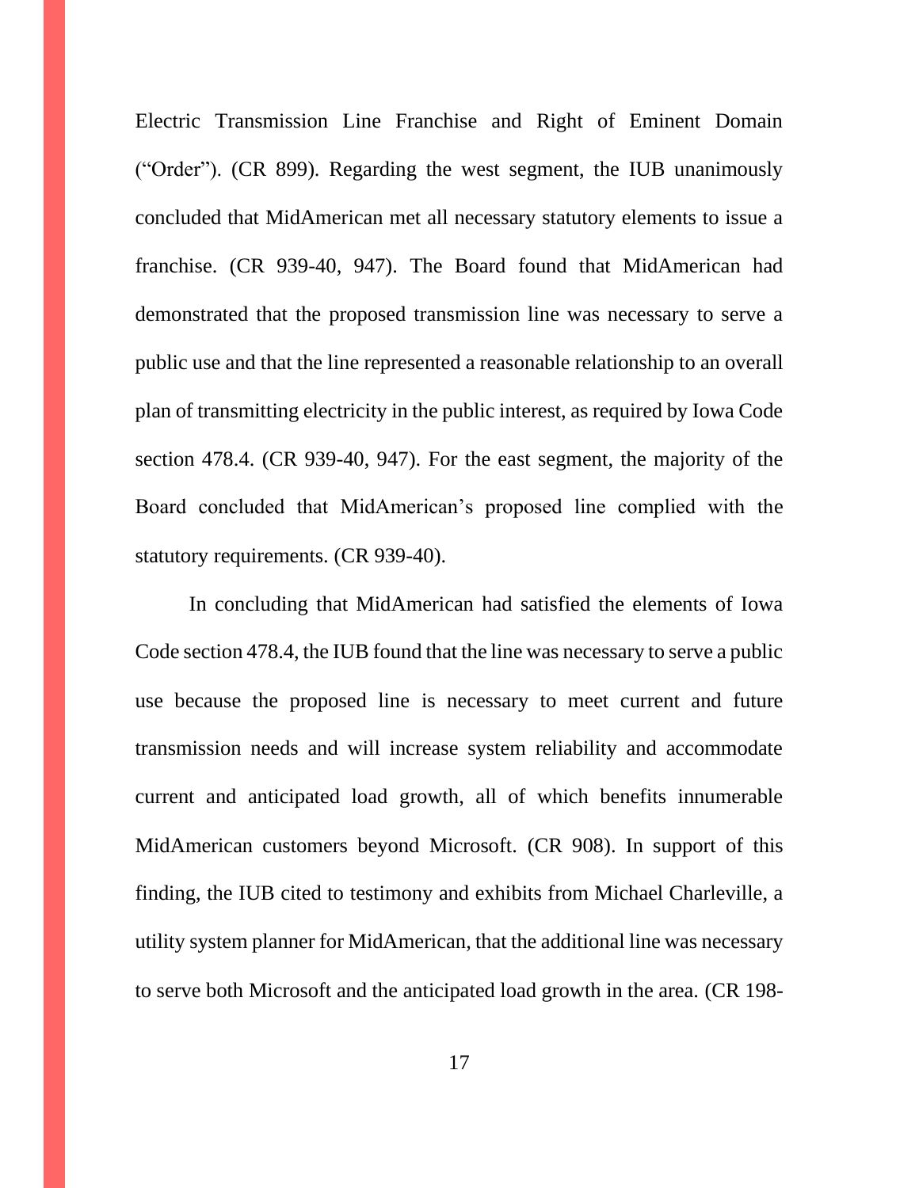Electric Transmission Line Franchise and Right of Eminent Domain ("Order"). (CR 899). Regarding the west segment, the IUB unanimously concluded that MidAmerican met all necessary statutory elements to issue a franchise. (CR 939-40, 947). The Board found that MidAmerican had demonstrated that the proposed transmission line was necessary to serve a public use and that the line represented a reasonable relationship to an overall plan of transmitting electricity in the public interest, as required by Iowa Code section 478.4. (CR 939-40, 947). For the east segment, the majority of the Board concluded that MidAmerican's proposed line complied with the statutory requirements. (CR 939-40).

In concluding that MidAmerican had satisfied the elements of Iowa Code section 478.4, the IUB found that the line was necessary to serve a public use because the proposed line is necessary to meet current and future transmission needs and will increase system reliability and accommodate current and anticipated load growth, all of which benefits innumerable MidAmerican customers beyond Microsoft. (CR 908). In support of this finding, the IUB cited to testimony and exhibits from Michael Charleville, a utility system planner for MidAmerican, that the additional line was necessary to serve both Microsoft and the anticipated load growth in the area. (CR 198-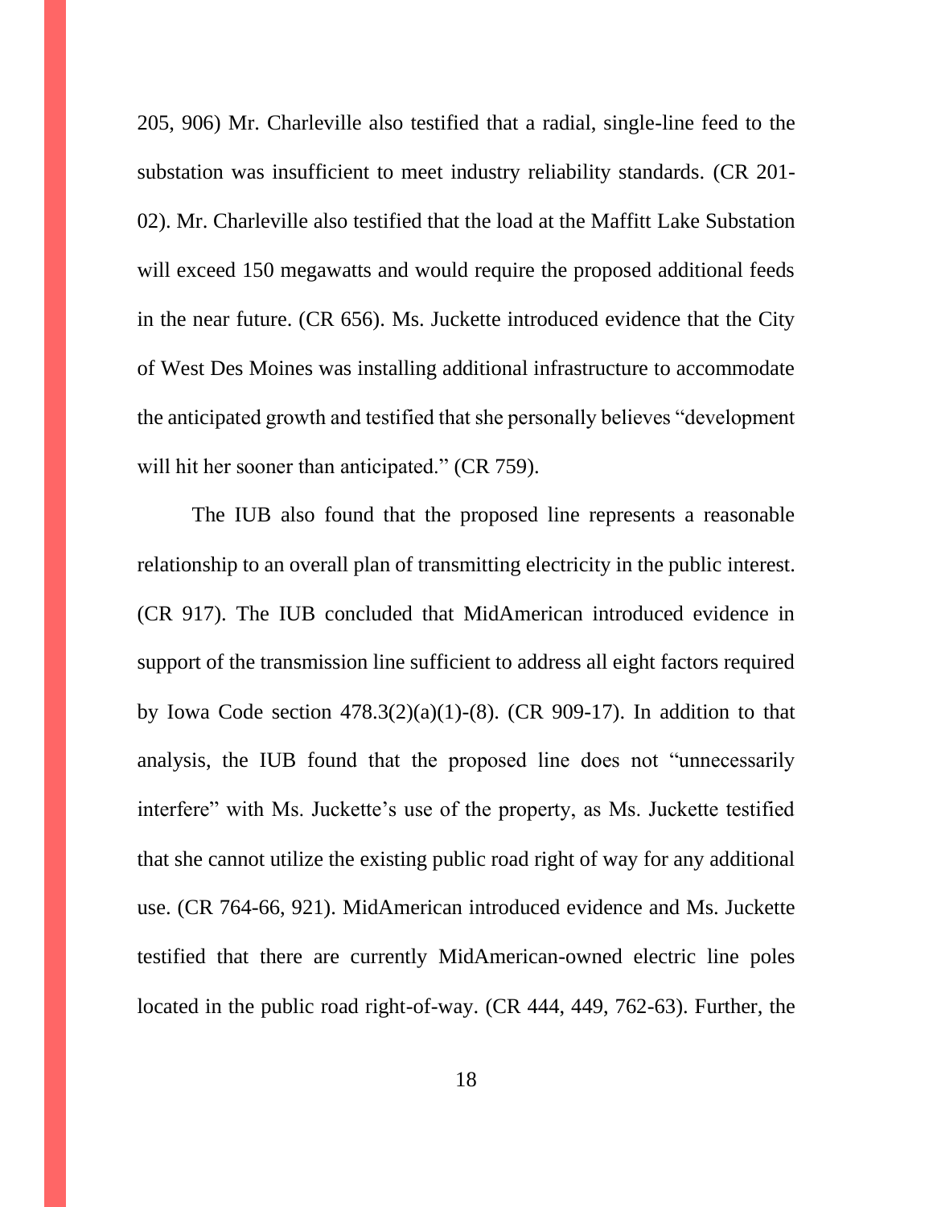205, 906) Mr. Charleville also testified that a radial, single-line feed to the substation was insufficient to meet industry reliability standards. (CR 201-02). Mr. Charleville also testified that the load at the Maffitt Lake Substation will exceed 150 megawatts and would require the proposed additional feeds in the near future. (CR 656). Ms. Juckette introduced evidence that the City of West Des Moines was installing additional infrastructure to accommodate the anticipated growth and testified that she personally believes "development will hit her sooner than anticipated." (CR 759).

The IUB also found that the proposed line represents a reasonable relationship to an overall plan of transmitting electricity in the public interest. (CR 917). The IUB concluded that MidAmerican introduced evidence in support of the transmission line sufficient to address all eight factors required by Iowa Code section 478.3(2)(a)(1)-(8). (CR 909-17). In addition to that analysis, the IUB found that the proposed line does not "unnecessarily interfere" with Ms. Juckette's use of the property, as Ms. Juckette testified that she cannot utilize the existing public road right of way for any additional use. (CR 764-66, 921). MidAmerican introduced evidence and Ms. Juckette testified that there are currently MidAmerican-owned electric line poles located in the public road right-of-way. (CR 444, 449, 762-63). Further, the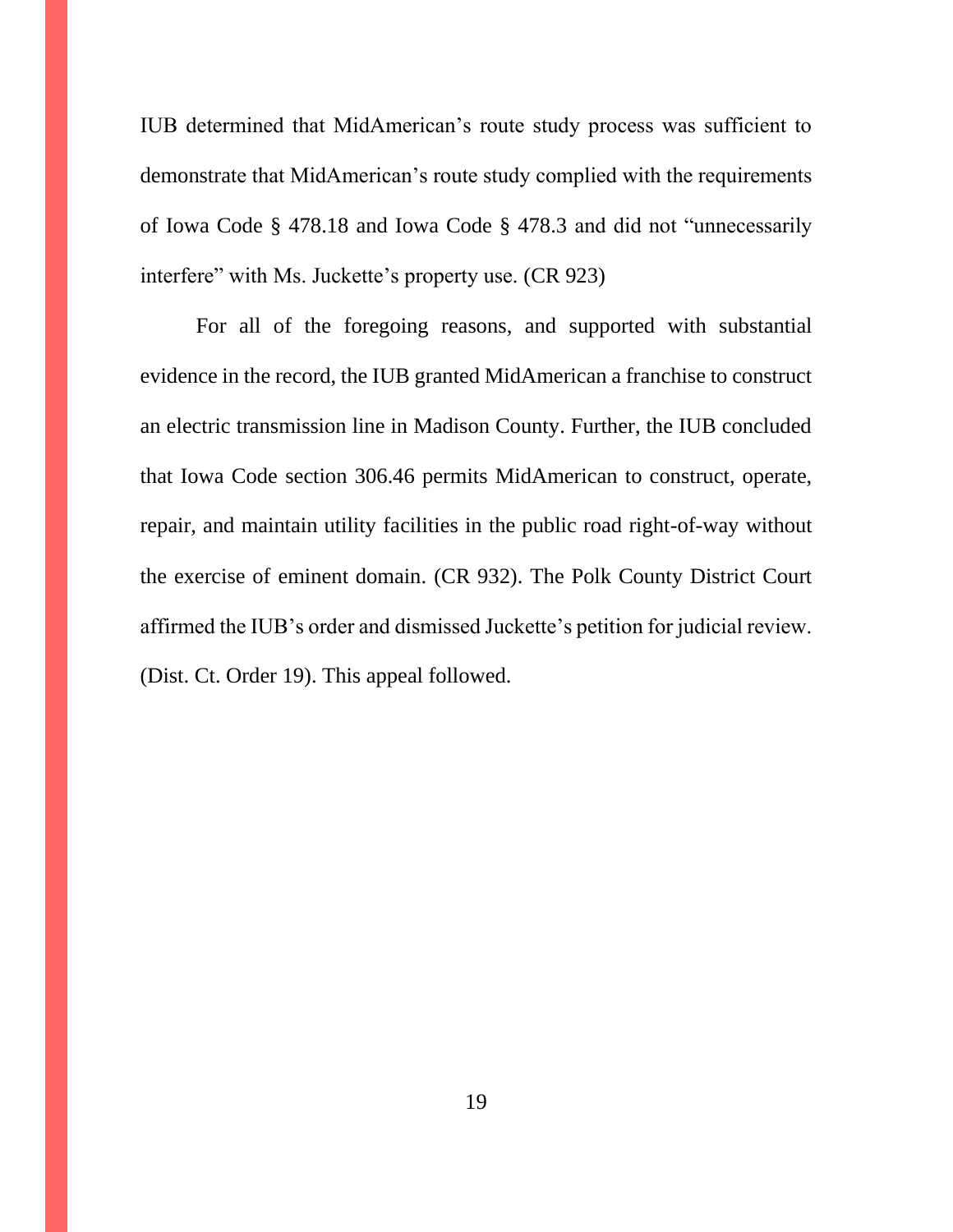IUB determined that MidAmerican's route study process was sufficient to demonstrate that MidAmerican's route study complied with the requirements of Iowa Code § 478.18 and Iowa Code § 478.3 and did not "unnecessarily interfere" with Ms. Juckette's property use. (CR 923)

For all of the foregoing reasons, and supported with substantial evidence in the record, the IUB granted MidAmerican a franchise to construct an electric transmission line in Madison County. Further, the IUB concluded that Iowa Code section 306.46 permits MidAmerican to construct, operate, repair, and maintain utility facilities in the public road right-of-way without the exercise of eminent domain. (CR 932). The Polk County District Court affirmed the IUB's order and dismissed Juckette's petition for judicial review. (Dist. Ct. Order 19). This appeal followed.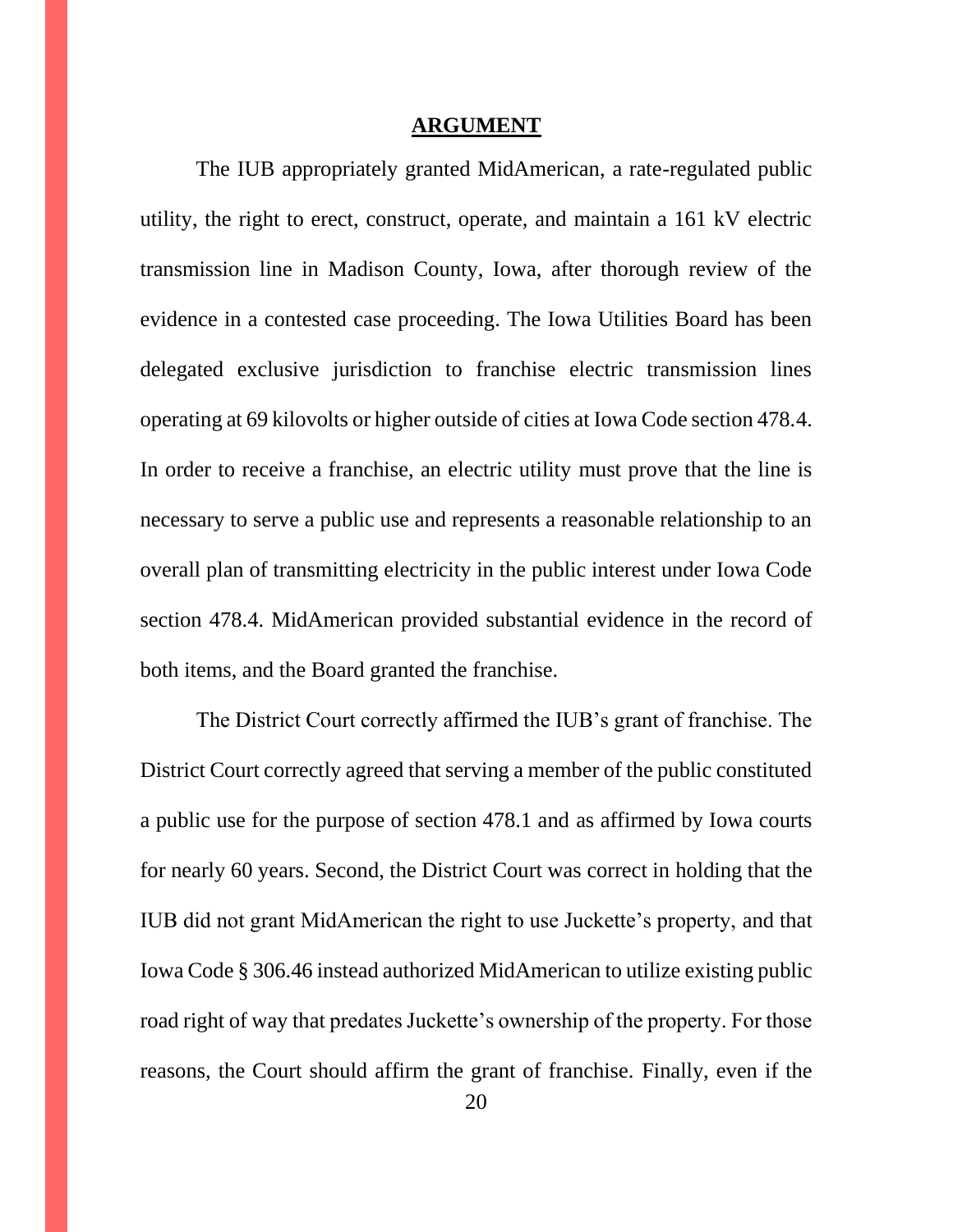## ARGUMENT

The IUB appropriately granted MidAmerican, a rate-regulated public utility, the right to erect, construct, operate, and maintain a 161 kV electric transmission line in Madison County, Iowa, after thorough review of the evidence in a contested case proceeding. The Iowa Utilities Board has been delegated exclusive jurisdiction to franchise electric transmission lines operating at 69 kilovolts or higher outside of cities at Iowa Code section 478.4. In order to receive a franchise, an electric utility must prove that the line is necessary to serve a public use and represents a reasonable relationship to an overall plan of transmitting electricity in the public interest under Iowa Code section 478.4. MidAmerican provided substantial evidence in the record of both items, and the Board granted the franchise.

The District Court correctly affirmed the IUB's grant of franchise. The District Court correctly agreed that serving a member of the public constituted a public use for the purpose of section 478.1 and as affirmed by Iowa courts for nearly 60 years. Second, the District Court was correct in holding that the IUB did not grant MidAmerican the right to use Juckette's property, and that Iowa Code § 306.46 instead authorized MidAmerican to utilize existing public road right of way that predates Juckette's ownership of the property. For those reasons, the Court should affirm the grant of franchise. Finally, even if the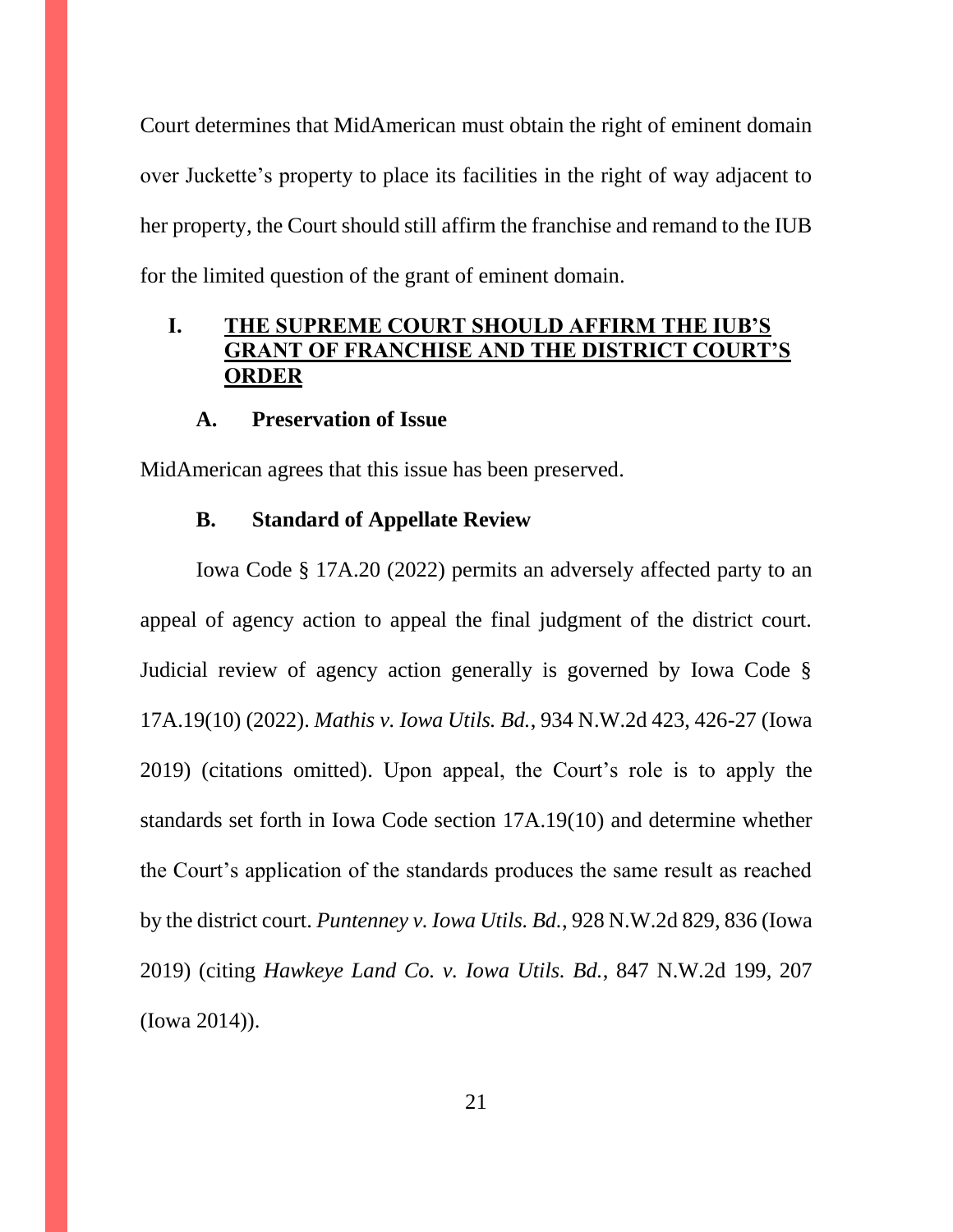Court determines that MidAmerican must obtain the right of eminent domain over Juckette's property to place its facilities in the right of way adjacent to her property, the Court should still affirm the franchise and remand to the IUB for the limited question of the grant of eminent domain.

## I. THE SUPREME COURT SHOULD AFFIRM THE IUB'S GRANT OF FRANCHISE AND THE DISTRICT COURT'S ORDER

### A. Preservation of Issue

MidAmerican agrees that this issue has been preserved.

### B. Standard of Appellate Review

Iowa Code § 17A.20 (2022) permits an adversely affected party to an appeal of agency action to appeal the final judgment of the district court. Judicial review of agency action generally is governed by Iowa Code § 17A.19(10) (2022). *Mathis v. Iowa Utils. Bd.*, 934 N.W.2d 423, 426-27 (Iowa 2019) (citations omitted). Upon appeal, the Court's role is to apply the standards set forth in Iowa Code section 17A.19(10) and determine whether the Court's application of the standards produces the same result as reached by the district court. *Puntenney v. Iowa Utils. Bd.*, 928 N.W.2d 829, 836 (Iowa 2019) (citing *Hawkeye Land Co. v. Iowa Utils. Bd.*, 847 N.W.2d 199, 207 (Iowa 2014)).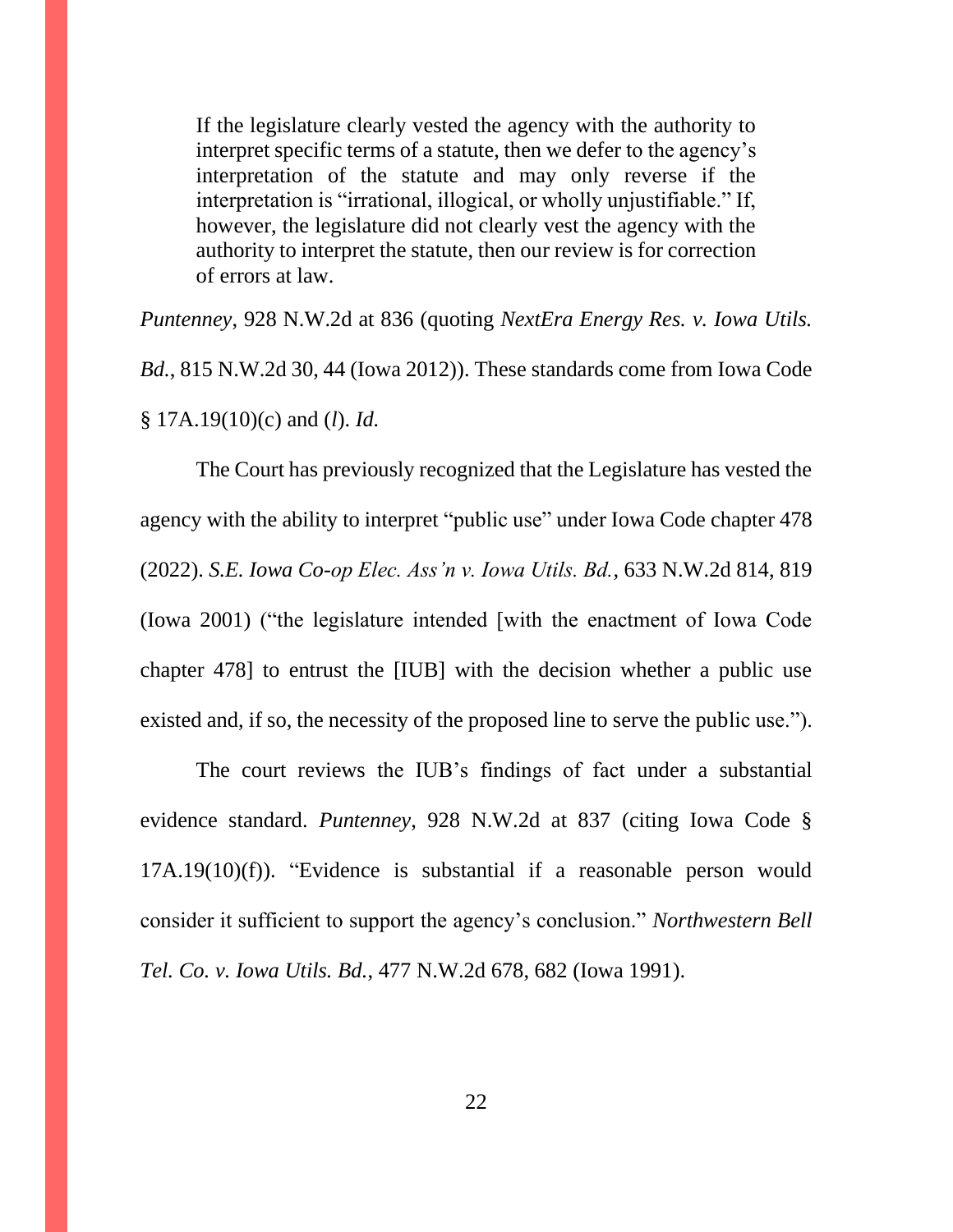> If the legislature clearly vested the agency with the authority to interpret specific terms of a statute, then we defer to the agency's interpretation of the statute and may only reverse if the interpretation is "irrational, illogical, or wholly unjustifiable." If, however, the legislature did not clearly vest the agency with the authority to interpret the statute, then our review is for correction of errors at law.

*Puntenney*, 928 N.W.2d at 836 (quoting *NextEra Energy Res. v. Iowa Utils. Bd.*, 815 N.W.2d 30, 44 (Iowa 2012)). These standards come from Iowa Code § 17A.19(10)(c) and (*l*). *Id.*

The Court has previously recognized that the Legislature has vested the agency with the ability to interpret "public use" under Iowa Code chapter 478 (2022). *S.E. Iowa Co-op Elec. Ass'n v. Iowa Utils. Bd.*, 633 N.W.2d 814, 819 (Iowa 2001) ("the legislature intended [with the enactment of Iowa Code chapter 478] to entrust the [IUB] with the decision whether a public use existed and, if so, the necessity of the proposed line to serve the public use.").

The court reviews the IUB's findings of fact under a substantial evidence standard. *Puntenney*, 928 N.W.2d at 837 (citing Iowa Code § 17A.19(10)(f)). "Evidence is substantial if a reasonable person would consider it sufficient to support the agency's conclusion." *Northwestern Bell Tel. Co. v. Iowa Utils. Bd.*, 477 N.W.2d 678, 682 (Iowa 1991).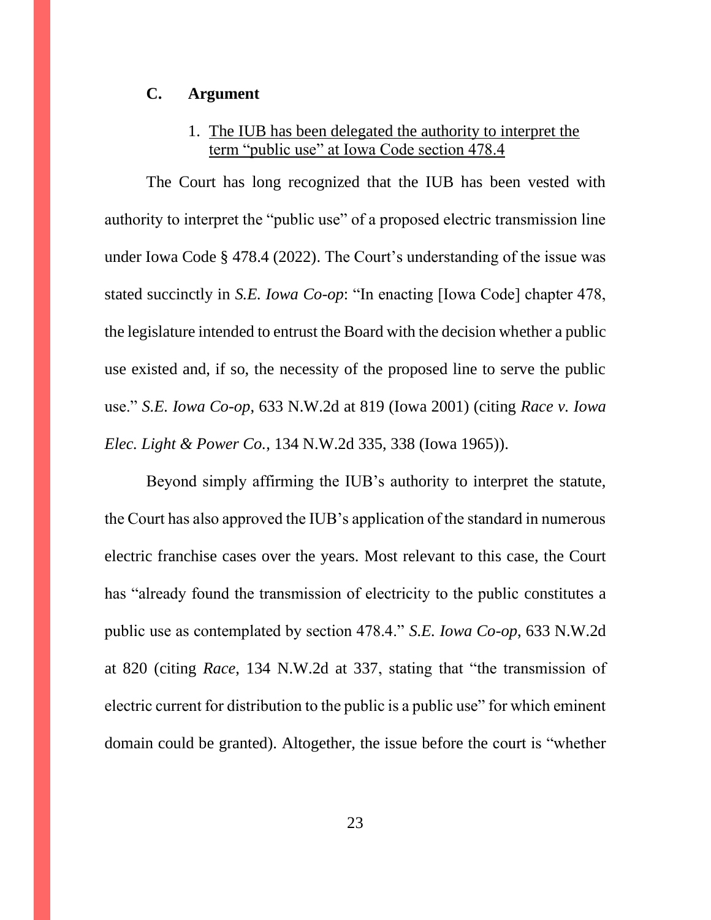## C. Argument

### 1. <u>The IUB has been delegated the authority to interpret the term "public use" at Iowa Code section 478.4</u>

The Court has long recognized that the IUB has been vested with authority to interpret the "public use" of a proposed electric transmission line under Iowa Code § 478.4 (2022). The Court's understanding of the issue was stated succinctly in *S.E. Iowa Co-op*: "In enacting [Iowa Code] chapter 478, the legislature intended to entrust the Board with the decision whether a public use existed and, if so, the necessity of the proposed line to serve the public use." *S.E. Iowa Co-op*, 633 N.W.2d at 819 (Iowa 2001) (citing *Race v. Iowa Elec. Light & Power Co.*, 134 N.W.2d 335, 338 (Iowa 1965)).

Beyond simply affirming the IUB's authority to interpret the statute, the Court has also approved the IUB's application of the standard in numerous electric franchise cases over the years. Most relevant to this case, the Court has "already found the transmission of electricity to the public constitutes a public use as contemplated by section 478.4." *S.E. Iowa Co-op*, 633 N.W.2d at 820 (citing *Race*, 134 N.W.2d at 337, stating that "the transmission of electric current for distribution to the public is a public use" for which eminent domain could be granted). Altogether, the issue before the court is "whether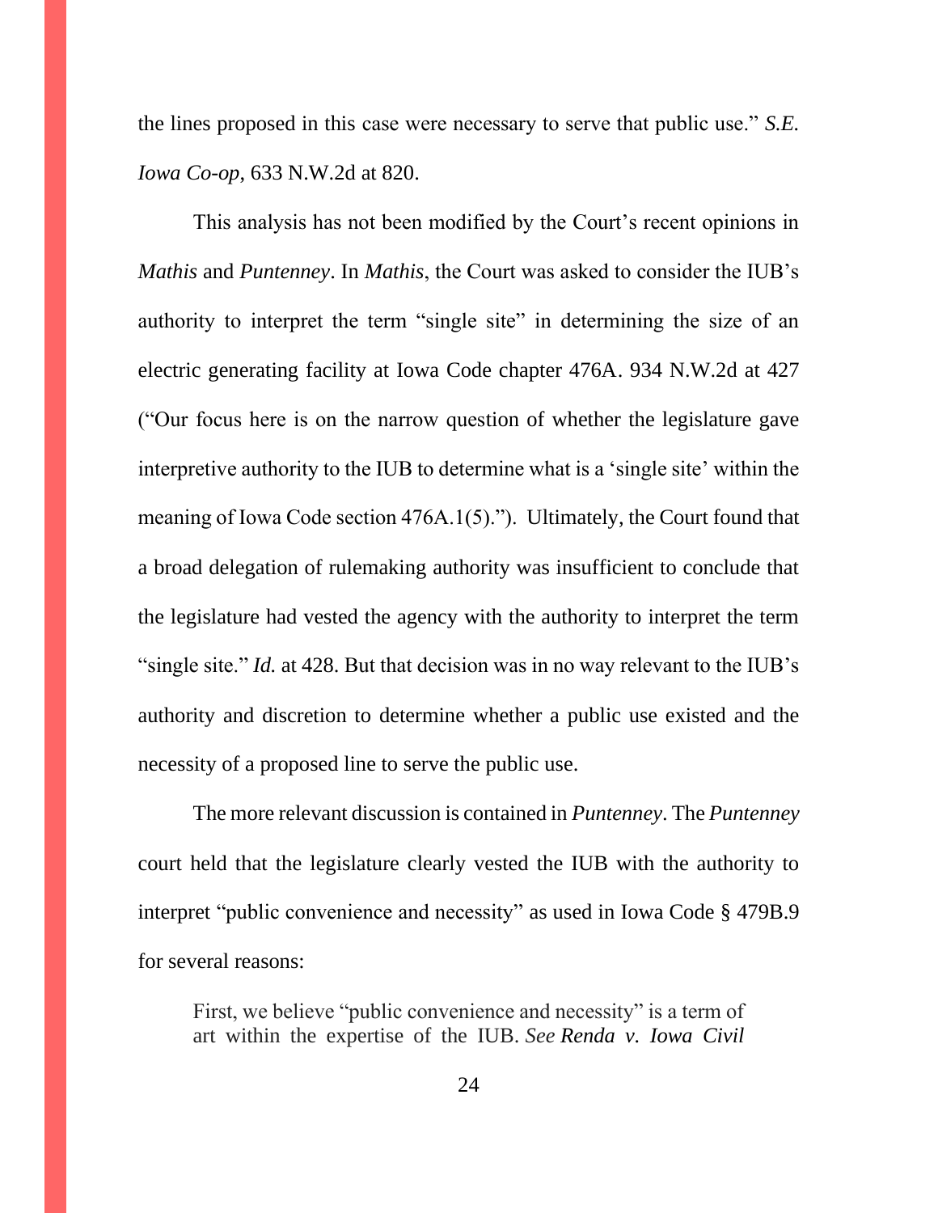the lines proposed in this case were necessary to serve that public use." *S.E. Iowa Co-op*, 633 N.W.2d at 820.

This analysis has not been modified by the Court's recent opinions in *Mathis* and *Puntenney*. In *Mathis*, the Court was asked to consider the IUB's authority to interpret the term "single site" in determining the size of an electric generating facility at Iowa Code chapter 476A. 934 N.W.2d at 427 ("Our focus here is on the narrow question of whether the legislature gave interpretive authority to the IUB to determine what is a 'single site' within the meaning of Iowa Code section 476A.1(5)."). Ultimately, the Court found that a broad delegation of rulemaking authority was insufficient to conclude that the legislature had vested the agency with the authority to interpret the term "single site." *Id.* at 428. But that decision was in no way relevant to the IUB's authority and discretion to determine whether a public use existed and the necessity of a proposed line to serve the public use.

The more relevant discussion is contained in *Puntenney*. The *Puntenney* court held that the legislature clearly vested the IUB with the authority to interpret "public convenience and necessity" as used in Iowa Code § 479B.9 for several reasons:

> First, we believe "public convenience and necessity" is a term of art within the expertise of the IUB. *See Renda v. Iowa Civil*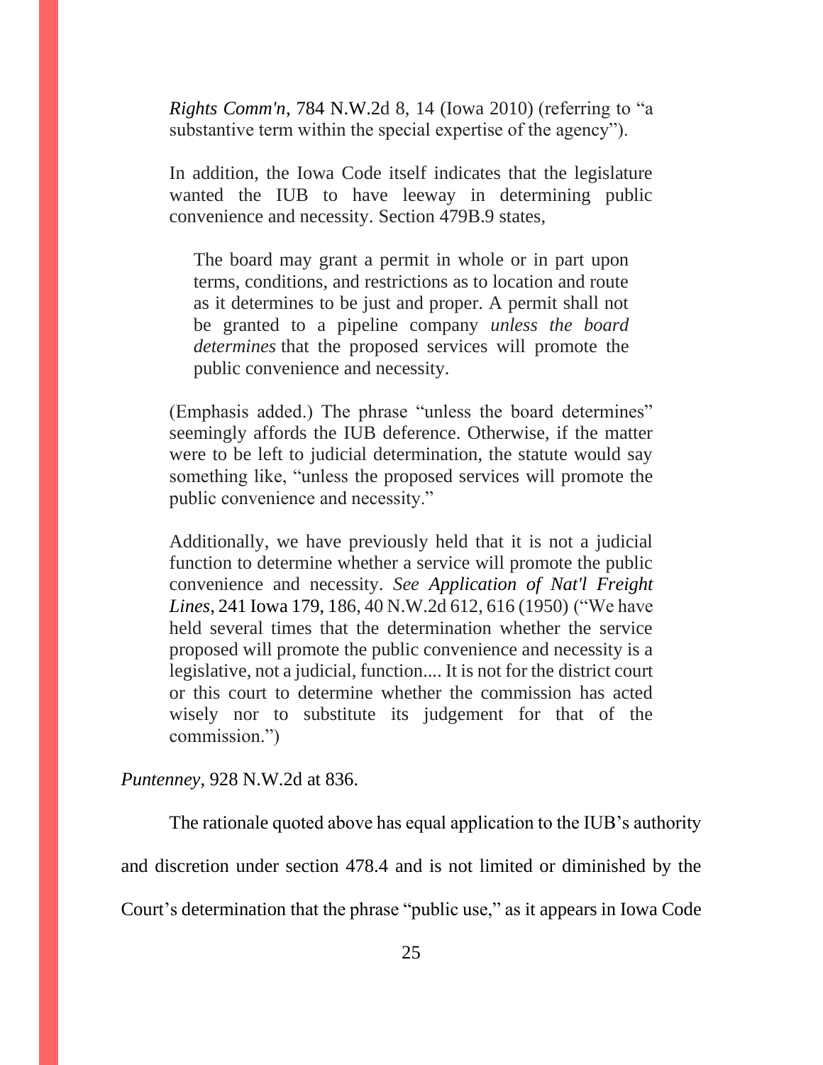> *Rights Comm'n*, 784 N.W.2d 8, 14 (Iowa 2010) (referring to "a substantive term within the special expertise of the agency").
>
> In addition, the Iowa Code itself indicates that the legislature wanted the IUB to have leeway in determining public convenience and necessity. Section 479B.9 states,
>
> > The board may grant a permit in whole or in part upon terms, conditions, and restrictions as to location and route as it determines to be just and proper. A permit shall not be granted to a pipeline company *unless the board determines* that the proposed services will promote the public convenience and necessity.
>
> (Emphasis added.) The phrase "unless the board determines" seemingly affords the IUB deference. Otherwise, if the matter were to be left to judicial determination, the statute would say something like, "unless the proposed services will promote the public convenience and necessity."
>
> Additionally, we have previously held that it is not a judicial function to determine whether a service will promote the public convenience and necessity. *See Application of Nat'l Freight Lines*, 241 Iowa 179, 186, 40 N.W.2d 612, 616 (1950) ("We have held several times that the determination whether the service proposed will promote the public convenience and necessity is a legislative, not a judicial, function.... It is not for the district court or this court to determine whether the commission has acted wisely nor to substitute its judgement for that of the commission.")

*Puntenney*, 928 N.W.2d at 836.

The rationale quoted above has equal application to the IUB's authority and discretion under section 478.4 and is not limited or diminished by the Court's determination that the phrase "public use," as it appears in Iowa Code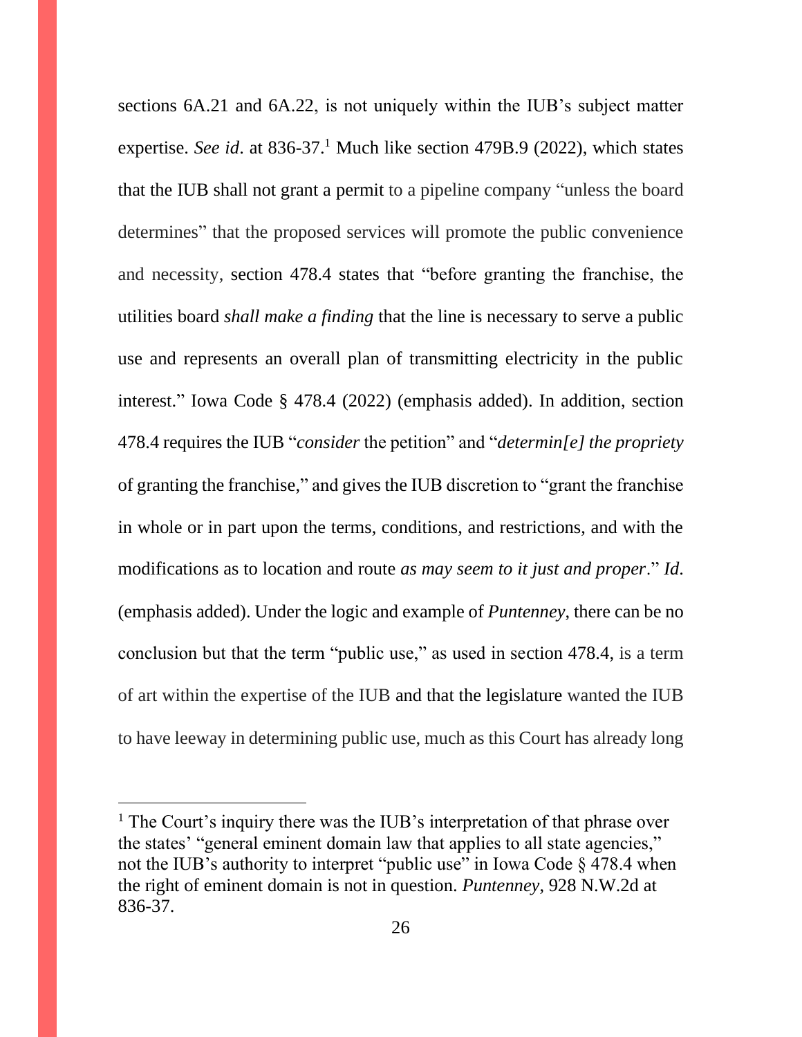sections 6A.21 and 6A.22, is not uniquely within the IUB's subject matter expertise. *See id*. at 836-37.[1] Much like section 479B.9 (2022), which states that the IUB shall not grant a permit to a pipeline company "unless the board determines" that the proposed services will promote the public convenience and necessity, section 478.4 states that "before granting the franchise, the utilities board *shall make a finding* that the line is necessary to serve a public use and represents an overall plan of transmitting electricity in the public interest." Iowa Code § 478.4 (2022) (emphasis added). In addition, section 478.4 requires the IUB "*consider* the petition" and "*determin[e] the propriety* of granting the franchise," and gives the IUB discretion to "grant the franchise in whole or in part upon the terms, conditions, and restrictions, and with the modifications as to location and route *as may seem to it just and proper*." *Id*. (emphasis added). Under the logic and example of *Puntenney*, there can be no conclusion but that the term "public use," as used in section 478.4, is a term of art within the expertise of the IUB and that the legislature wanted the IUB to have leeway in determining public use, much as this Court has already long

---

[1] The Court's inquiry there was the IUB's interpretation of that phrase over the states' "general eminent domain law that applies to all state agencies," not the IUB's authority to interpret "public use" in Iowa Code § 478.4 when the right of eminent domain is not in question. *Puntenney*, 928 N.W.2d at 836-37.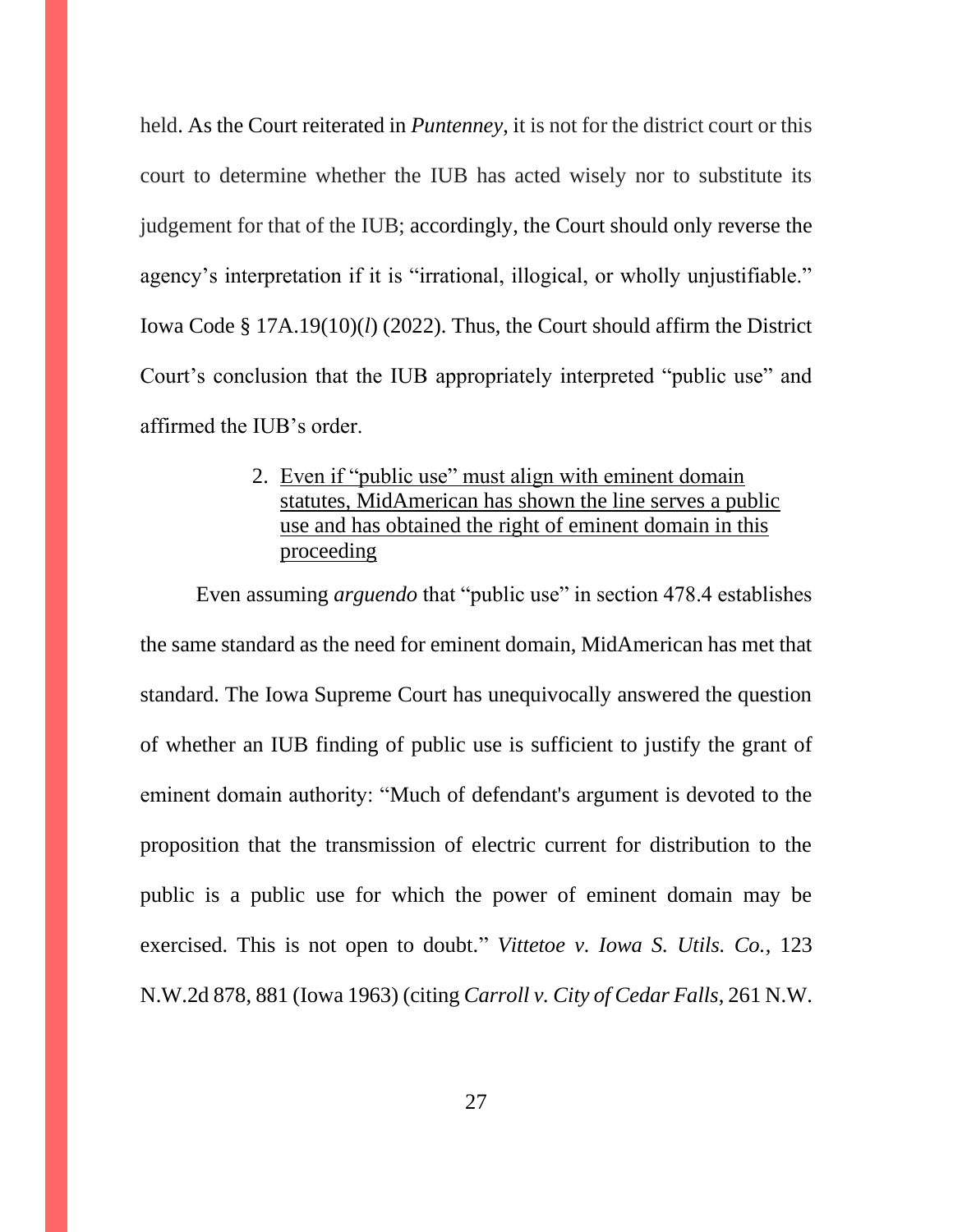held. As the Court reiterated in *Puntenney*, it is not for the district court or this court to determine whether the IUB has acted wisely nor to substitute its judgement for that of the IUB; accordingly, the Court should only reverse the agency's interpretation if it is "irrational, illogical, or wholly unjustifiable." Iowa Code § 17A.19(10)(*l*) (2022). Thus, the Court should affirm the District Court's conclusion that the IUB appropriately interpreted "public use" and affirmed the IUB's order.

2. Even if "public use" must align with eminent domain statutes, MidAmerican has shown the line serves a public use and has obtained the right of eminent domain in this proceeding

Even assuming *arguendo* that "public use" in section 478.4 establishes the same standard as the need for eminent domain, MidAmerican has met that standard. The Iowa Supreme Court has unequivocally answered the question of whether an IUB finding of public use is sufficient to justify the grant of eminent domain authority: "Much of defendant's argument is devoted to the proposition that the transmission of electric current for distribution to the public is a public use for which the power of eminent domain may be exercised. This is not open to doubt." *Vittetoe v. Iowa S. Utils. Co.*, 123 N.W.2d 878, 881 (Iowa 1963) (citing *Carroll v. City of Cedar Falls*, 261 N.W.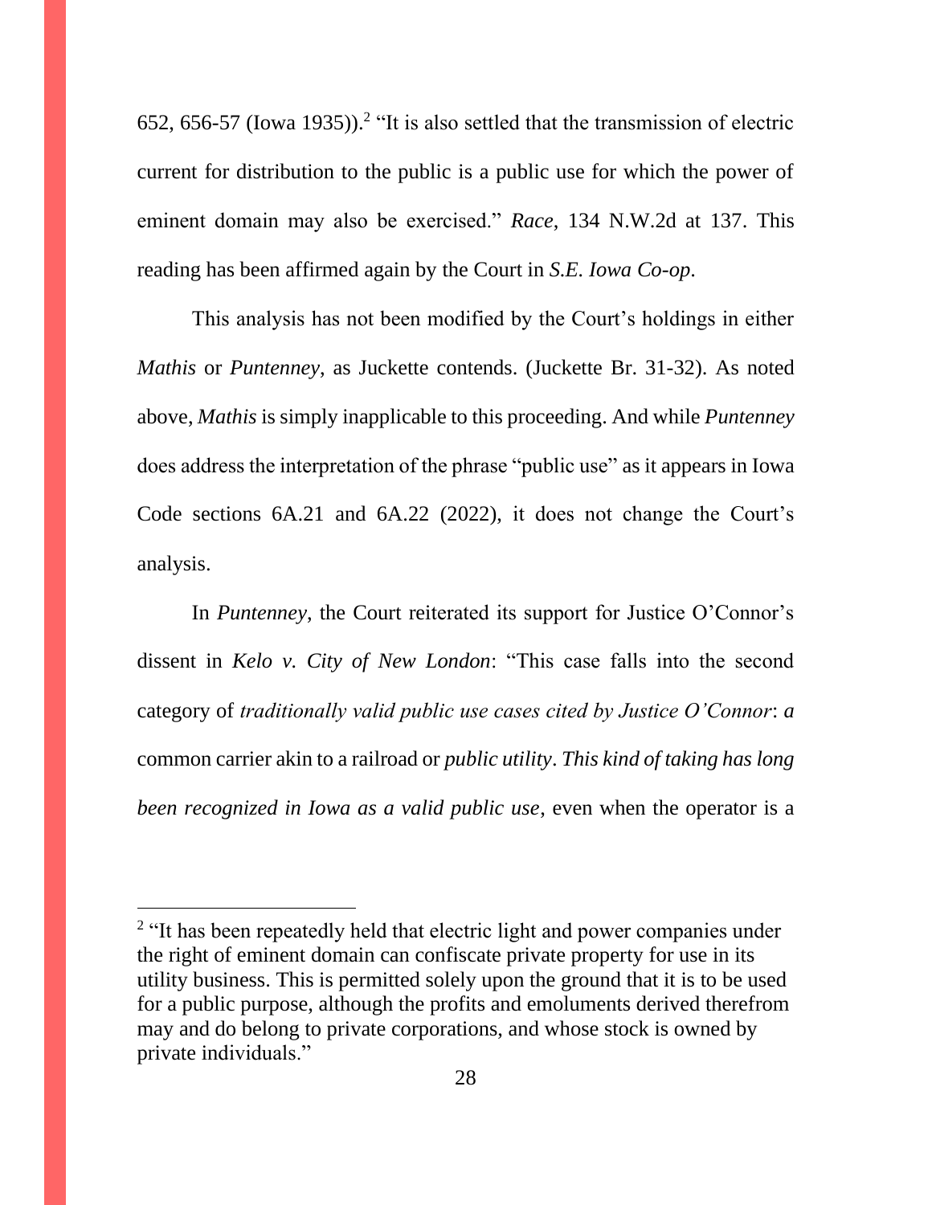652, 656-57 (Iowa 1935)).[2] "It is also settled that the transmission of electric current for distribution to the public is a public use for which the power of eminent domain may also be exercised." *Race*, 134 N.W.2d at 137. This reading has been affirmed again by the Court in *S.E. Iowa Co-op*.

This analysis has not been modified by the Court's holdings in either *Mathis* or *Puntenney*, as Juckette contends. (Juckette Br. 31-32). As noted above, *Mathis* is simply inapplicable to this proceeding. And while *Puntenney* does address the interpretation of the phrase "public use" as it appears in Iowa Code sections 6A.21 and 6A.22 (2022), it does not change the Court's analysis.

In *Puntenney*, the Court reiterated its support for Justice O'Connor's dissent in *Kelo v. City of New London*: "This case falls into the second category of *traditionally valid public use cases cited by Justice O'Connor*: *a* common carrier akin to a railroad or *public utility*. *This kind of taking has long been recognized in Iowa as a valid public use*, even when the operator is a

---

[2] "It has been repeatedly held that electric light and power companies under the right of eminent domain can confiscate private property for use in its utility business. This is permitted solely upon the ground that it is to be used for a public purpose, although the profits and emoluments derived therefrom may and do belong to private corporations, and whose stock is owned by private individuals."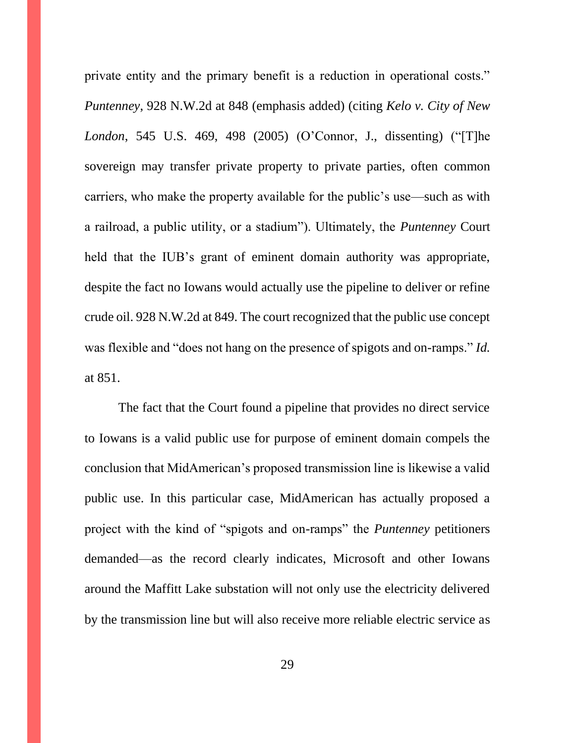private entity and the primary benefit is a reduction in operational costs." *Puntenney*, 928 N.W.2d at 848 (emphasis added) (citing *Kelo v. City of New London*, 545 U.S. 469, 498 (2005) (O'Connor, J., dissenting) ("[T]he sovereign may transfer private property to private parties, often common carriers, who make the property available for the public's use—such as with a railroad, a public utility, or a stadium"). Ultimately, the *Puntenney* Court held that the IUB's grant of eminent domain authority was appropriate, despite the fact no Iowans would actually use the pipeline to deliver or refine crude oil. 928 N.W.2d at 849. The court recognized that the public use concept was flexible and "does not hang on the presence of spigots and on-ramps." *Id.* at 851.

The fact that the Court found a pipeline that provides no direct service to Iowans is a valid public use for purpose of eminent domain compels the conclusion that MidAmerican's proposed transmission line is likewise a valid public use. In this particular case, MidAmerican has actually proposed a project with the kind of "spigots and on-ramps" the *Puntenney* petitioners demanded—as the record clearly indicates, Microsoft and other Iowans around the Maffitt Lake substation will not only use the electricity delivered by the transmission line but will also receive more reliable electric service as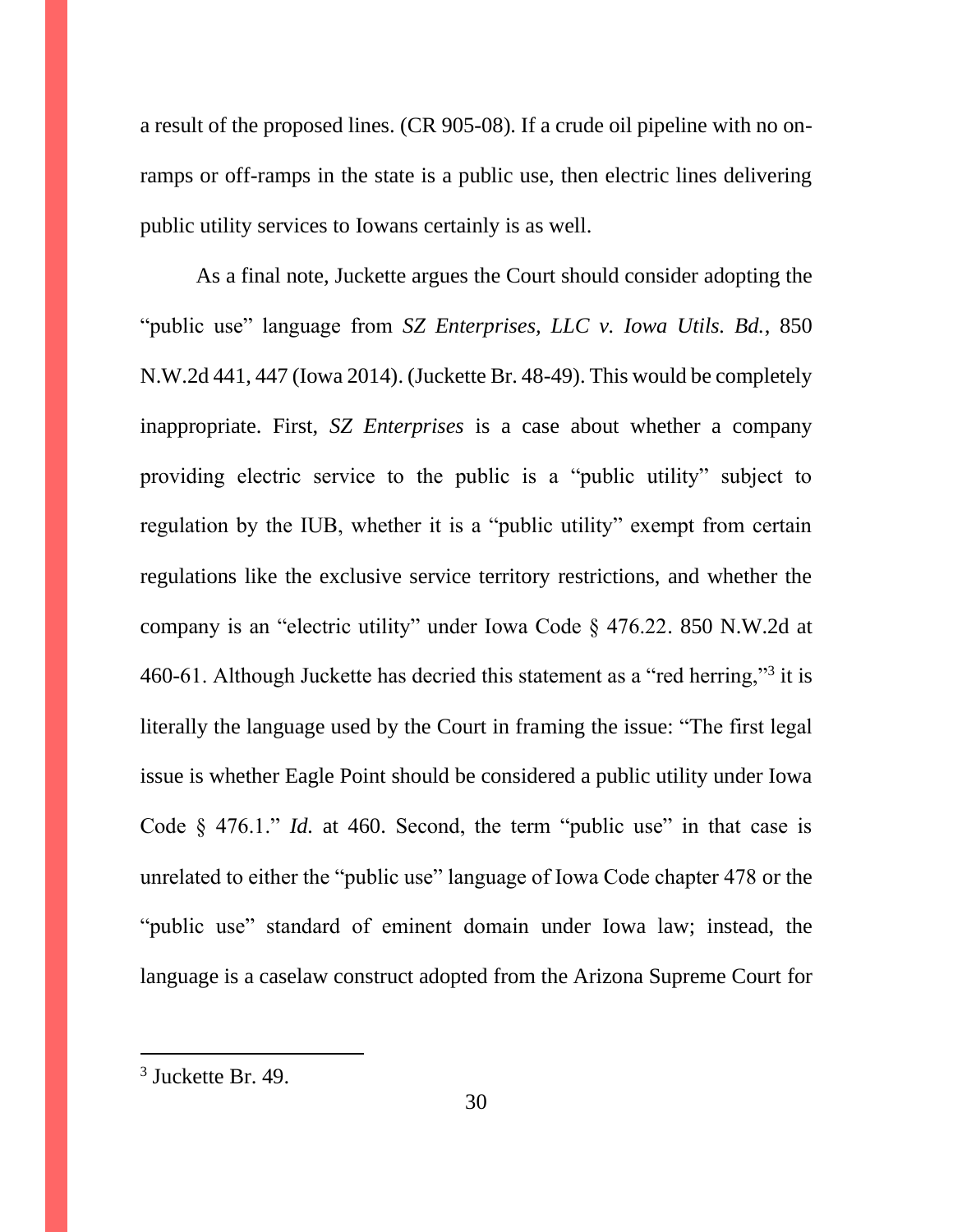a result of the proposed lines. (CR 905-08). If a crude oil pipeline with no on-ramps or off-ramps in the state is a public use, then electric lines delivering public utility services to Iowans certainly is as well.

As a final note, Juckette argues the Court should consider adopting the "public use" language from *SZ Enterprises, LLC v. Iowa Utils. Bd.*, 850 N.W.2d 441, 447 (Iowa 2014). (Juckette Br. 48-49). This would be completely inappropriate. First, *SZ Enterprises* is a case about whether a company providing electric service to the public is a "public utility" subject to regulation by the IUB, whether it is a "public utility" exempt from certain regulations like the exclusive service territory restrictions, and whether the company is an "electric utility" under Iowa Code § 476.22. 850 N.W.2d at 460-61. Although Juckette has decried this statement as a "red herring,"[3] it is literally the language used by the Court in framing the issue: "The first legal issue is whether Eagle Point should be considered a public utility under Iowa Code § 476.1." *Id.* at 460. Second, the term "public use" in that case is unrelated to either the "public use" language of Iowa Code chapter 478 or the "public use" standard of eminent domain under Iowa law; instead, the language is a caselaw construct adopted from the Arizona Supreme Court for

---

[3] Juckette Br. 49.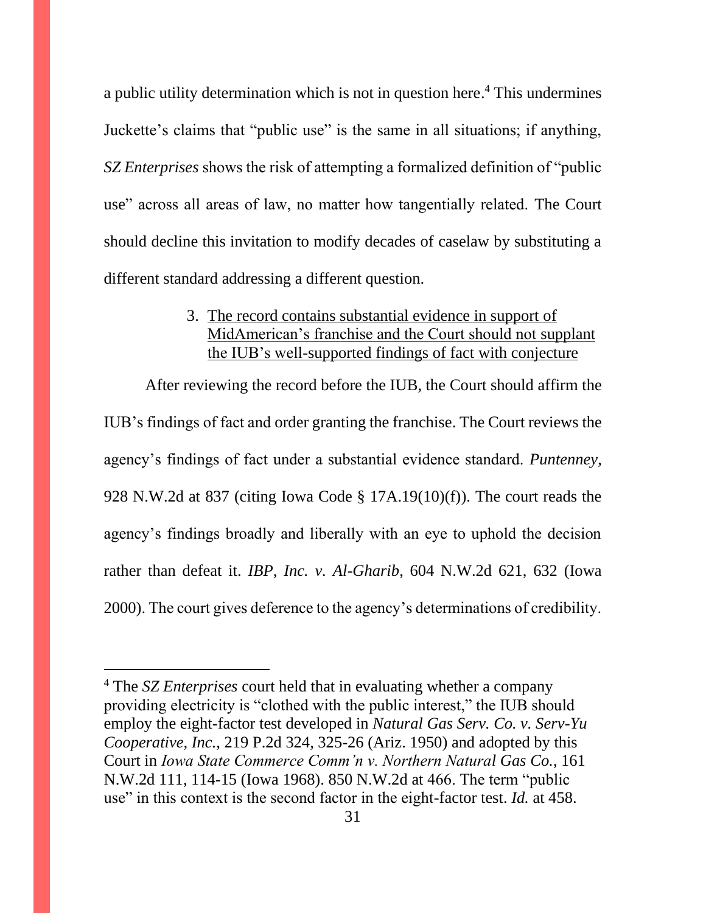a public utility determination which is not in question here.[4] This undermines Juckette's claims that "public use" is the same in all situations; if anything, *SZ Enterprises* shows the risk of attempting a formalized definition of "public use" across all areas of law, no matter how tangentially related. The Court should decline this invitation to modify decades of caselaw by substituting a different standard addressing a different question.

3. <u>The record contains substantial evidence in support of MidAmerican's franchise and the Court should not supplant the IUB's well-supported findings of fact with conjecture</u>

After reviewing the record before the IUB, the Court should affirm the IUB's findings of fact and order granting the franchise. The Court reviews the agency's findings of fact under a substantial evidence standard. *Puntenney*, 928 N.W.2d at 837 (citing Iowa Code § 17A.19(10)(f)). The court reads the agency's findings broadly and liberally with an eye to uphold the decision rather than defeat it. *IBP, Inc. v. Al-Gharib*, 604 N.W.2d 621, 632 (Iowa 2000). The court gives deference to the agency's determinations of credibility.

---

[4] The *SZ Enterprises* court held that in evaluating whether a company providing electricity is "clothed with the public interest," the IUB should employ the eight-factor test developed in *Natural Gas Serv. Co. v. Serv-Yu Cooperative, Inc.*, 219 P.2d 324, 325-26 (Ariz. 1950) and adopted by this Court in *Iowa State Commerce Comm'n v. Northern Natural Gas Co.*, 161 N.W.2d 111, 114-15 (Iowa 1968). 850 N.W.2d at 466. The term "public use" in this context is the second factor in the eight-factor test. *Id.* at 458.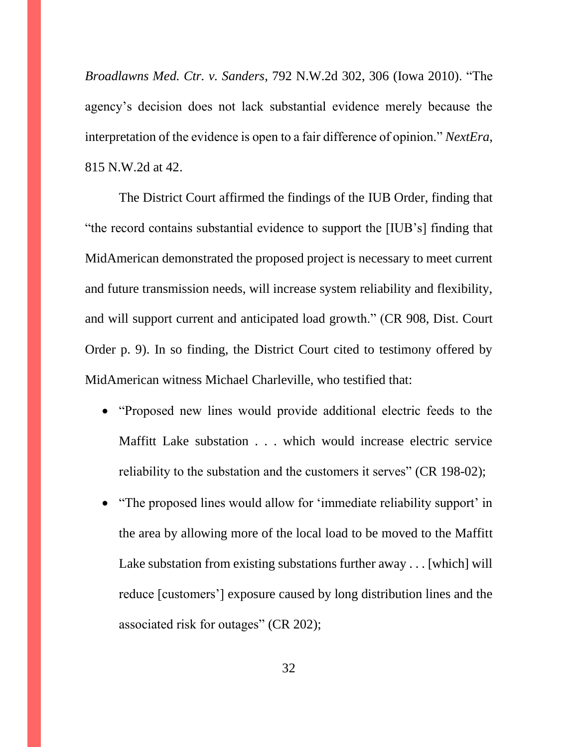*Broadlawns Med. Ctr. v. Sanders*, 792 N.W.2d 302, 306 (Iowa 2010). "The agency's decision does not lack substantial evidence merely because the interpretation of the evidence is open to a fair difference of opinion." *NextEra*, 815 N.W.2d at 42.

The District Court affirmed the findings of the IUB Order, finding that "the record contains substantial evidence to support the [IUB's] finding that MidAmerican demonstrated the proposed project is necessary to meet current and future transmission needs, will increase system reliability and flexibility, and will support current and anticipated load growth." (CR 908, Dist. Court Order p. 9). In so finding, the District Court cited to testimony offered by MidAmerican witness Michael Charleville, who testified that:

- "Proposed new lines would provide additional electric feeds to the Maffitt Lake substation . . . which would increase electric service reliability to the substation and the customers it serves" (CR 198-02);
- "The proposed lines would allow for 'immediate reliability support' in the area by allowing more of the local load to be moved to the Maffitt Lake substation from existing substations further away . . . [which] will reduce [customers'] exposure caused by long distribution lines and the associated risk for outages" (CR 202);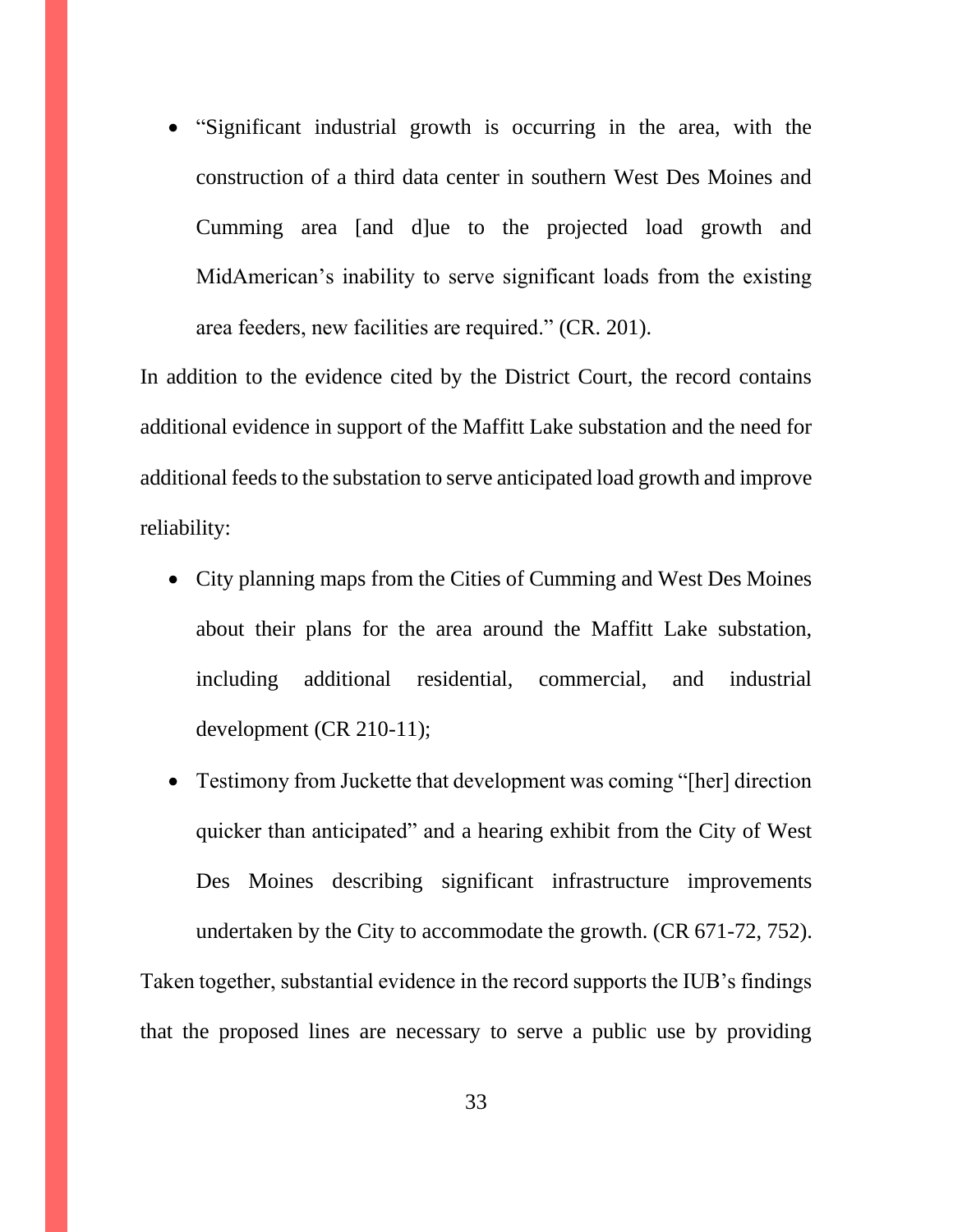- "Significant industrial growth is occurring in the area, with the construction of a third data center in southern West Des Moines and Cumming area [and d]ue to the projected load growth and MidAmerican's inability to serve significant loads from the existing area feeders, new facilities are required." (CR. 201).

In addition to the evidence cited by the District Court, the record contains additional evidence in support of the Maffitt Lake substation and the need for additional feeds to the substation to serve anticipated load growth and improve reliability:

- City planning maps from the Cities of Cumming and West Des Moines about their plans for the area around the Maffitt Lake substation, including additional residential, commercial, and industrial development (CR 210-11);
- Testimony from Juckette that development was coming "[her] direction quicker than anticipated" and a hearing exhibit from the City of West Des Moines describing significant infrastructure improvements undertaken by the City to accommodate the growth. (CR 671-72, 752).

Taken together, substantial evidence in the record supports the IUB's findings that the proposed lines are necessary to serve a public use by providing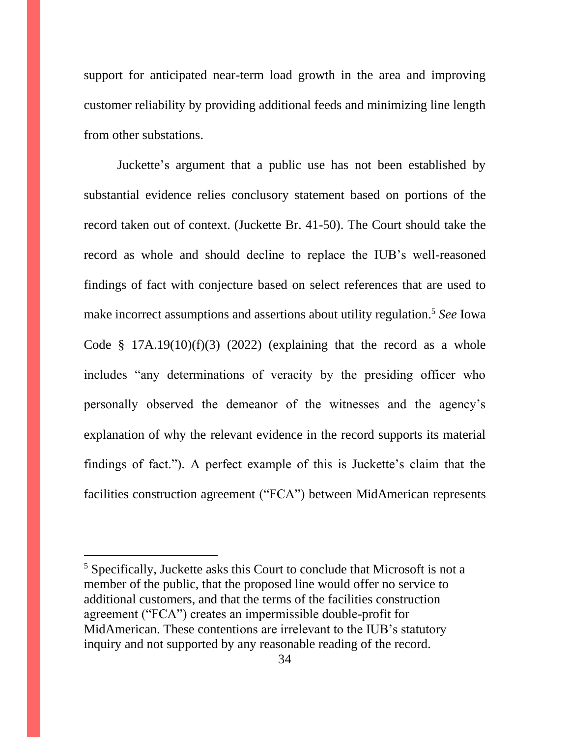support for anticipated near-term load growth in the area and improving customer reliability by providing additional feeds and minimizing line length from other substations.

Juckette's argument that a public use has not been established by substantial evidence relies conclusory statement based on portions of the record taken out of context. (Juckette Br. 41-50). The Court should take the record as whole and should decline to replace the IUB's well-reasoned findings of fact with conjecture based on select references that are used to make incorrect assumptions and assertions about utility regulation.[5] *See* Iowa Code § 17A.19(10)(f)(3) (2022) (explaining that the record as a whole includes "any determinations of veracity by the presiding officer who personally observed the demeanor of the witnesses and the agency's explanation of why the relevant evidence in the record supports its material findings of fact."). A perfect example of this is Juckette's claim that the facilities construction agreement ("FCA") between MidAmerican represents

---

[5] Specifically, Juckette asks this Court to conclude that Microsoft is not a member of the public, that the proposed line would offer no service to additional customers, and that the terms of the facilities construction agreement ("FCA") creates an impermissible double-profit for MidAmerican. These contentions are irrelevant to the IUB's statutory inquiry and not supported by any reasonable reading of the record.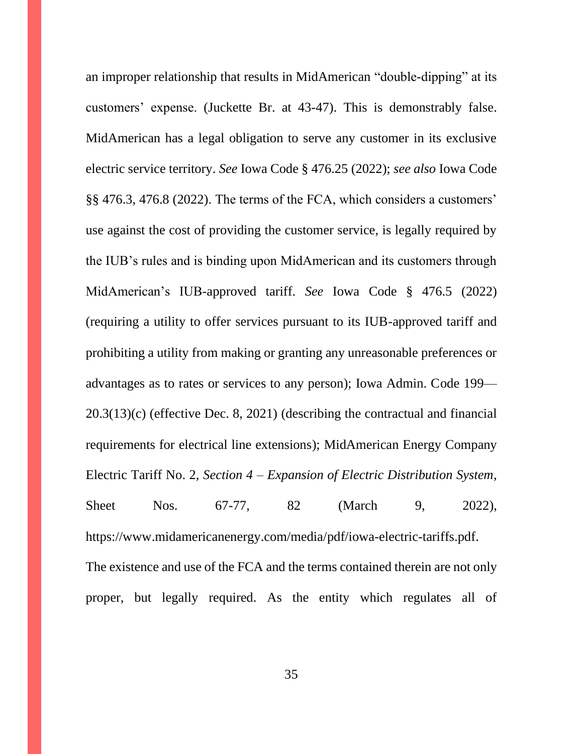an improper relationship that results in MidAmerican "double-dipping" at its customers' expense. (Juckette Br. at 43-47). This is demonstrably false. MidAmerican has a legal obligation to serve any customer in its exclusive electric service territory. *See* Iowa Code § 476.25 (2022); *see also* Iowa Code §§ 476.3, 476.8 (2022). The terms of the FCA, which considers a customers' use against the cost of providing the customer service, is legally required by the IUB's rules and is binding upon MidAmerican and its customers through MidAmerican's IUB-approved tariff. *See* Iowa Code § 476.5 (2022) (requiring a utility to offer services pursuant to its IUB-approved tariff and prohibiting a utility from making or granting any unreasonable preferences or advantages as to rates or services to any person); Iowa Admin. Code 199—20.3(13)(c) (effective Dec. 8, 2021) (describing the contractual and financial requirements for electrical line extensions); MidAmerican Energy Company Electric Tariff No. 2, *Section 4 – Expansion of Electric Distribution System*, Sheet Nos. 67-77, 82 (March 9, 2022), https://www.midamericanenergy.com/media/pdf/iowa-electric-tariffs.pdf. The existence and use of the FCA and the terms contained therein are not only proper, but legally required. As the entity which regulates all of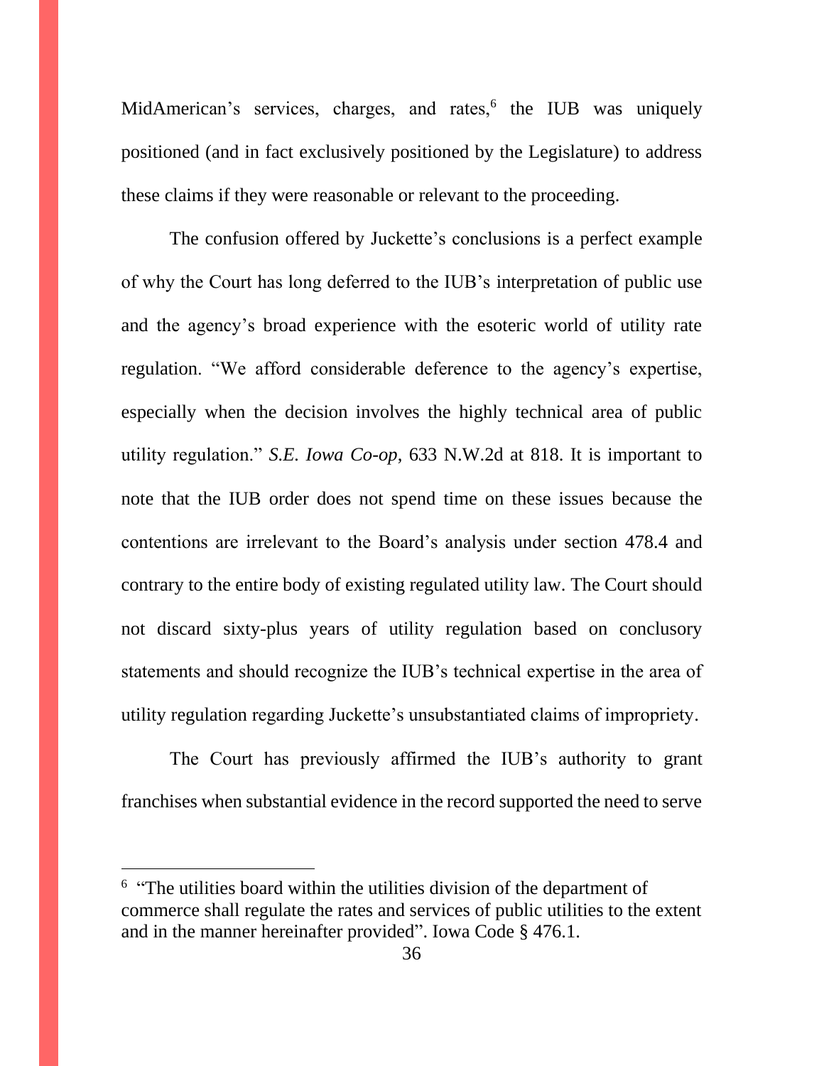MidAmerican's services, charges, and rates,[6] the IUB was uniquely positioned (and in fact exclusively positioned by the Legislature) to address these claims if they were reasonable or relevant to the proceeding.

The confusion offered by Juckette's conclusions is a perfect example of why the Court has long deferred to the IUB's interpretation of public use and the agency's broad experience with the esoteric world of utility rate regulation. "We afford considerable deference to the agency's expertise, especially when the decision involves the highly technical area of public utility regulation." *S.E. Iowa Co-op*, 633 N.W.2d at 818. It is important to note that the IUB order does not spend time on these issues because the contentions are irrelevant to the Board's analysis under section 478.4 and contrary to the entire body of existing regulated utility law. The Court should not discard sixty-plus years of utility regulation based on conclusory statements and should recognize the IUB's technical expertise in the area of utility regulation regarding Juckette's unsubstantiated claims of impropriety.

The Court has previously affirmed the IUB's authority to grant franchises when substantial evidence in the record supported the need to serve

---

[6] "The utilities board within the utilities division of the department of commerce shall regulate the rates and services of public utilities to the extent and in the manner hereinafter provided". Iowa Code § 476.1.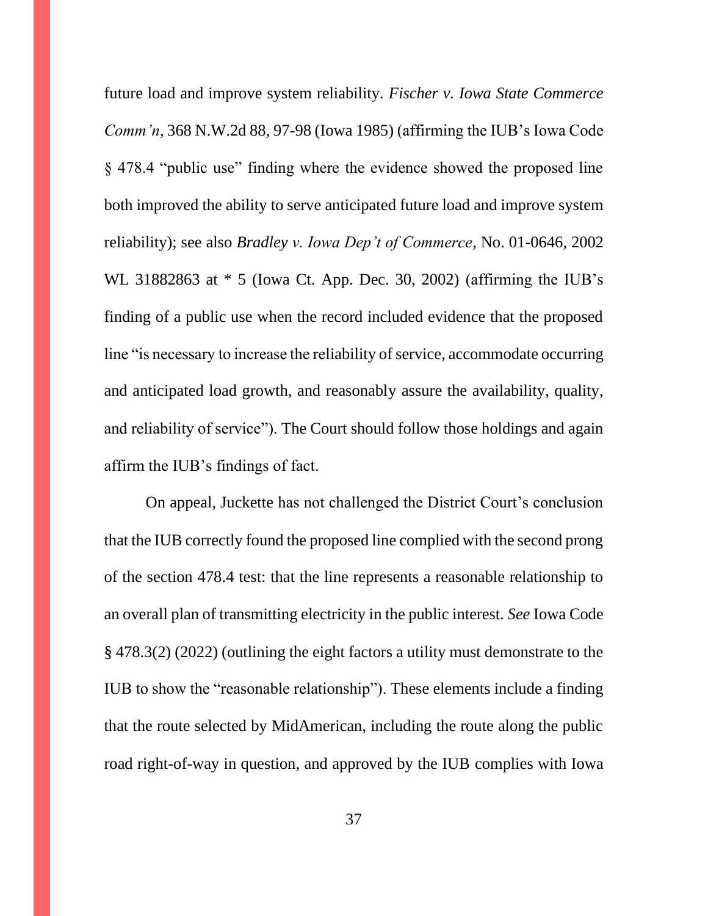future load and improve system reliability. *Fischer v. Iowa State Commerce Comm'n*, 368 N.W.2d 88, 97-98 (Iowa 1985) (affirming the IUB's Iowa Code § 478.4 "public use" finding where the evidence showed the proposed line both improved the ability to serve anticipated future load and improve system reliability); see also *Bradley v. Iowa Dep't of Commerce*, No. 01-0646, 2002 WL 31882863 at * 5 (Iowa Ct. App. Dec. 30, 2002) (affirming the IUB's finding of a public use when the record included evidence that the proposed line "is necessary to increase the reliability of service, accommodate occurring and anticipated load growth, and reasonably assure the availability, quality, and reliability of service"). The Court should follow those holdings and again affirm the IUB's findings of fact.

On appeal, Juckette has not challenged the District Court's conclusion that the IUB correctly found the proposed line complied with the second prong of the section 478.4 test: that the line represents a reasonable relationship to an overall plan of transmitting electricity in the public interest. *See* Iowa Code § 478.3(2) (2022) (outlining the eight factors a utility must demonstrate to the IUB to show the "reasonable relationship"). These elements include a finding that the route selected by MidAmerican, including the route along the public road right-of-way in question, and approved by the IUB complies with Iowa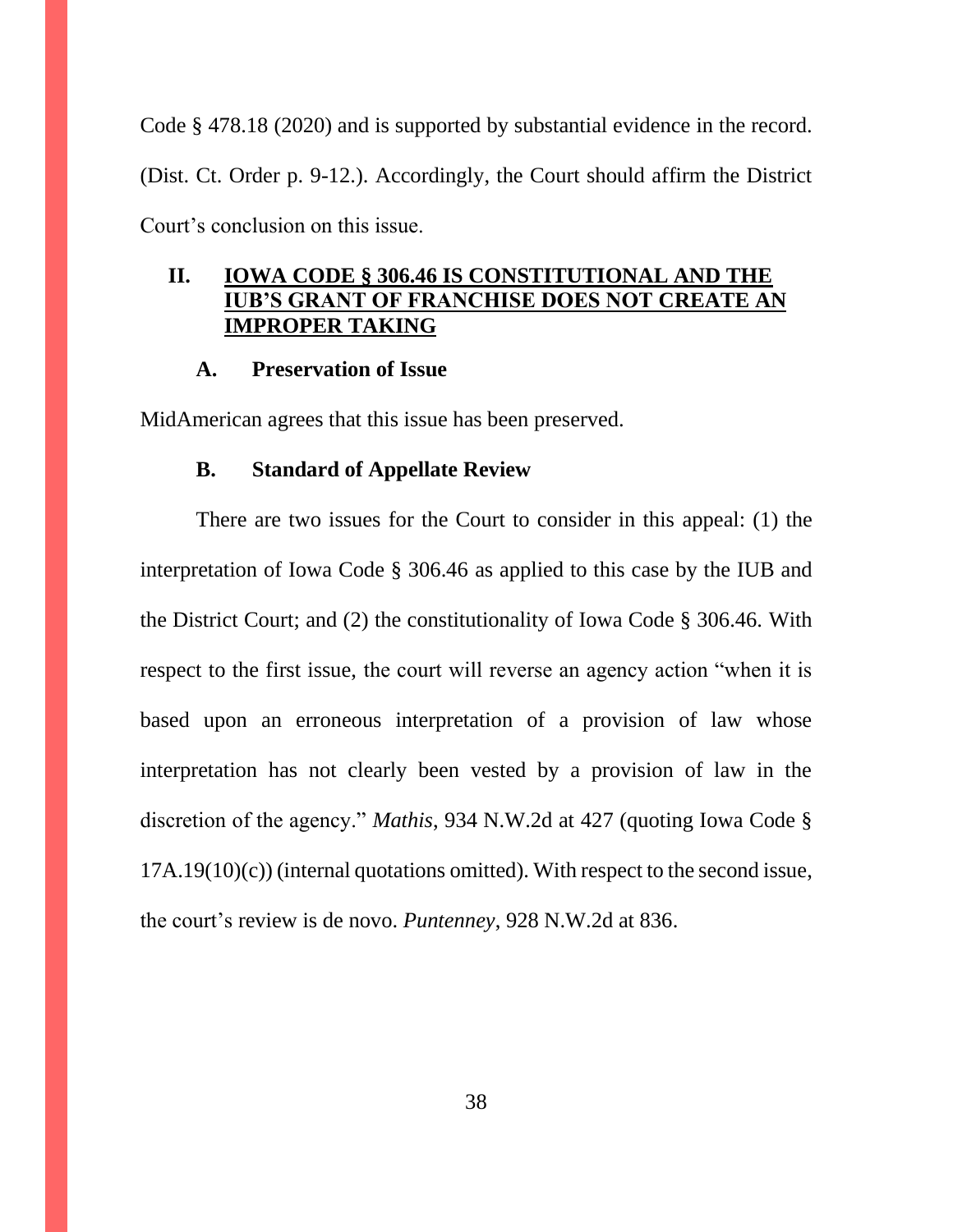Code § 478.18 (2020) and is supported by substantial evidence in the record. (Dist. Ct. Order p. 9-12.). Accordingly, the Court should affirm the District Court's conclusion on this issue.

## II. IOWA CODE § 306.46 IS CONSTITUTIONAL AND THE IUB'S GRANT OF FRANCHISE DOES NOT CREATE AN IMPROPER TAKING

### A. Preservation of Issue

MidAmerican agrees that this issue has been preserved.

### B. Standard of Appellate Review

There are two issues for the Court to consider in this appeal: (1) the interpretation of Iowa Code § 306.46 as applied to this case by the IUB and the District Court; and (2) the constitutionality of Iowa Code § 306.46. With respect to the first issue, the court will reverse an agency action "when it is based upon an erroneous interpretation of a provision of law whose interpretation has not clearly been vested by a provision of law in the discretion of the agency." *Mathis*, 934 N.W.2d at 427 (quoting Iowa Code § 17A.19(10)(c)) (internal quotations omitted). With respect to the second issue, the court's review is de novo. *Puntenney*, 928 N.W.2d at 836.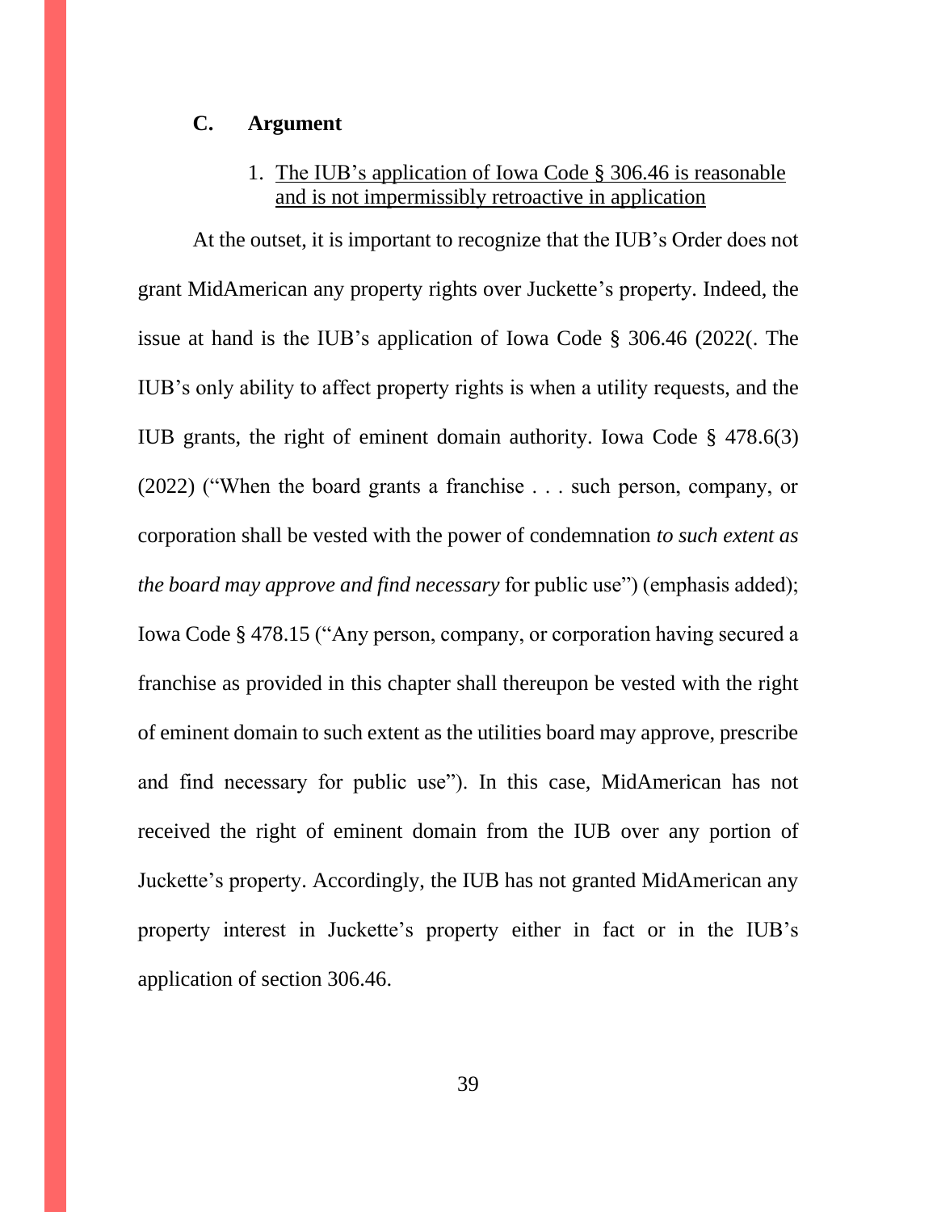### C. Argument

1. <u>The IUB's application of Iowa Code § 306.46 is reasonable and is not impermissibly retroactive in application</u>

At the outset, it is important to recognize that the IUB's Order does not grant MidAmerican any property rights over Juckette's property. Indeed, the issue at hand is the IUB's application of Iowa Code § 306.46 (2022(. The IUB's only ability to affect property rights is when a utility requests, and the IUB grants, the right of eminent domain authority. Iowa Code § 478.6(3) (2022) ("When the board grants a franchise . . . such person, company, or corporation shall be vested with the power of condemnation *to such extent as the board may approve and find necessary* for public use") (emphasis added); Iowa Code § 478.15 ("Any person, company, or corporation having secured a franchise as provided in this chapter shall thereupon be vested with the right of eminent domain to such extent as the utilities board may approve, prescribe and find necessary for public use"). In this case, MidAmerican has not received the right of eminent domain from the IUB over any portion of Juckette's property. Accordingly, the IUB has not granted MidAmerican any property interest in Juckette's property either in fact or in the IUB's application of section 306.46.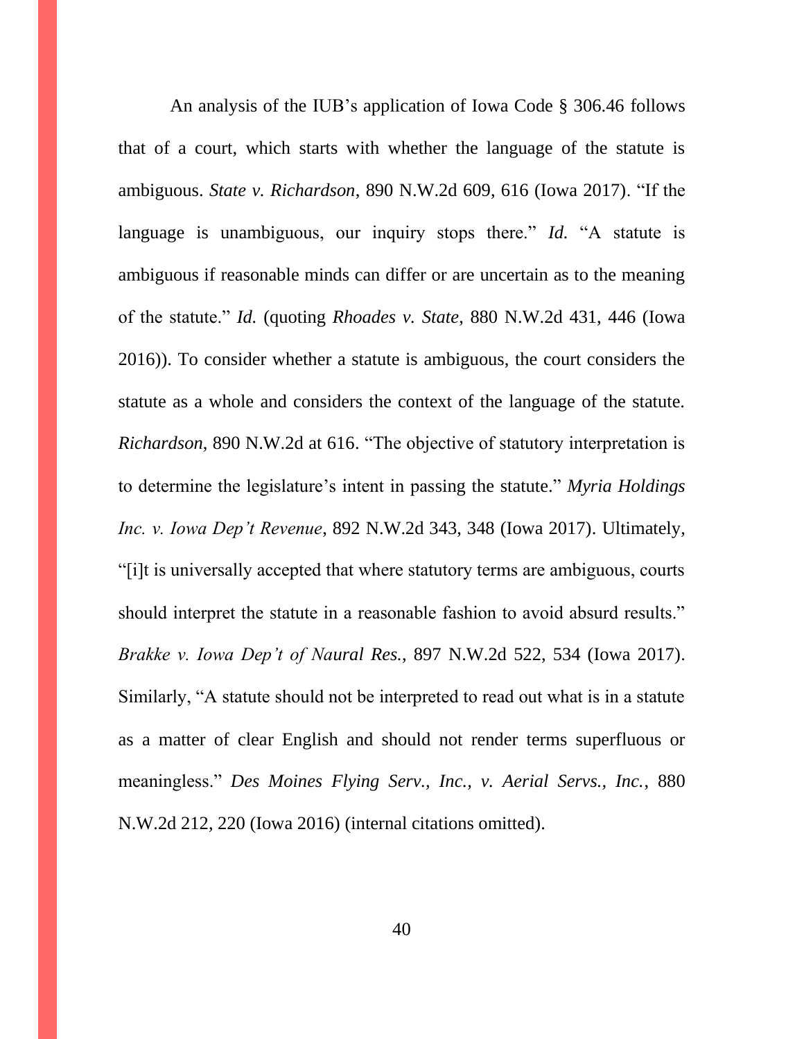An analysis of the IUB's application of Iowa Code § 306.46 follows that of a court, which starts with whether the language of the statute is ambiguous. *State v. Richardson*, 890 N.W.2d 609, 616 (Iowa 2017). "If the language is unambiguous, our inquiry stops there." *Id.* "A statute is ambiguous if reasonable minds can differ or are uncertain as to the meaning of the statute." *Id.* (quoting *Rhoades v. State*, 880 N.W.2d 431, 446 (Iowa 2016)). To consider whether a statute is ambiguous, the court considers the statute as a whole and considers the context of the language of the statute. *Richardson*, 890 N.W.2d at 616. "The objective of statutory interpretation is to determine the legislature's intent in passing the statute." *Myria Holdings Inc. v. Iowa Dep't Revenue*, 892 N.W.2d 343, 348 (Iowa 2017). Ultimately, "[i]t is universally accepted that where statutory terms are ambiguous, courts should interpret the statute in a reasonable fashion to avoid absurd results." *Brakke v. Iowa Dep't of Naural Res.*, 897 N.W.2d 522, 534 (Iowa 2017). Similarly, "A statute should not be interpreted to read out what is in a statute as a matter of clear English and should not render terms superfluous or meaningless." *Des Moines Flying Serv., Inc., v. Aerial Servs., Inc.*, 880 N.W.2d 212, 220 (Iowa 2016) (internal citations omitted).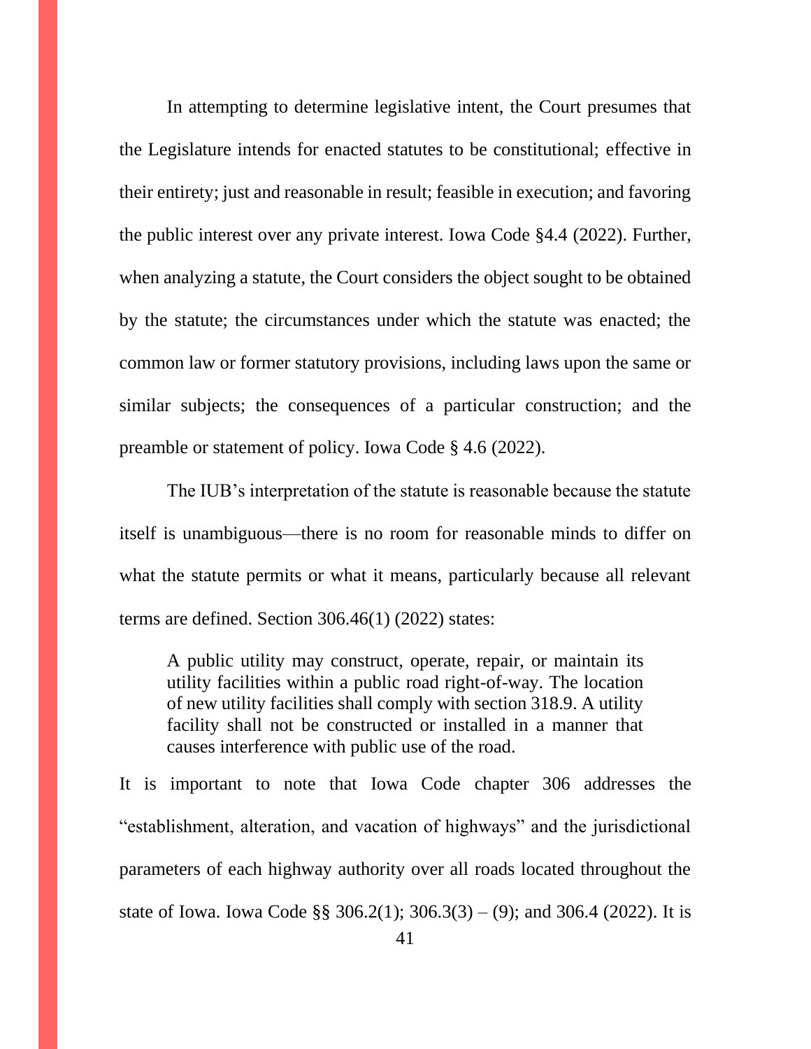In attempting to determine legislative intent, the Court presumes that the Legislature intends for enacted statutes to be constitutional; effective in their entirety; just and reasonable in result; feasible in execution; and favoring the public interest over any private interest. Iowa Code §4.4 (2022). Further, when analyzing a statute, the Court considers the object sought to be obtained by the statute; the circumstances under which the statute was enacted; the common law or former statutory provisions, including laws upon the same or similar subjects; the consequences of a particular construction; and the preamble or statement of policy. Iowa Code § 4.6 (2022).

The IUB's interpretation of the statute is reasonable because the statute itself is unambiguous—there is no room for reasonable minds to differ on what the statute permits or what it means, particularly because all relevant terms are defined. Section 306.46(1) (2022) states:

> A public utility may construct, operate, repair, or maintain its utility facilities within a public road right-of-way. The location of new utility facilities shall comply with section 318.9. A utility facility shall not be constructed or installed in a manner that causes interference with public use of the road.

It is important to note that Iowa Code chapter 306 addresses the "establishment, alteration, and vacation of highways" and the jurisdictional parameters of each highway authority over all roads located throughout the state of Iowa. Iowa Code §§ 306.2(1); 306.3(3) – (9); and 306.4 (2022). It is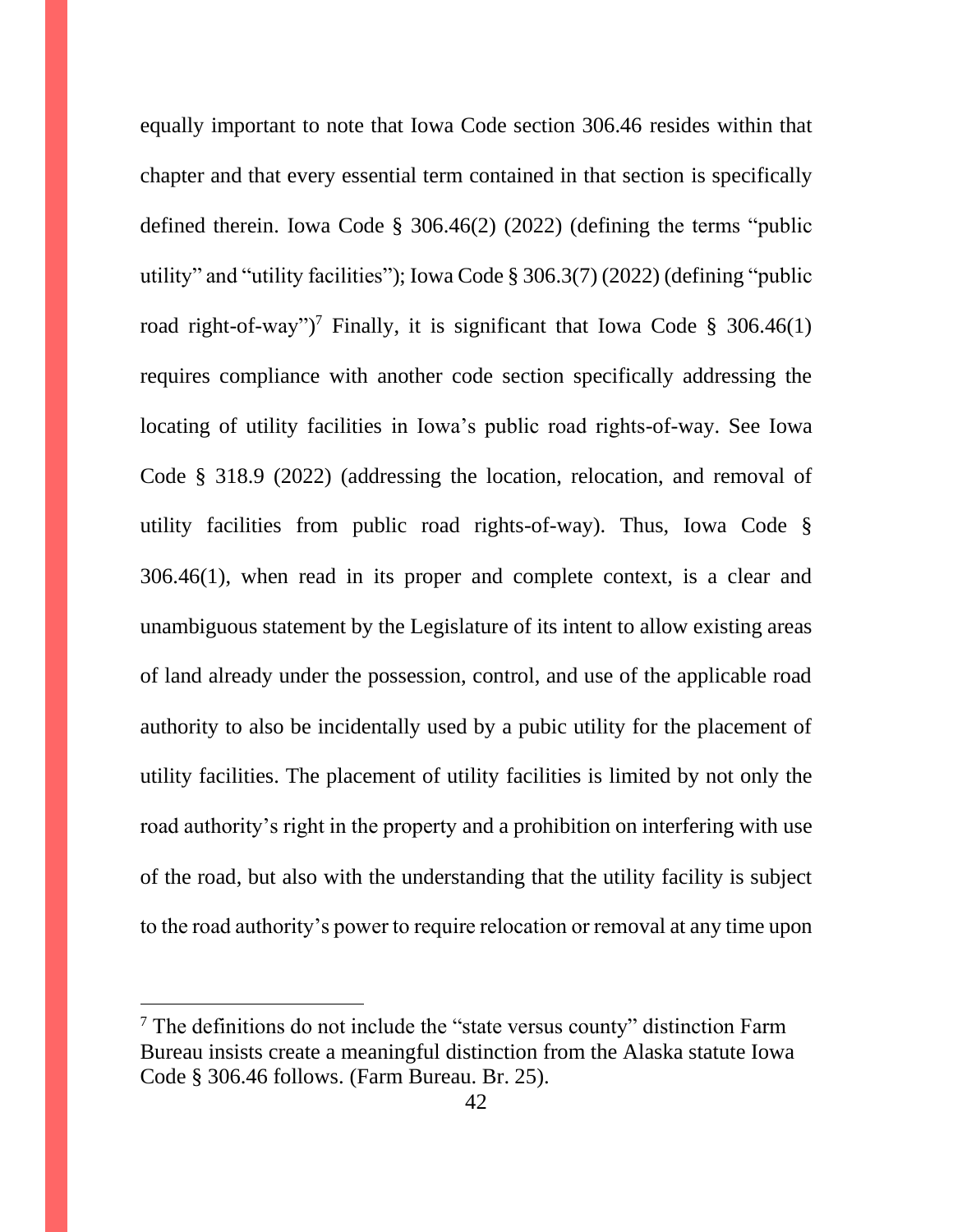equally important to note that Iowa Code section 306.46 resides within that chapter and that every essential term contained in that section is specifically defined therein. Iowa Code § 306.46(2) (2022) (defining the terms "public utility" and "utility facilities"); Iowa Code § 306.3(7) (2022) (defining "public road right-of-way")[7] Finally, it is significant that Iowa Code § 306.46(1) requires compliance with another code section specifically addressing the locating of utility facilities in Iowa's public road rights-of-way. See Iowa Code § 318.9 (2022) (addressing the location, relocation, and removal of utility facilities from public road rights-of-way). Thus, Iowa Code § 306.46(1), when read in its proper and complete context, is a clear and unambiguous statement by the Legislature of its intent to allow existing areas of land already under the possession, control, and use of the applicable road authority to also be incidentally used by a pubic utility for the placement of utility facilities. The placement of utility facilities is limited by not only the road authority's right in the property and a prohibition on interfering with use of the road, but also with the understanding that the utility facility is subject to the road authority's power to require relocation or removal at any time upon

[7] The definitions do not include the "state versus county" distinction Farm Bureau insists create a meaningful distinction from the Alaska statute Iowa Code § 306.46 follows. (Farm Bureau. Br. 25).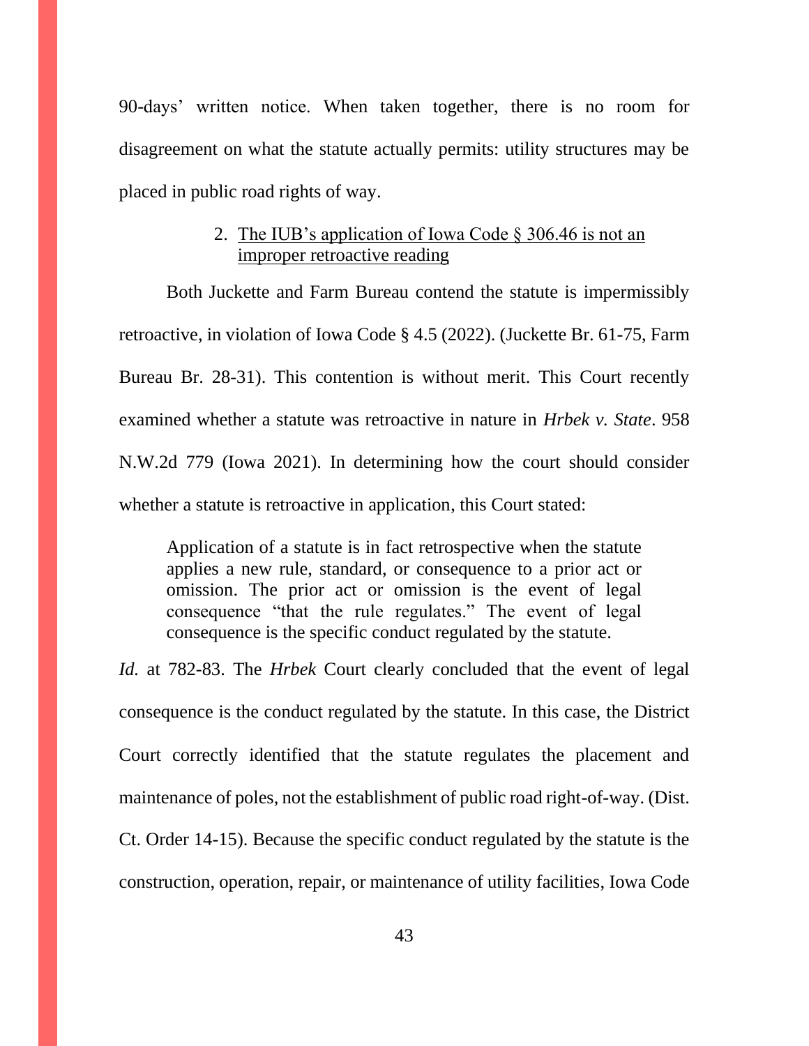90-days' written notice. When taken together, there is no room for disagreement on what the statute actually permits: utility structures may be placed in public road rights of way.

2. The IUB's application of Iowa Code § 306.46 is not an improper retroactive reading

Both Juckette and Farm Bureau contend the statute is impermissibly retroactive, in violation of Iowa Code § 4.5 (2022). (Juckette Br. 61-75, Farm Bureau Br. 28-31). This contention is without merit. This Court recently examined whether a statute was retroactive in nature in *Hrbek v. State*. 958 N.W.2d 779 (Iowa 2021). In determining how the court should consider whether a statute is retroactive in application, this Court stated:

> Application of a statute is in fact retrospective when the statute applies a new rule, standard, or consequence to a prior act or omission. The prior act or omission is the event of legal consequence "that the rule regulates." The event of legal consequence is the specific conduct regulated by the statute.

*Id.* at 782-83. The *Hrbek* Court clearly concluded that the event of legal consequence is the conduct regulated by the statute. In this case, the District Court correctly identified that the statute regulates the placement and maintenance of poles, not the establishment of public road right-of-way. (Dist. Ct. Order 14-15). Because the specific conduct regulated by the statute is the construction, operation, repair, or maintenance of utility facilities, Iowa Code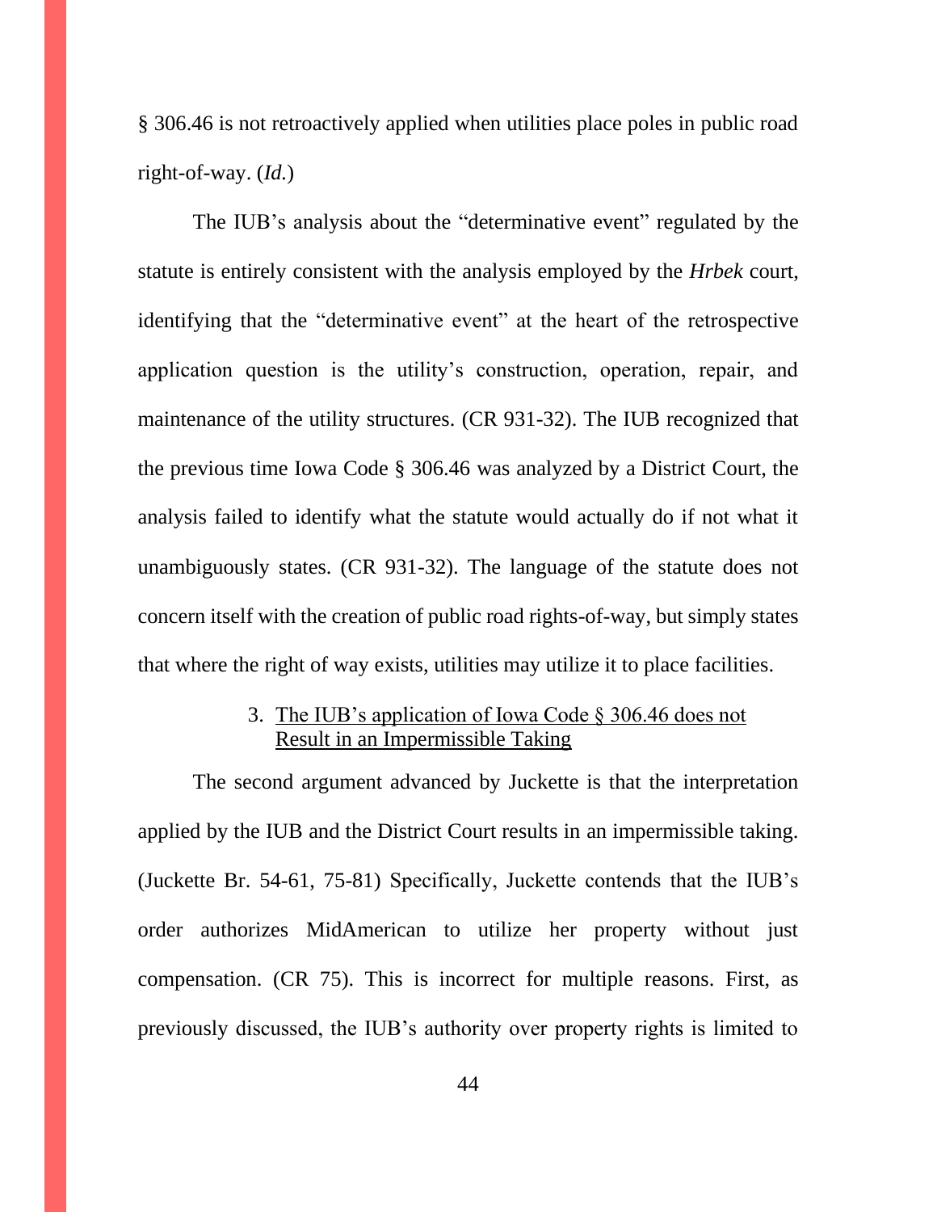§ 306.46 is not retroactively applied when utilities place poles in public road right-of-way. (*Id.*)

The IUB's analysis about the "determinative event" regulated by the statute is entirely consistent with the analysis employed by the *Hrbek* court, identifying that the "determinative event" at the heart of the retrospective application question is the utility's construction, operation, repair, and maintenance of the utility structures. (CR 931-32). The IUB recognized that the previous time Iowa Code § 306.46 was analyzed by a District Court, the analysis failed to identify what the statute would actually do if not what it unambiguously states. (CR 931-32). The language of the statute does not concern itself with the creation of public road rights-of-way, but simply states that where the right of way exists, utilities may utilize it to place facilities.

### 3. <u>The IUB's application of Iowa Code § 306.46 does not Result in an Impermissible Taking</u>

The second argument advanced by Juckette is that the interpretation applied by the IUB and the District Court results in an impermissible taking. (Juckette Br. 54-61, 75-81) Specifically, Juckette contends that the IUB's order authorizes MidAmerican to utilize her property without just compensation. (CR 75). This is incorrect for multiple reasons. First, as previously discussed, the IUB's authority over property rights is limited to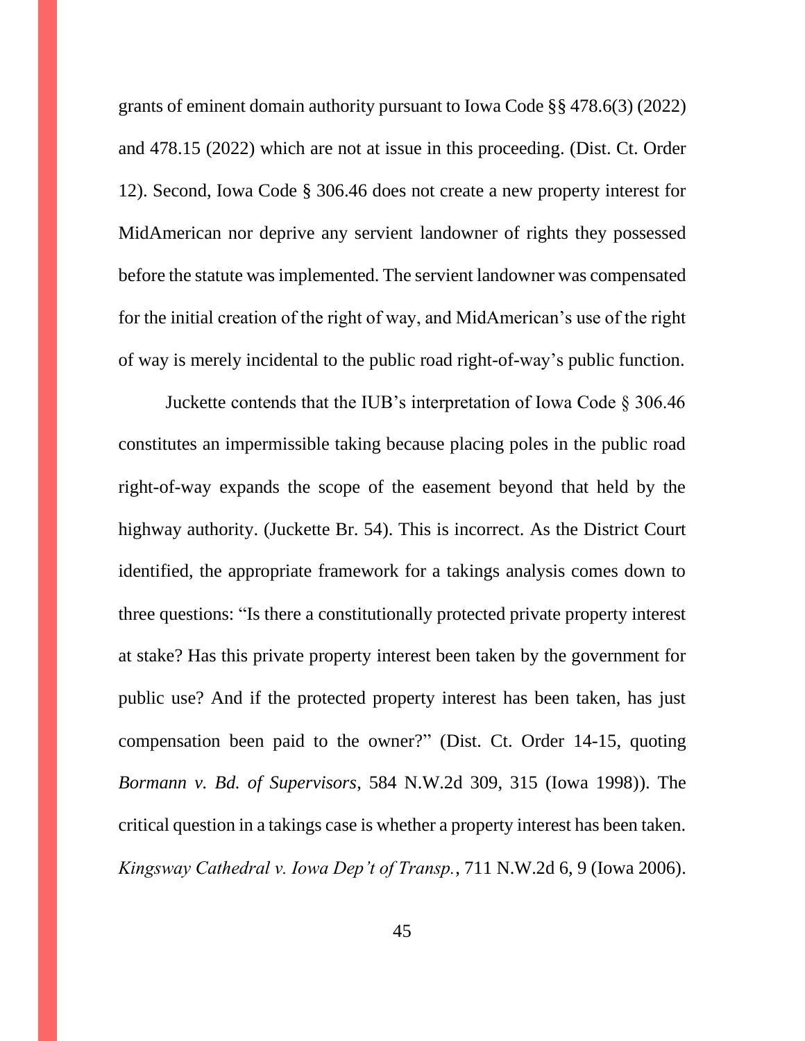grants of eminent domain authority pursuant to Iowa Code §§ 478.6(3) (2022) and 478.15 (2022) which are not at issue in this proceeding. (Dist. Ct. Order 12). Second, Iowa Code § 306.46 does not create a new property interest for MidAmerican nor deprive any servient landowner of rights they possessed before the statute was implemented. The servient landowner was compensated for the initial creation of the right of way, and MidAmerican's use of the right of way is merely incidental to the public road right-of-way's public function.

Juckette contends that the IUB's interpretation of Iowa Code § 306.46 constitutes an impermissible taking because placing poles in the public road right-of-way expands the scope of the easement beyond that held by the highway authority. (Juckette Br. 54). This is incorrect. As the District Court identified, the appropriate framework for a takings analysis comes down to three questions: "Is there a constitutionally protected private property interest at stake? Has this private property interest been taken by the government for public use? And if the protected property interest has been taken, has just compensation been paid to the owner?" (Dist. Ct. Order 14-15, quoting *Bormann v. Bd. of Supervisors*, 584 N.W.2d 309, 315 (Iowa 1998)). The critical question in a takings case is whether a property interest has been taken. *Kingsway Cathedral v. Iowa Dep't of Transp.*, 711 N.W.2d 6, 9 (Iowa 2006).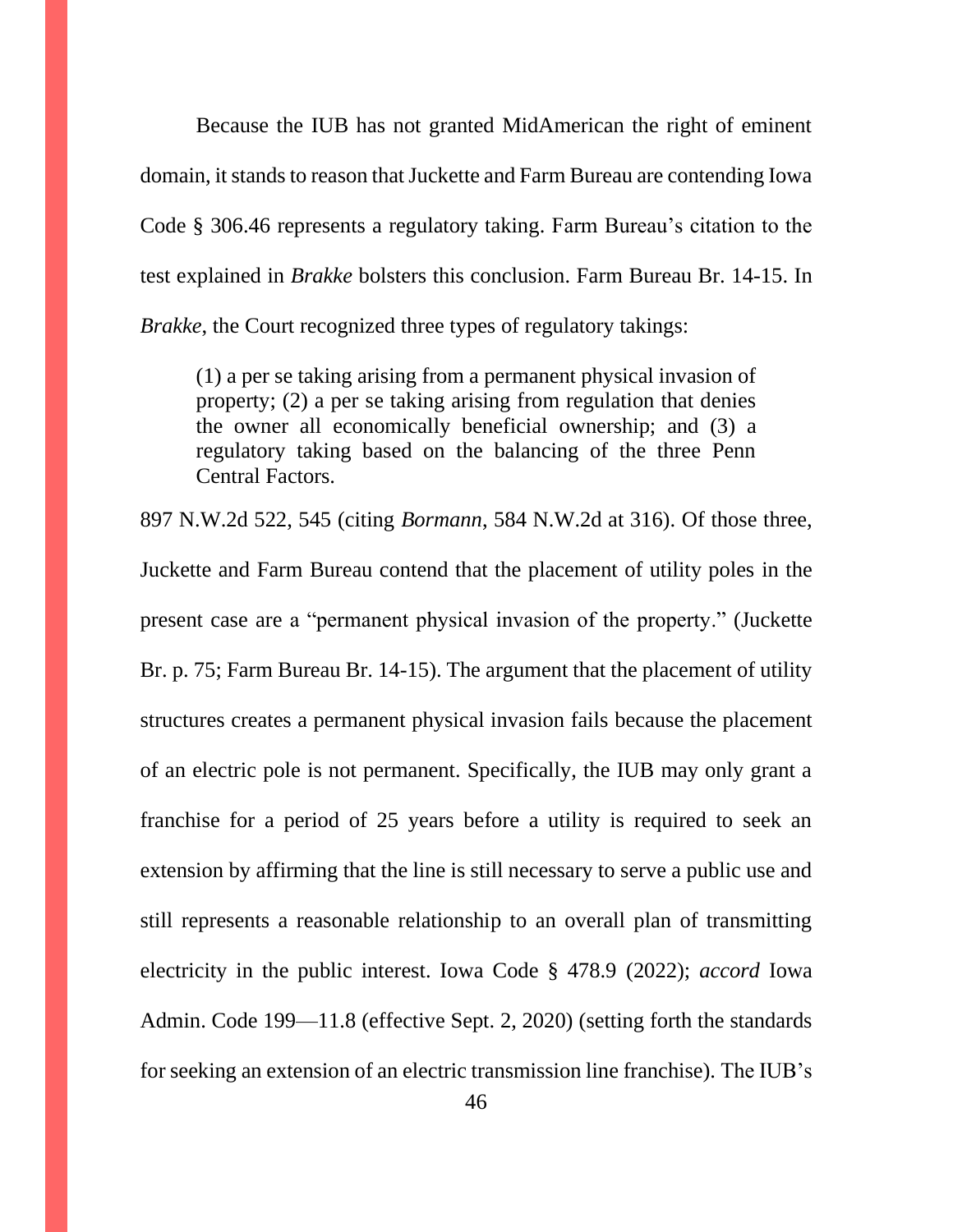Because the IUB has not granted MidAmerican the right of eminent domain, it stands to reason that Juckette and Farm Bureau are contending Iowa Code § 306.46 represents a regulatory taking. Farm Bureau's citation to the test explained in *Brakke* bolsters this conclusion. Farm Bureau Br. 14-15. In *Brakke*, the Court recognized three types of regulatory takings:

> (1) a per se taking arising from a permanent physical invasion of property; (2) a per se taking arising from regulation that denies the owner all economically beneficial ownership; and (3) a regulatory taking based on the balancing of the three Penn Central Factors.

897 N.W.2d 522, 545 (citing *Bormann*, 584 N.W.2d at 316). Of those three, Juckette and Farm Bureau contend that the placement of utility poles in the present case are a "permanent physical invasion of the property." (Juckette Br. p. 75; Farm Bureau Br. 14-15). The argument that the placement of utility structures creates a permanent physical invasion fails because the placement of an electric pole is not permanent. Specifically, the IUB may only grant a franchise for a period of 25 years before a utility is required to seek an extension by affirming that the line is still necessary to serve a public use and still represents a reasonable relationship to an overall plan of transmitting electricity in the public interest. Iowa Code § 478.9 (2022); *accord* Iowa Admin. Code 199—11.8 (effective Sept. 2, 2020) (setting forth the standards for seeking an extension of an electric transmission line franchise). The IUB's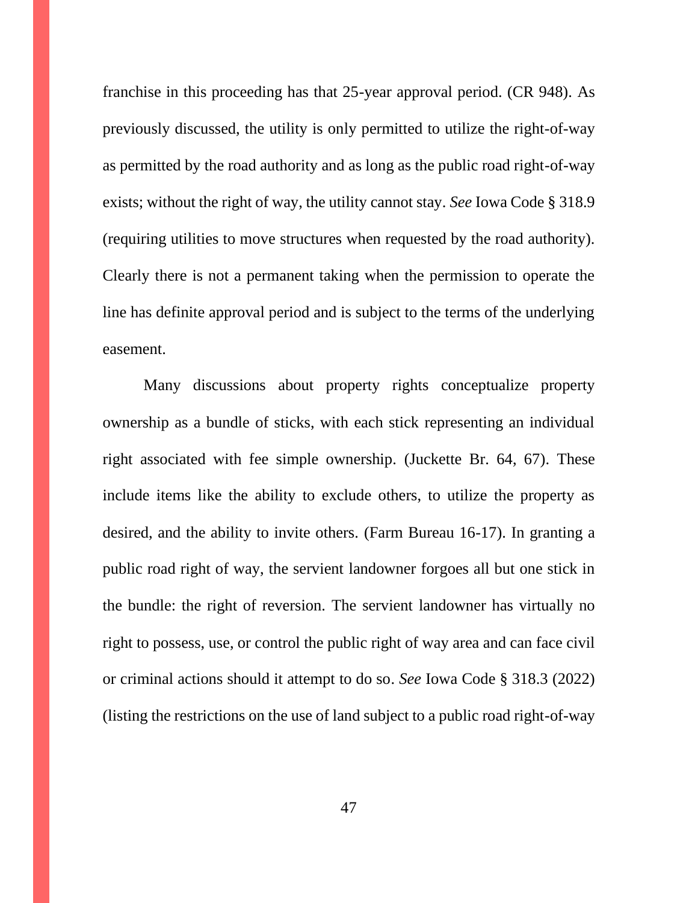franchise in this proceeding has that 25-year approval period. (CR 948). As previously discussed, the utility is only permitted to utilize the right-of-way as permitted by the road authority and as long as the public road right-of-way exists; without the right of way, the utility cannot stay. *See* Iowa Code § 318.9 (requiring utilities to move structures when requested by the road authority). Clearly there is not a permanent taking when the permission to operate the line has definite approval period and is subject to the terms of the underlying easement.

Many discussions about property rights conceptualize property ownership as a bundle of sticks, with each stick representing an individual right associated with fee simple ownership. (Juckette Br. 64, 67). These include items like the ability to exclude others, to utilize the property as desired, and the ability to invite others. (Farm Bureau 16-17). In granting a public road right of way, the servient landowner forgoes all but one stick in the bundle: the right of reversion. The servient landowner has virtually no right to possess, use, or control the public right of way area and can face civil or criminal actions should it attempt to do so. *See* Iowa Code § 318.3 (2022) (listing the restrictions on the use of land subject to a public road right-of-way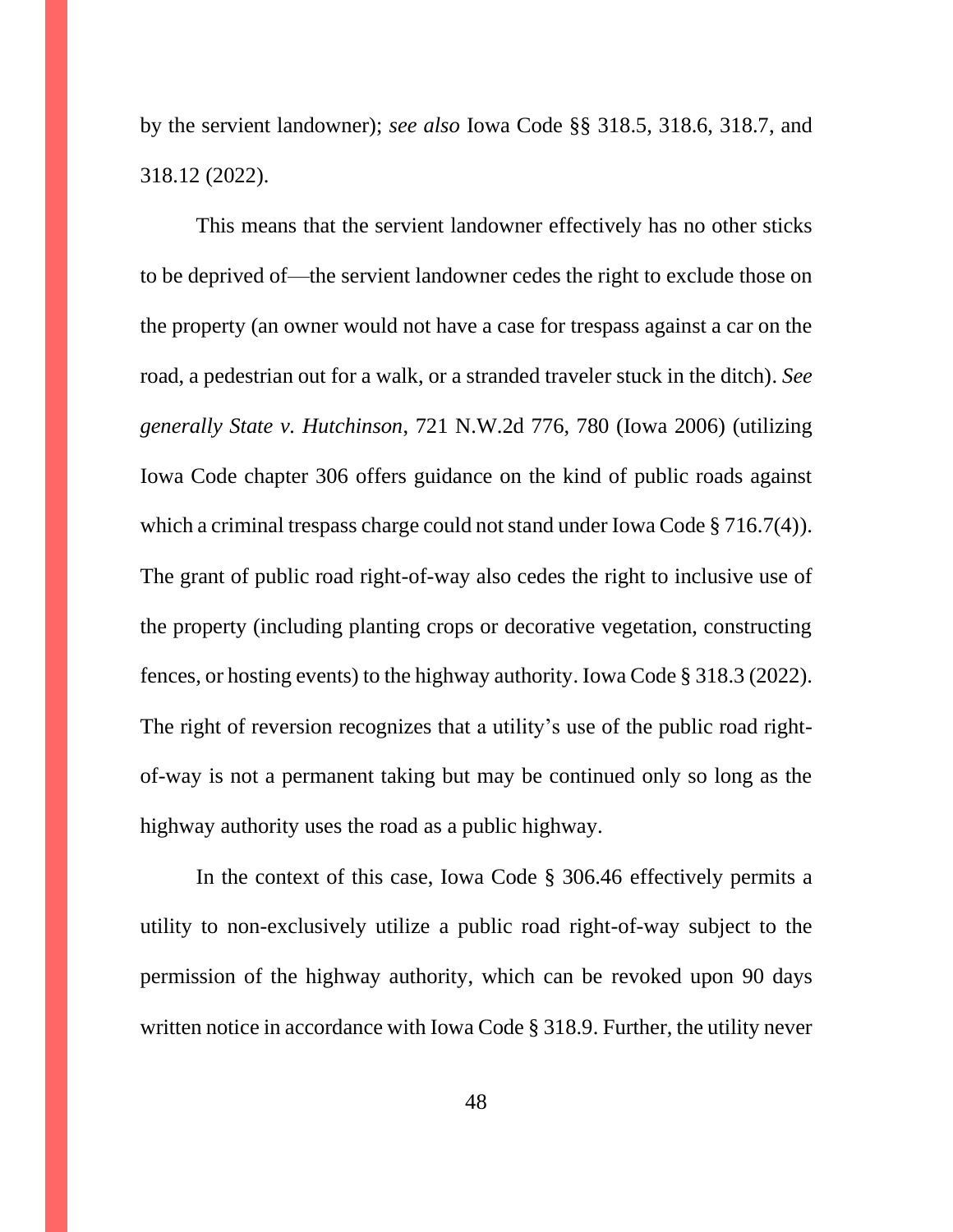by the servient landowner); *see also* Iowa Code §§ 318.5, 318.6, 318.7, and 318.12 (2022).

This means that the servient landowner effectively has no other sticks to be deprived of—the servient landowner cedes the right to exclude those on the property (an owner would not have a case for trespass against a car on the road, a pedestrian out for a walk, or a stranded traveler stuck in the ditch). *See generally State v. Hutchinson*, 721 N.W.2d 776, 780 (Iowa 2006) (utilizing Iowa Code chapter 306 offers guidance on the kind of public roads against which a criminal trespass charge could not stand under Iowa Code § 716.7(4)). The grant of public road right-of-way also cedes the right to inclusive use of the property (including planting crops or decorative vegetation, constructing fences, or hosting events) to the highway authority. Iowa Code § 318.3 (2022). The right of reversion recognizes that a utility's use of the public road right-of-way is not a permanent taking but may be continued only so long as the highway authority uses the road as a public highway.

In the context of this case, Iowa Code § 306.46 effectively permits a utility to non-exclusively utilize a public road right-of-way subject to the permission of the highway authority, which can be revoked upon 90 days written notice in accordance with Iowa Code § 318.9. Further, the utility never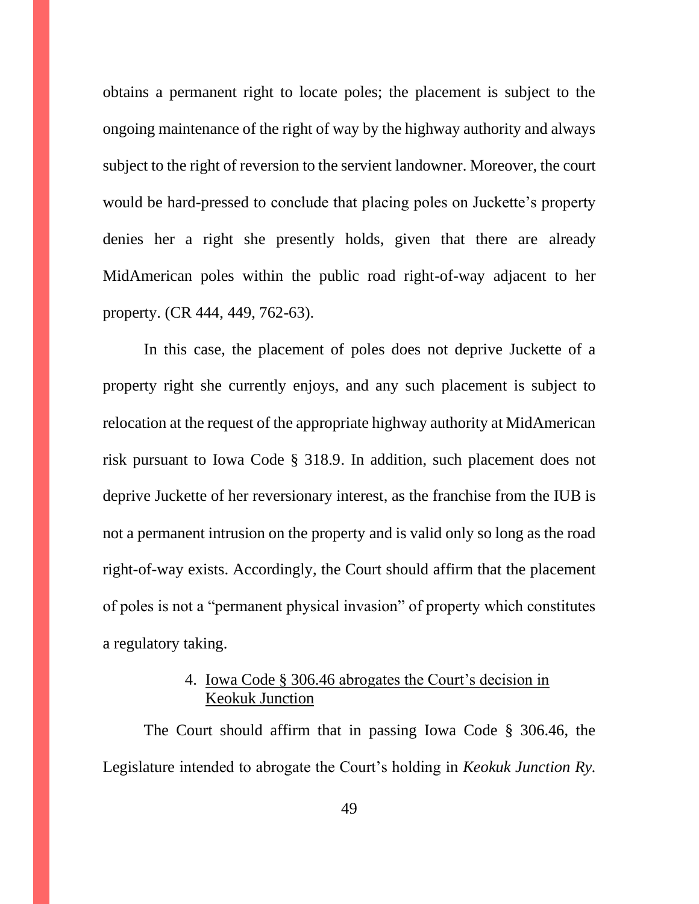obtains a permanent right to locate poles; the placement is subject to the ongoing maintenance of the right of way by the highway authority and always subject to the right of reversion to the servient landowner. Moreover, the court would be hard-pressed to conclude that placing poles on Juckette's property denies her a right she presently holds, given that there are already MidAmerican poles within the public road right-of-way adjacent to her property. (CR 444, 449, 762-63).

In this case, the placement of poles does not deprive Juckette of a property right she currently enjoys, and any such placement is subject to relocation at the request of the appropriate highway authority at MidAmerican risk pursuant to Iowa Code § 318.9. In addition, such placement does not deprive Juckette of her reversionary interest, as the franchise from the IUB is not a permanent intrusion on the property and is valid only so long as the road right-of-way exists. Accordingly, the Court should affirm that the placement of poles is not a "permanent physical invasion" of property which constitutes a regulatory taking.

4. <u>Iowa Code § 306.46 abrogates the Court's decision in Keokuk Junction</u>

The Court should affirm that in passing Iowa Code § 306.46, the Legislature intended to abrogate the Court's holding in *Keokuk Junction Ry.*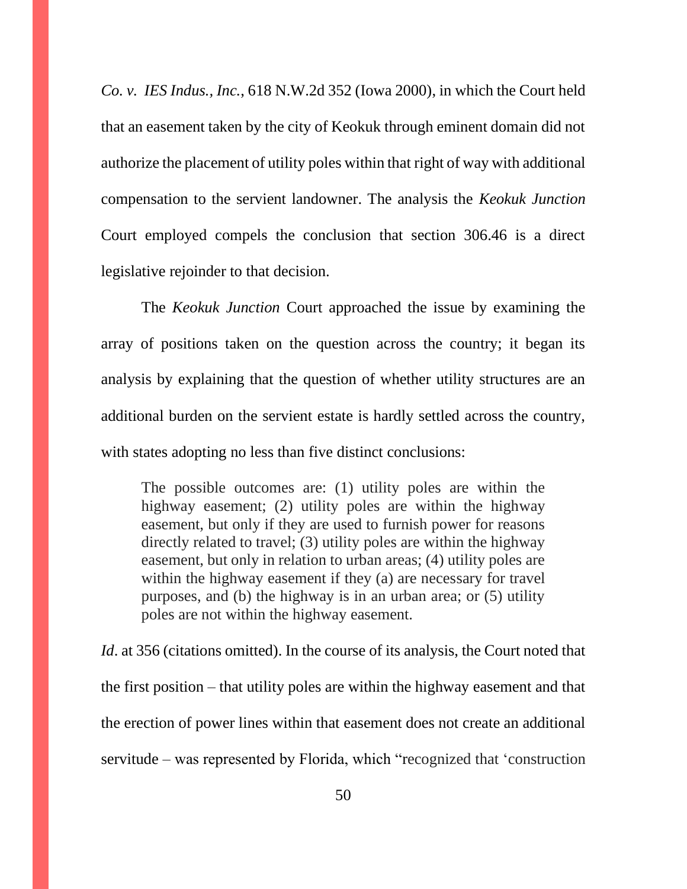*Co. v. IES Indus., Inc.*, 618 N.W.2d 352 (Iowa 2000), in which the Court held that an easement taken by the city of Keokuk through eminent domain did not authorize the placement of utility poles within that right of way with additional compensation to the servient landowner. The analysis the *Keokuk Junction* Court employed compels the conclusion that section 306.46 is a direct legislative rejoinder to that decision.

The *Keokuk Junction* Court approached the issue by examining the array of positions taken on the question across the country; it began its analysis by explaining that the question of whether utility structures are an additional burden on the servient estate is hardly settled across the country, with states adopting no less than five distinct conclusions:

> The possible outcomes are: (1) utility poles are within the highway easement; (2) utility poles are within the highway easement, but only if they are used to furnish power for reasons directly related to travel; (3) utility poles are within the highway easement, but only in relation to urban areas; (4) utility poles are within the highway easement if they (a) are necessary for travel purposes, and (b) the highway is in an urban area; or (5) utility poles are not within the highway easement.

*Id*. at 356 (citations omitted). In the course of its analysis, the Court noted that the first position – that utility poles are within the highway easement and that the erection of power lines within that easement does not create an additional servitude – was represented by Florida, which "recognized that 'construction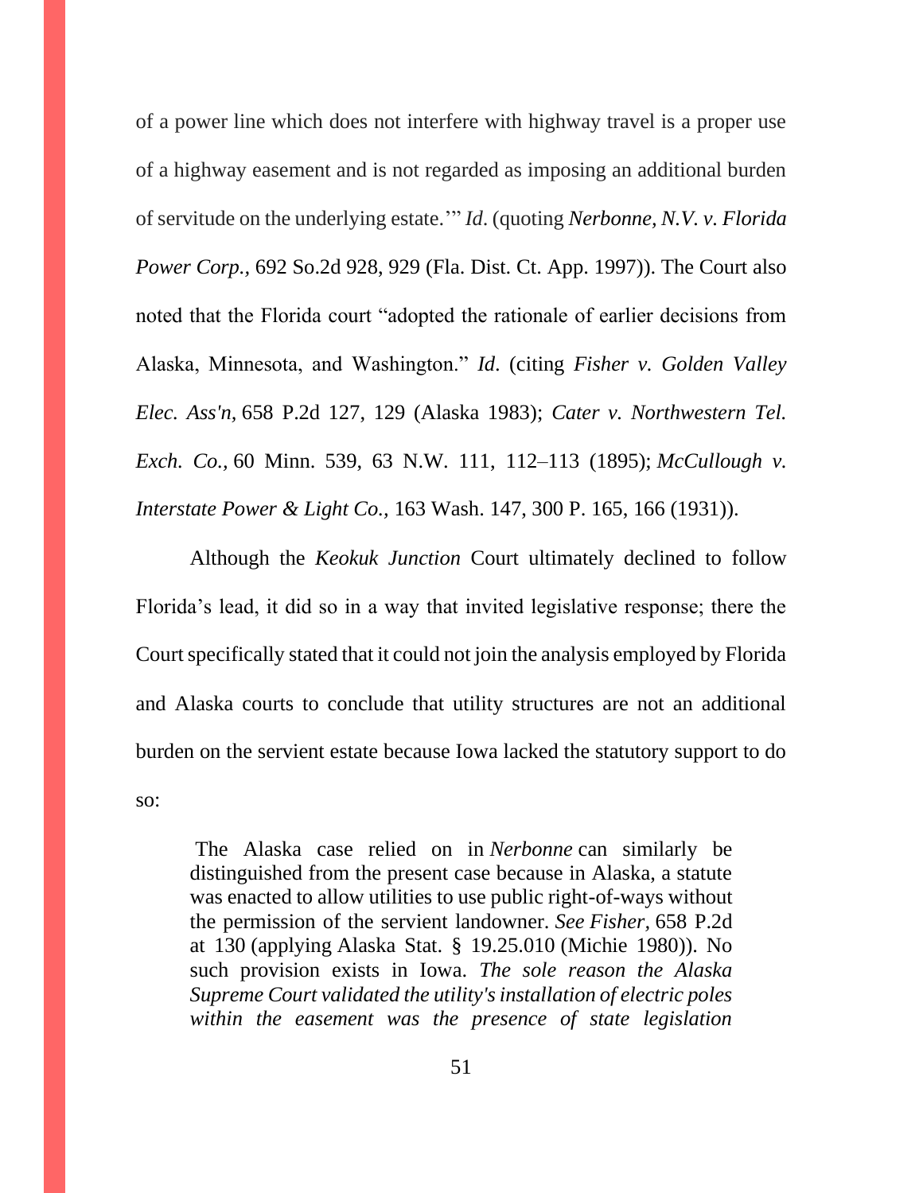of a power line which does not interfere with highway travel is a proper use of a highway easement and is not regarded as imposing an additional burden of servitude on the underlying estate.'" *Id*. (quoting *Nerbonne, N.V. v. Florida Power Corp.,* 692 So.2d 928, 929 (Fla. Dist. Ct. App. 1997)). The Court also noted that the Florida court "adopted the rationale of earlier decisions from Alaska, Minnesota, and Washington." *Id*. (citing *Fisher v. Golden Valley Elec. Ass'n,* 658 P.2d 127, 129 (Alaska 1983); *Cater v. Northwestern Tel. Exch. Co.,* 60 Minn. 539, 63 N.W. 111, 112–113 (1895); *McCullough v. Interstate Power & Light Co.,* 163 Wash. 147, 300 P. 165, 166 (1931)).

Although the *Keokuk Junction* Court ultimately declined to follow Florida's lead, it did so in a way that invited legislative response; there the Court specifically stated that it could not join the analysis employed by Florida and Alaska courts to conclude that utility structures are not an additional burden on the servient estate because Iowa lacked the statutory support to do so:

> The Alaska case relied on in *Nerbonne* can similarly be distinguished from the present case because in Alaska, a statute was enacted to allow utilities to use public right-of-ways without the permission of the servient landowner. *See Fisher,* 658 P.2d at 130 (applying Alaska Stat. § 19.25.010 (Michie 1980)). No such provision exists in Iowa. *The sole reason the Alaska Supreme Court validated the utility's installation of electric poles within the easement was the presence of state legislation*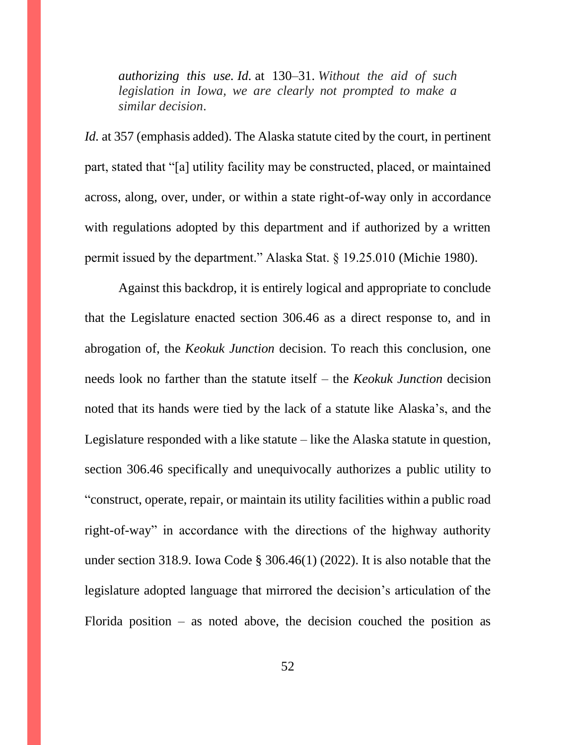> *authorizing this use. Id.* at 130–31. *Without the aid of such legislation in Iowa, we are clearly not prompted to make a similar decision*.

*Id.* at 357 (emphasis added). The Alaska statute cited by the court, in pertinent part, stated that "[a] utility facility may be constructed, placed, or maintained across, along, over, under, or within a state right-of-way only in accordance with regulations adopted by this department and if authorized by a written permit issued by the department." Alaska Stat. § 19.25.010 (Michie 1980).

Against this backdrop, it is entirely logical and appropriate to conclude that the Legislature enacted section 306.46 as a direct response to, and in abrogation of, the *Keokuk Junction* decision. To reach this conclusion, one needs look no farther than the statute itself – the *Keokuk Junction* decision noted that its hands were tied by the lack of a statute like Alaska's, and the Legislature responded with a like statute – like the Alaska statute in question, section 306.46 specifically and unequivocally authorizes a public utility to "construct, operate, repair, or maintain its utility facilities within a public road right-of-way" in accordance with the directions of the highway authority under section 318.9. Iowa Code § 306.46(1) (2022). It is also notable that the legislature adopted language that mirrored the decision's articulation of the Florida position – as noted above, the decision couched the position as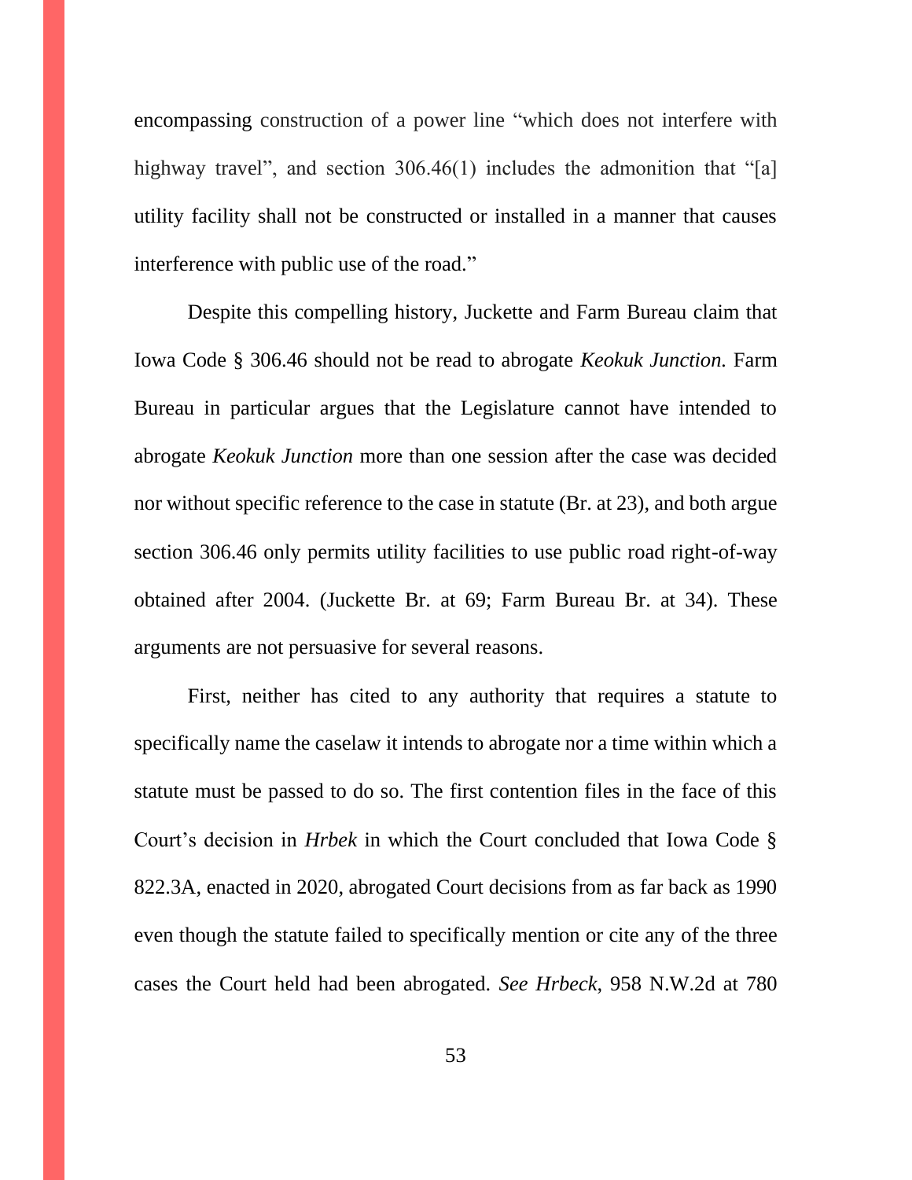encompassing construction of a power line "which does not interfere with highway travel", and section 306.46(1) includes the admonition that "[a] utility facility shall not be constructed or installed in a manner that causes interference with public use of the road."

Despite this compelling history, Juckette and Farm Bureau claim that Iowa Code § 306.46 should not be read to abrogate *Keokuk Junction.* Farm Bureau in particular argues that the Legislature cannot have intended to abrogate *Keokuk Junction* more than one session after the case was decided nor without specific reference to the case in statute (Br. at 23), and both argue section 306.46 only permits utility facilities to use public road right-of-way obtained after 2004. (Juckette Br. at 69; Farm Bureau Br. at 34). These arguments are not persuasive for several reasons.

First, neither has cited to any authority that requires a statute to specifically name the caselaw it intends to abrogate nor a time within which a statute must be passed to do so. The first contention files in the face of this Court's decision in *Hrbek* in which the Court concluded that Iowa Code § 822.3A, enacted in 2020, abrogated Court decisions from as far back as 1990 even though the statute failed to specifically mention or cite any of the three cases the Court held had been abrogated. *See Hrbeck*, 958 N.W.2d at 780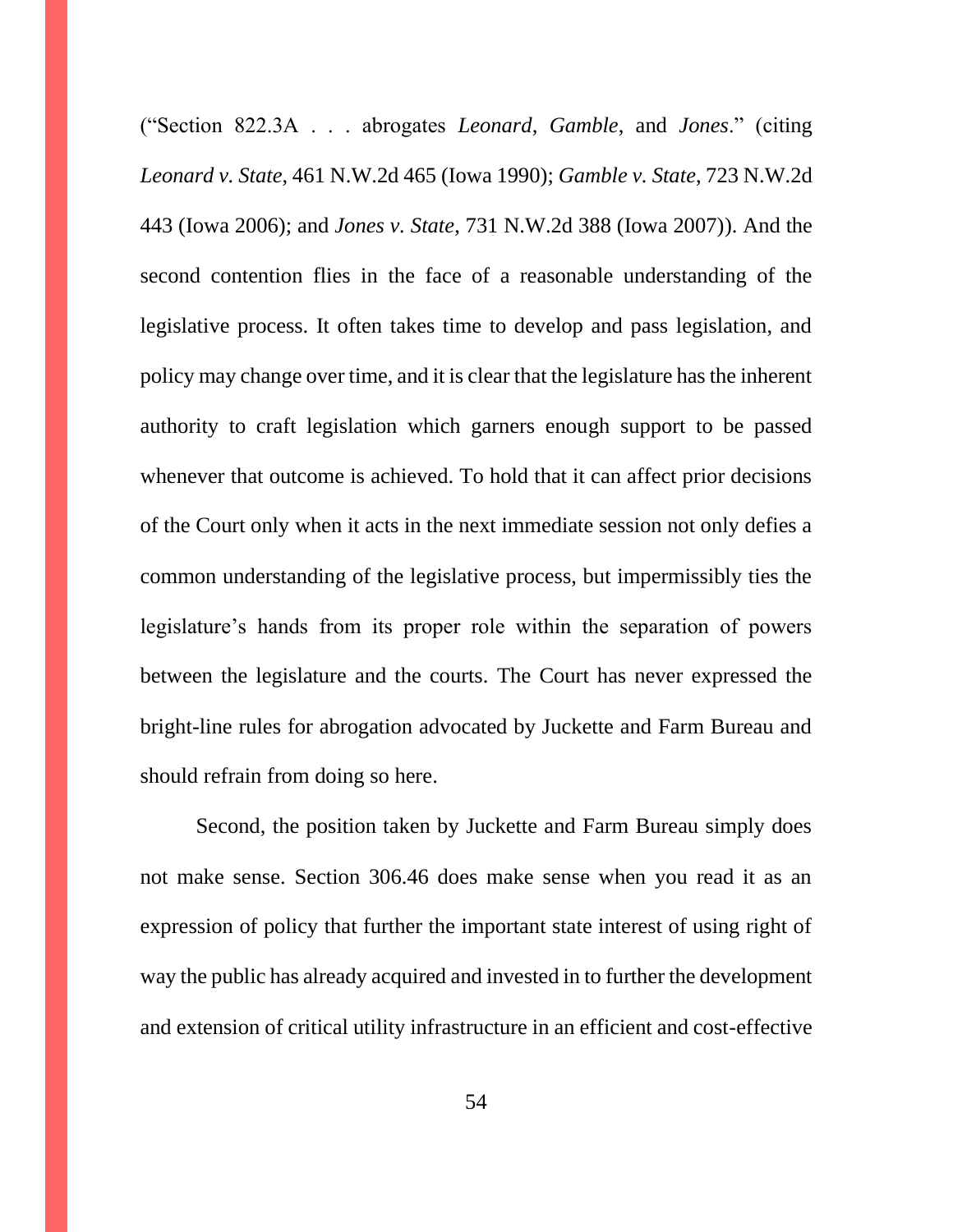("Section 822.3A . . . abrogates *Leonard*, *Gamble*, and *Jones*." (citing *Leonard v. State*, 461 N.W.2d 465 (Iowa 1990); *Gamble v. State*, 723 N.W.2d 443 (Iowa 2006); and *Jones v. State*, 731 N.W.2d 388 (Iowa 2007)). And the second contention flies in the face of a reasonable understanding of the legislative process. It often takes time to develop and pass legislation, and policy may change over time, and it is clear that the legislature has the inherent authority to craft legislation which garners enough support to be passed whenever that outcome is achieved. To hold that it can affect prior decisions of the Court only when it acts in the next immediate session not only defies a common understanding of the legislative process, but impermissibly ties the legislature's hands from its proper role within the separation of powers between the legislature and the courts. The Court has never expressed the bright-line rules for abrogation advocated by Juckette and Farm Bureau and should refrain from doing so here.

Second, the position taken by Juckette and Farm Bureau simply does not make sense. Section 306.46 does make sense when you read it as an expression of policy that further the important state interest of using right of way the public has already acquired and invested in to further the development and extension of critical utility infrastructure in an efficient and cost-effective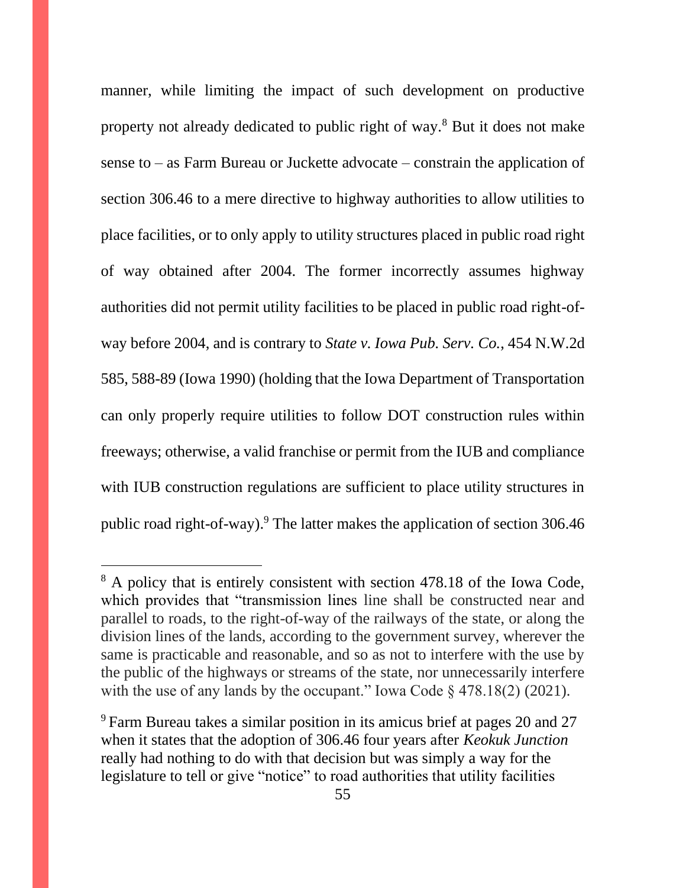manner, while limiting the impact of such development on productive property not already dedicated to public right of way.[8] But it does not make sense to – as Farm Bureau or Juckette advocate – constrain the application of section 306.46 to a mere directive to highway authorities to allow utilities to place facilities, or to only apply to utility structures placed in public road right of way obtained after 2004. The former incorrectly assumes highway authorities did not permit utility facilities to be placed in public road right-of-way before 2004, and is contrary to *State v. Iowa Pub. Serv. Co.*, 454 N.W.2d 585, 588-89 (Iowa 1990) (holding that the Iowa Department of Transportation can only properly require utilities to follow DOT construction rules within freeways; otherwise, a valid franchise or permit from the IUB and compliance with IUB construction regulations are sufficient to place utility structures in public road right-of-way).[9] The latter makes the application of section 306.46

---

[8] A policy that is entirely consistent with section 478.18 of the Iowa Code, which provides that "transmission lines line shall be constructed near and parallel to roads, to the right-of-way of the railways of the state, or along the division lines of the lands, according to the government survey, wherever the same is practicable and reasonable, and so as not to interfere with the use by the public of the highways or streams of the state, nor unnecessarily interfere with the use of any lands by the occupant." Iowa Code § 478.18(2) (2021).

[9] Farm Bureau takes a similar position in its amicus brief at pages 20 and 27 when it states that the adoption of 306.46 four years after *Keokuk Junction* really had nothing to do with that decision but was simply a way for the legislature to tell or give "notice" to road authorities that utility facilities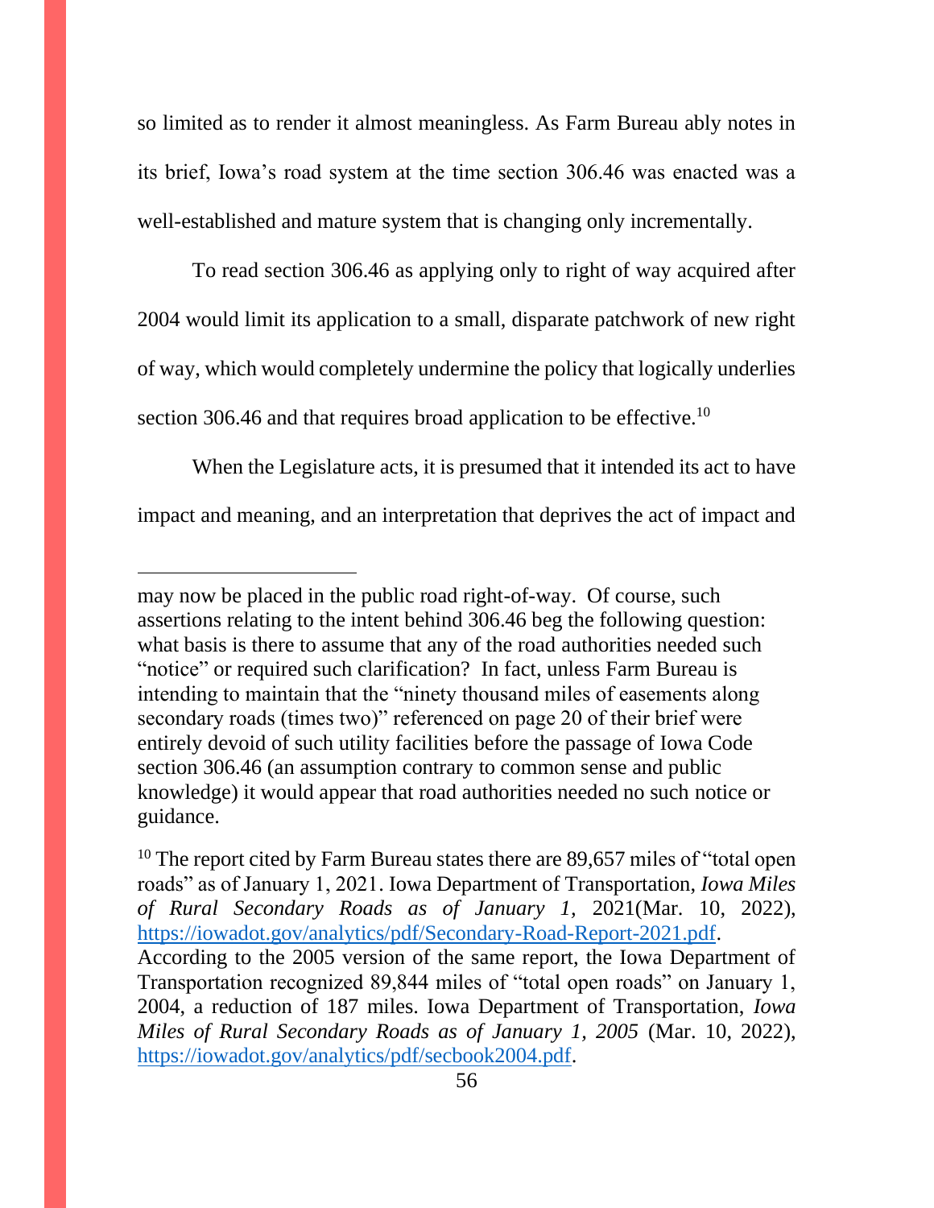so limited as to render it almost meaningless. As Farm Bureau ably notes in its brief, Iowa's road system at the time section 306.46 was enacted was a well-established and mature system that is changing only incrementally.

To read section 306.46 as applying only to right of way acquired after 2004 would limit its application to a small, disparate patchwork of new right of way, which would completely undermine the policy that logically underlies section 306.46 and that requires broad application to be effective.[10]

When the Legislature acts, it is presumed that it intended its act to have impact and meaning, and an interpretation that deprives the act of impact and

---

may now be placed in the public road right-of-way. Of course, such assertions relating to the intent behind 306.46 beg the following question: what basis is there to assume that any of the road authorities needed such "notice" or required such clarification? In fact, unless Farm Bureau is intending to maintain that the "ninety thousand miles of easements along secondary roads (times two)" referenced on page 20 of their brief were entirely devoid of such utility facilities before the passage of Iowa Code section 306.46 (an assumption contrary to common sense and public knowledge) it would appear that road authorities needed no such notice or guidance.

[10] The report cited by Farm Bureau states there are 89,657 miles of "total open roads" as of January 1, 2021. Iowa Department of Transportation, *Iowa Miles of Rural Secondary Roads as of January 1*, 2021(Mar. 10, 2022), https://iowadot.gov/analytics/pdf/Secondary-Road-Report-2021.pdf. According to the 2005 version of the same report, the Iowa Department of Transportation recognized 89,844 miles of "total open roads" on January 1, 2004, a reduction of 187 miles. Iowa Department of Transportation, *Iowa Miles of Rural Secondary Roads as of January 1, 2005* (Mar. 10, 2022), https://iowadot.gov/analytics/pdf/secbook2004.pdf.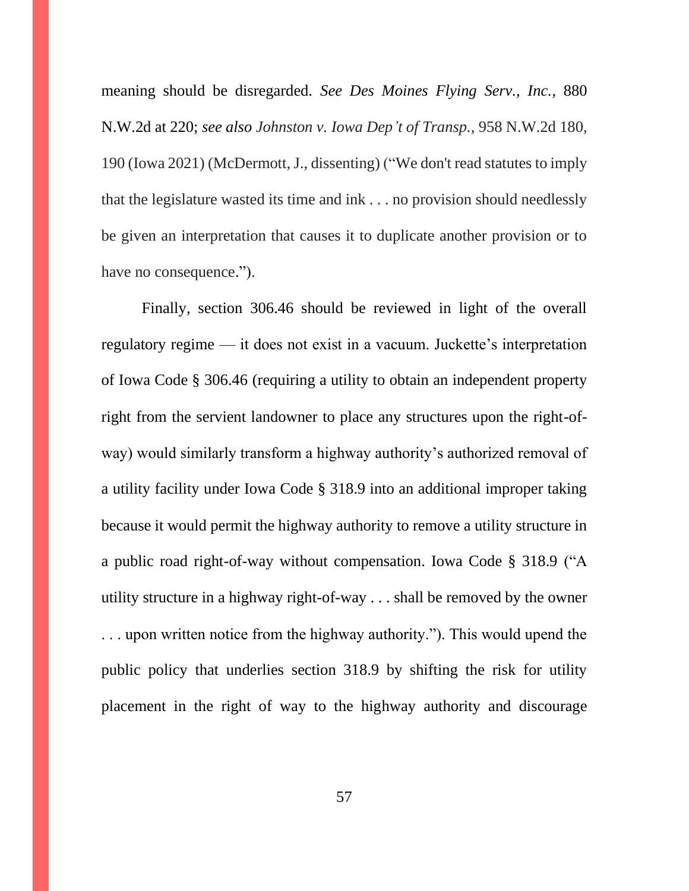meaning should be disregarded. *See Des Moines Flying Serv., Inc.*, 880 N.W.2d at 220; *see also Johnston v. Iowa Dep't of Transp.*, 958 N.W.2d 180, 190 (Iowa 2021) (McDermott, J., dissenting) ("We don't read statutes to imply that the legislature wasted its time and ink . . . no provision should needlessly be given an interpretation that causes it to duplicate another provision or to have no consequence.").

Finally, section 306.46 should be reviewed in light of the overall regulatory regime — it does not exist in a vacuum. Juckette's interpretation of Iowa Code § 306.46 (requiring a utility to obtain an independent property right from the servient landowner to place any structures upon the right-of-way) would similarly transform a highway authority's authorized removal of a utility facility under Iowa Code § 318.9 into an additional improper taking because it would permit the highway authority to remove a utility structure in a public road right-of-way without compensation. Iowa Code § 318.9 ("A utility structure in a highway right-of-way . . . shall be removed by the owner . . . upon written notice from the highway authority."). This would upend the public policy that underlies section 318.9 by shifting the risk for utility placement in the right of way to the highway authority and discourage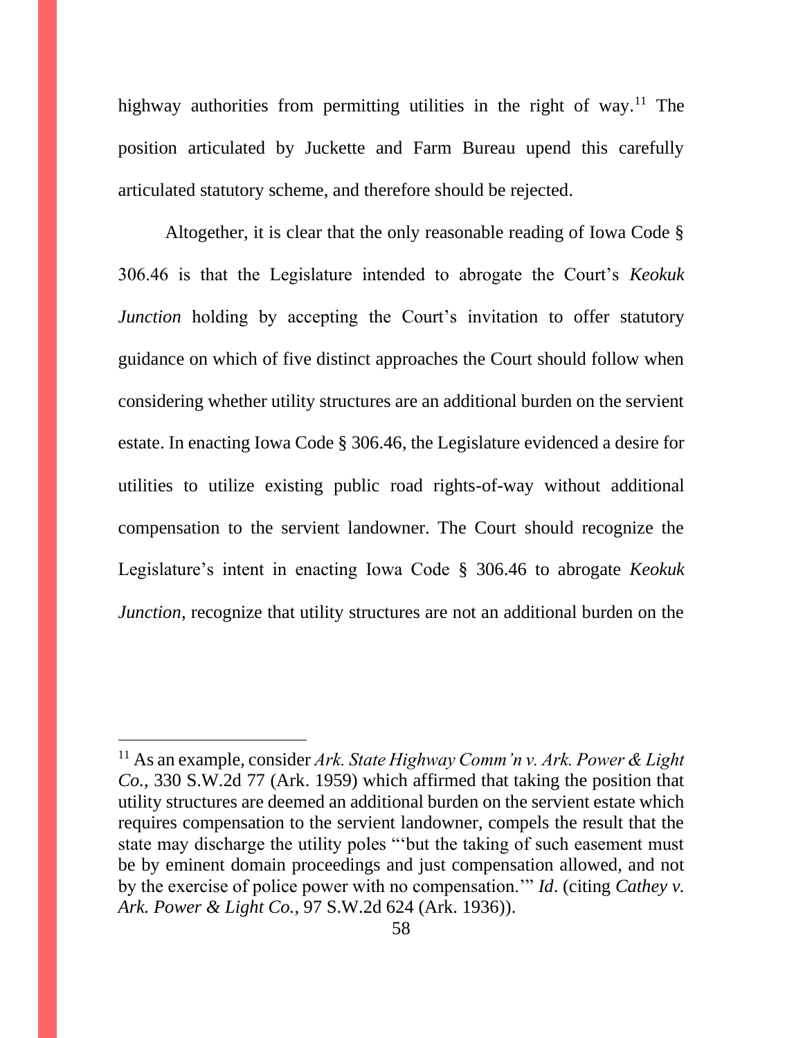highway authorities from permitting utilities in the right of way.[11] The position articulated by Juckette and Farm Bureau upend this carefully articulated statutory scheme, and therefore should be rejected.

Altogether, it is clear that the only reasonable reading of Iowa Code § 306.46 is that the Legislature intended to abrogate the Court's *Keokuk Junction* holding by accepting the Court's invitation to offer statutory guidance on which of five distinct approaches the Court should follow when considering whether utility structures are an additional burden on the servient estate. In enacting Iowa Code § 306.46, the Legislature evidenced a desire for utilities to utilize existing public road rights-of-way without additional compensation to the servient landowner. The Court should recognize the Legislature's intent in enacting Iowa Code § 306.46 to abrogate *Keokuk Junction*, recognize that utility structures are not an additional burden on the

---

[11] As an example, consider *Ark. State Highway Comm'n v. Ark. Power & Light Co.*, 330 S.W.2d 77 (Ark. 1959) which affirmed that taking the position that utility structures are deemed an additional burden on the servient estate which requires compensation to the servient landowner, compels the result that the state may discharge the utility poles "'but the taking of such easement must be by eminent domain proceedings and just compensation allowed, and not by the exercise of police power with no compensation.'" *Id*. (citing *Cathey v. Ark. Power & Light Co.*, 97 S.W.2d 624 (Ark. 1936)).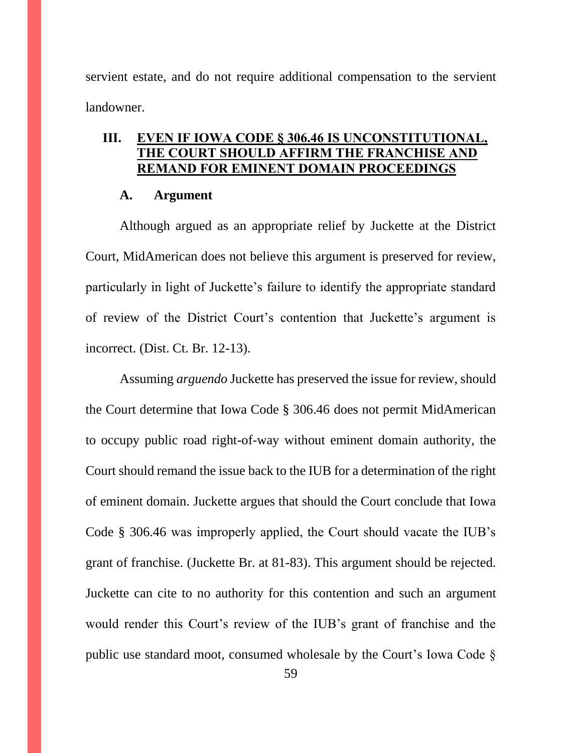servient estate, and do not require additional compensation to the servient landowner.

## III. EVEN IF IOWA CODE § 306.46 IS UNCONSTITUTIONAL, THE COURT SHOULD AFFIRM THE FRANCHISE AND REMAND FOR EMINENT DOMAIN PROCEEDINGS

### A. Argument

Although argued as an appropriate relief by Juckette at the District Court, MidAmerican does not believe this argument is preserved for review, particularly in light of Juckette's failure to identify the appropriate standard of review of the District Court's contention that Juckette's argument is incorrect. (Dist. Ct. Br. 12-13).

Assuming *arguendo* Juckette has preserved the issue for review, should the Court determine that Iowa Code § 306.46 does not permit MidAmerican to occupy public road right-of-way without eminent domain authority, the Court should remand the issue back to the IUB for a determination of the right of eminent domain. Juckette argues that should the Court conclude that Iowa Code § 306.46 was improperly applied, the Court should vacate the IUB's grant of franchise. (Juckette Br. at 81-83). This argument should be rejected. Juckette can cite to no authority for this contention and such an argument would render this Court's review of the IUB's grant of franchise and the public use standard moot, consumed wholesale by the Court's Iowa Code §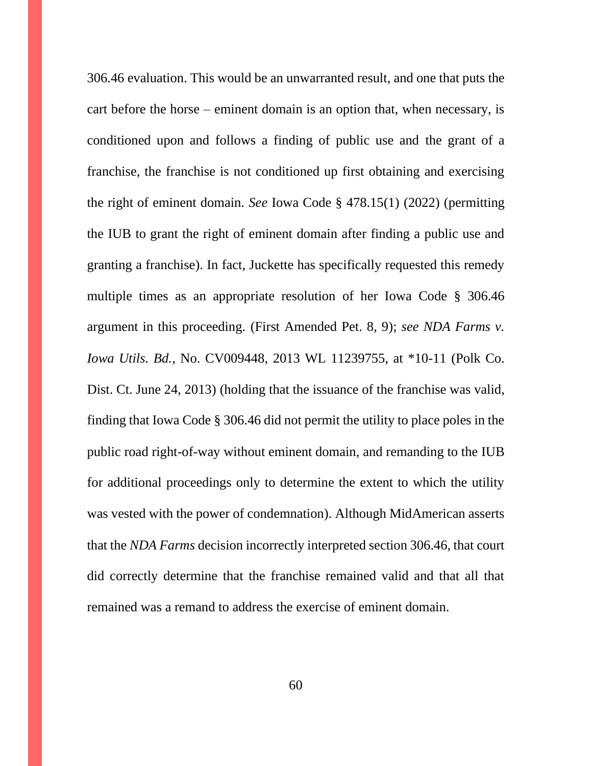306.46 evaluation. This would be an unwarranted result, and one that puts the cart before the horse – eminent domain is an option that, when necessary, is conditioned upon and follows a finding of public use and the grant of a franchise, the franchise is not conditioned up first obtaining and exercising the right of eminent domain. *See* Iowa Code § 478.15(1) (2022) (permitting the IUB to grant the right of eminent domain after finding a public use and granting a franchise). In fact, Juckette has specifically requested this remedy multiple times as an appropriate resolution of her Iowa Code § 306.46 argument in this proceeding. (First Amended Pet. 8, 9); *see NDA Farms v. Iowa Utils. Bd.*, No. CV009448, 2013 WL 11239755, at *10-11 (Polk Co. Dist. Ct. June 24, 2013) (holding that the issuance of the franchise was valid, finding that Iowa Code § 306.46 did not permit the utility to place poles in the public road right-of-way without eminent domain, and remanding to the IUB for additional proceedings only to determine the extent to which the utility was vested with the power of condemnation). Although MidAmerican asserts that the *NDA Farms* decision incorrectly interpreted section 306.46, that court did correctly determine that the franchise remained valid and that all that remained was a remand to address the exercise of eminent domain.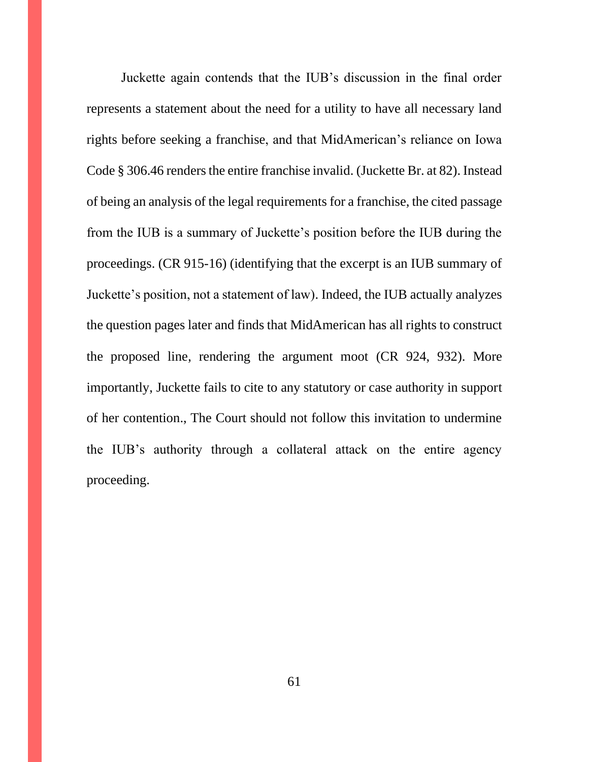Juckette again contends that the IUB's discussion in the final order represents a statement about the need for a utility to have all necessary land rights before seeking a franchise, and that MidAmerican's reliance on Iowa Code § 306.46 renders the entire franchise invalid. (Juckette Br. at 82). Instead of being an analysis of the legal requirements for a franchise, the cited passage from the IUB is a summary of Juckette's position before the IUB during the proceedings. (CR 915-16) (identifying that the excerpt is an IUB summary of Juckette's position, not a statement of law). Indeed, the IUB actually analyzes the question pages later and finds that MidAmerican has all rights to construct the proposed line, rendering the argument moot (CR 924, 932). More importantly, Juckette fails to cite to any statutory or case authority in support of her contention., The Court should not follow this invitation to undermine the IUB's authority through a collateral attack on the entire agency proceeding.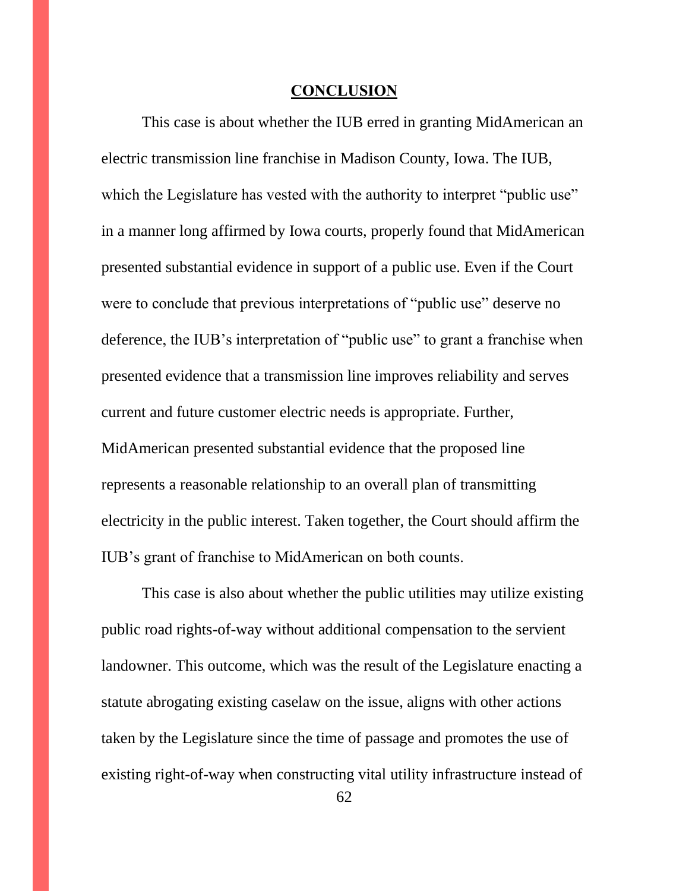## CONCLUSION

This case is about whether the IUB erred in granting MidAmerican an electric transmission line franchise in Madison County, Iowa. The IUB, which the Legislature has vested with the authority to interpret "public use" in a manner long affirmed by Iowa courts, properly found that MidAmerican presented substantial evidence in support of a public use. Even if the Court were to conclude that previous interpretations of "public use" deserve no deference, the IUB's interpretation of "public use" to grant a franchise when presented evidence that a transmission line improves reliability and serves current and future customer electric needs is appropriate. Further, MidAmerican presented substantial evidence that the proposed line represents a reasonable relationship to an overall plan of transmitting electricity in the public interest. Taken together, the Court should affirm the IUB's grant of franchise to MidAmerican on both counts.

This case is also about whether the public utilities may utilize existing public road rights-of-way without additional compensation to the servient landowner. This outcome, which was the result of the Legislature enacting a statute abrogating existing caselaw on the issue, aligns with other actions taken by the Legislature since the time of passage and promotes the use of existing right-of-way when constructing vital utility infrastructure instead of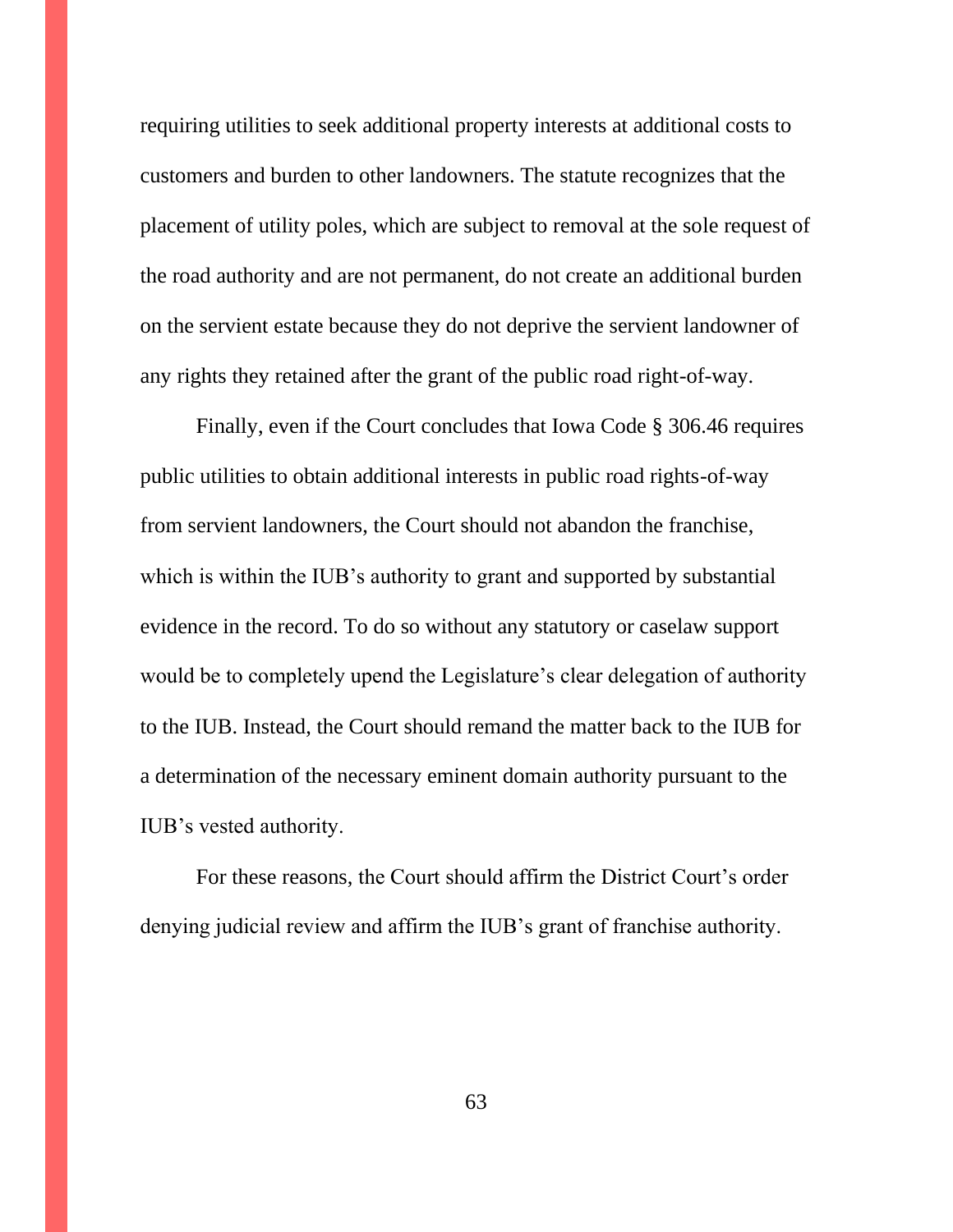requiring utilities to seek additional property interests at additional costs to customers and burden to other landowners. The statute recognizes that the placement of utility poles, which are subject to removal at the sole request of the road authority and are not permanent, do not create an additional burden on the servient estate because they do not deprive the servient landowner of any rights they retained after the grant of the public road right-of-way.

Finally, even if the Court concludes that Iowa Code § 306.46 requires public utilities to obtain additional interests in public road rights-of-way from servient landowners, the Court should not abandon the franchise, which is within the IUB's authority to grant and supported by substantial evidence in the record. To do so without any statutory or caselaw support would be to completely upend the Legislature's clear delegation of authority to the IUB. Instead, the Court should remand the matter back to the IUB for a determination of the necessary eminent domain authority pursuant to the IUB's vested authority.

For these reasons, the Court should affirm the District Court's order denying judicial review and affirm the IUB's grant of franchise authority.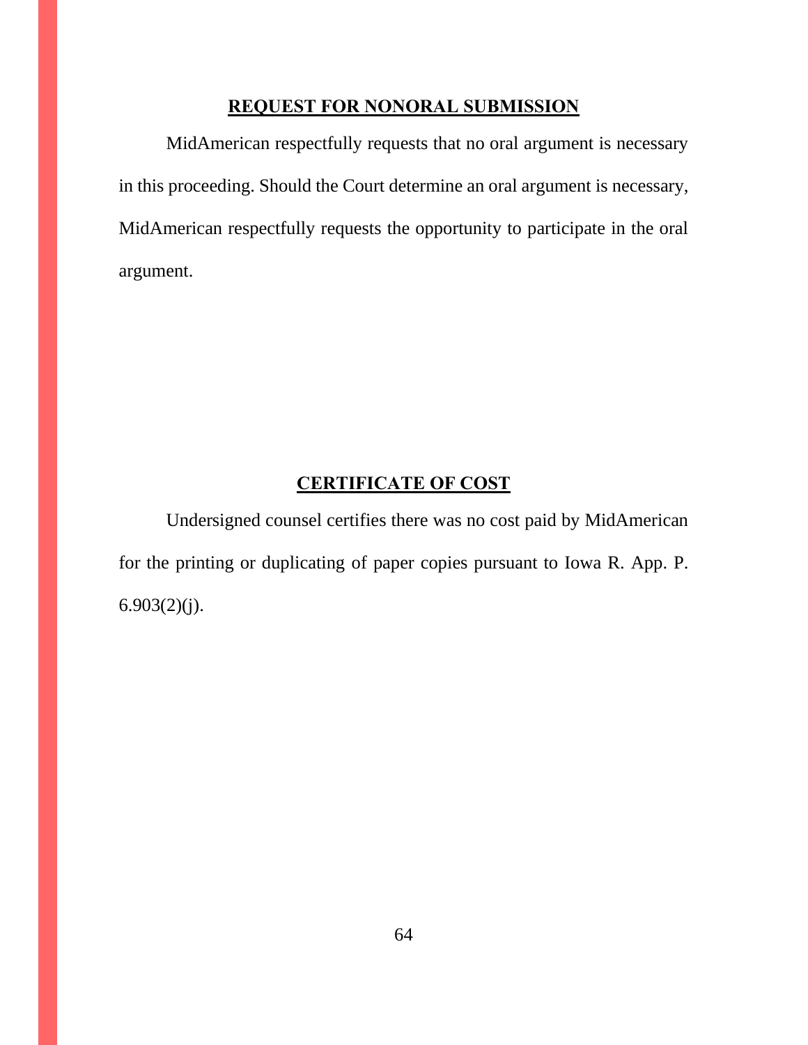## REQUEST FOR NONORAL SUBMISSION

MidAmerican respectfully requests that no oral argument is necessary in this proceeding. Should the Court determine an oral argument is necessary, MidAmerican respectfully requests the opportunity to participate in the oral argument.

## CERTIFICATE OF COST

Undersigned counsel certifies there was no cost paid by MidAmerican for the printing or duplicating of paper copies pursuant to Iowa R. App. P. 6.903(2)(j).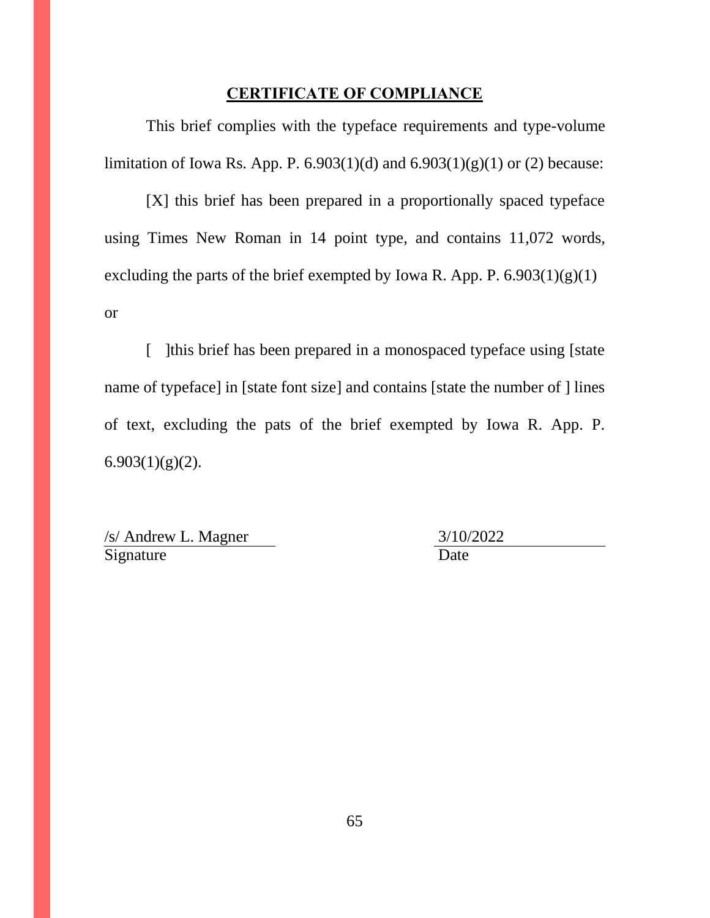## CERTIFICATE OF COMPLIANCE

This brief complies with the typeface requirements and type-volume limitation of Iowa Rs. App. P. 6.903(1)(d) and 6.903(1)(g)(1) or (2) because:

[X] this brief has been prepared in a proportionally spaced typeface using Times New Roman in 14 point type, and contains 11,072 words, excluding the parts of the brief exempted by Iowa R. App. P. 6.903(1)(g)(1) or

[ ]this brief has been prepared in a monospaced typeface using [state name of typeface] in [state font size] and contains [state the number of ] lines of text, excluding the pats of the brief exempted by Iowa R. App. P. 6.903(1)(g)(2).

/s/ Andrew L. Magner
Signature

3/10/2022
Date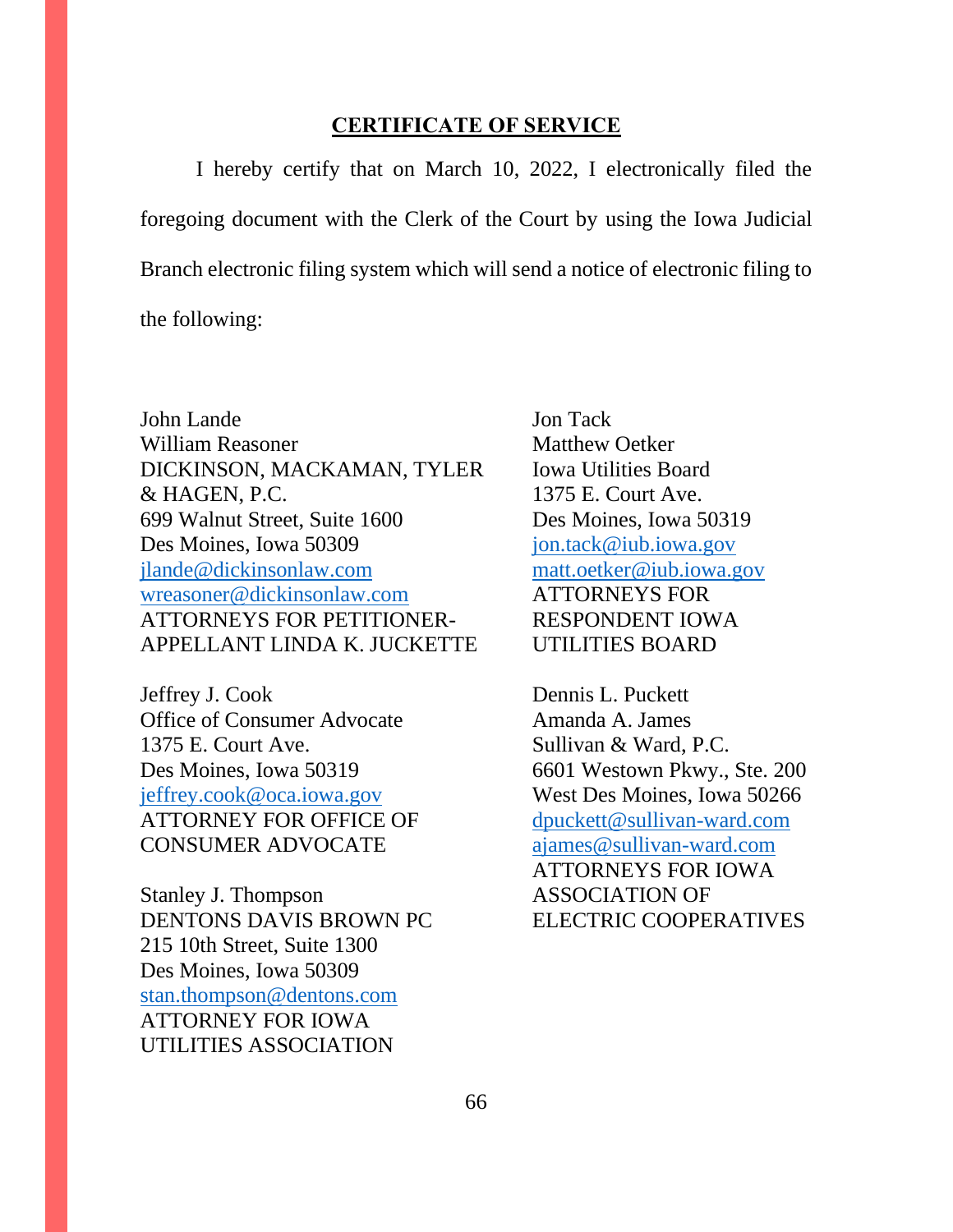## CERTIFICATE OF SERVICE

I hereby certify that on March 10, 2022, I electronically filed the foregoing document with the Clerk of the Court by using the Iowa Judicial Branch electronic filing system which will send a notice of electronic filing to the following:

John Lande
William Reasoner
DICKINSON, MACKAMAN, TYLER & HAGEN, P.C.
699 Walnut Street, Suite 1600
Des Moines, Iowa 50309
jlande@dickinsonlaw.com
wreasoner@dickinsonlaw.com
ATTORNEYS FOR PETITIONER-APPELLANT LINDA K. JUCKETTE

Jeffrey J. Cook
Office of Consumer Advocate
1375 E. Court Ave.
Des Moines, Iowa 50319
jeffrey.cook@oca.iowa.gov
ATTORNEY FOR OFFICE OF CONSUMER ADVOCATE

Stanley J. Thompson
DENTONS DAVIS BROWN PC
215 10th Street, Suite 1300
Des Moines, Iowa 50309
stan.thompson@dentons.com
ATTORNEY FOR IOWA UTILITIES ASSOCIATION

Jon Tack
Matthew Oetker
Iowa Utilities Board
1375 E. Court Ave.
Des Moines, Iowa 50319
jon.tack@iub.iowa.gov
matt.oetker@iub.iowa.gov
ATTORNEYS FOR RESPONDENT IOWA UTILITIES BOARD

Dennis L. Puckett
Amanda A. James
Sullivan & Ward, P.C.
6601 Westown Pkwy., Ste. 200
West Des Moines, Iowa 50266
dpuckett@sullivan-ward.com
ajames@sullivan-ward.com
ATTORNEYS FOR IOWA ASSOCIATION OF ELECTRIC COOPERATIVES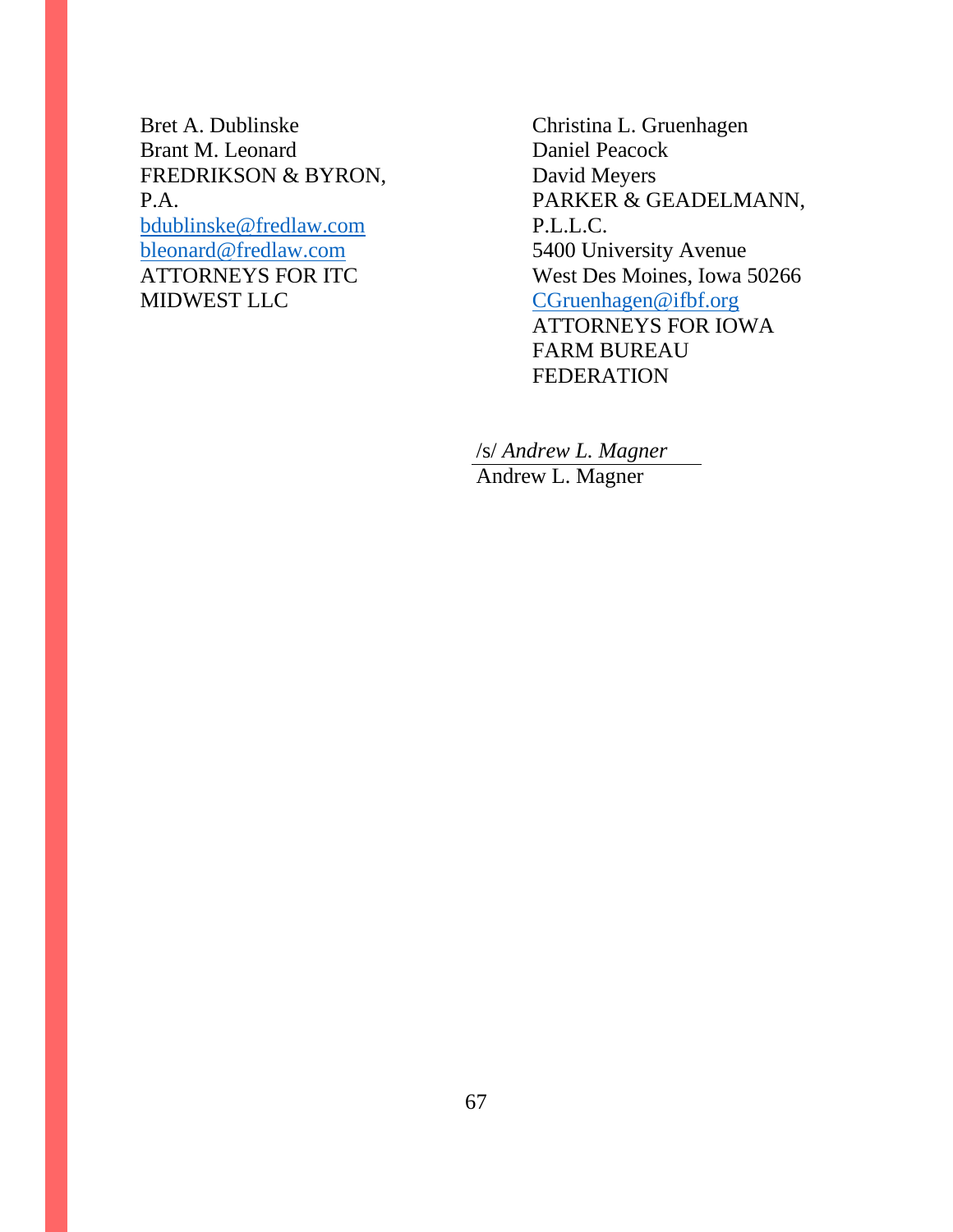Bret A. Dublinske
Brant M. Leonard
FREDRIKSON & BYRON, P.A.
bdublinske@fredlaw.com
bleonard@fredlaw.com
ATTORNEYS FOR ITC MIDWEST LLC

Christina L. Gruenhagen
Daniel Peacock
David Meyers
PARKER & GEADELMANN, P.L.L.C.
5400 University Avenue
West Des Moines, Iowa 50266
CGruenhagen@ifbf.org
ATTORNEYS FOR IOWA FARM BUREAU FEDERATION

/s/ *Andrew L. Magner*
Andrew L. Magner